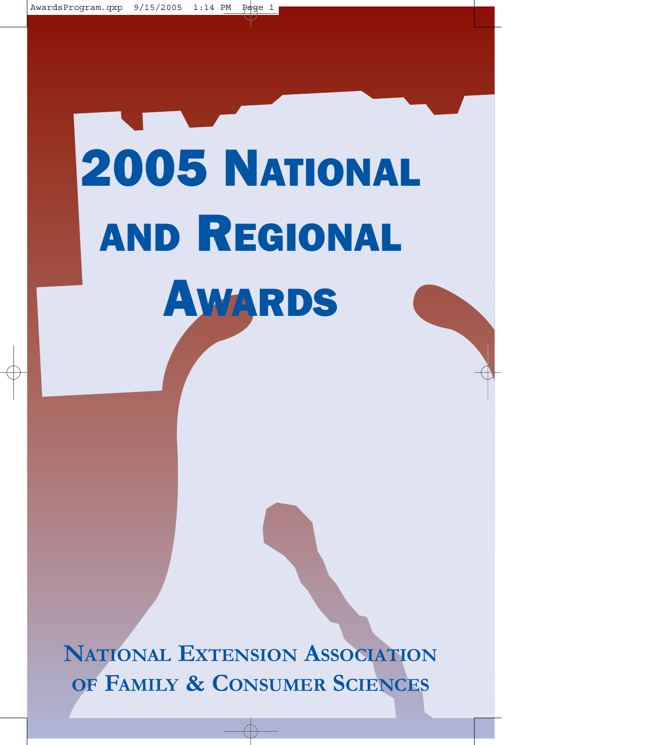# 2005 National and Regional Awards

## National Extension Association of Family & Consumer Sciences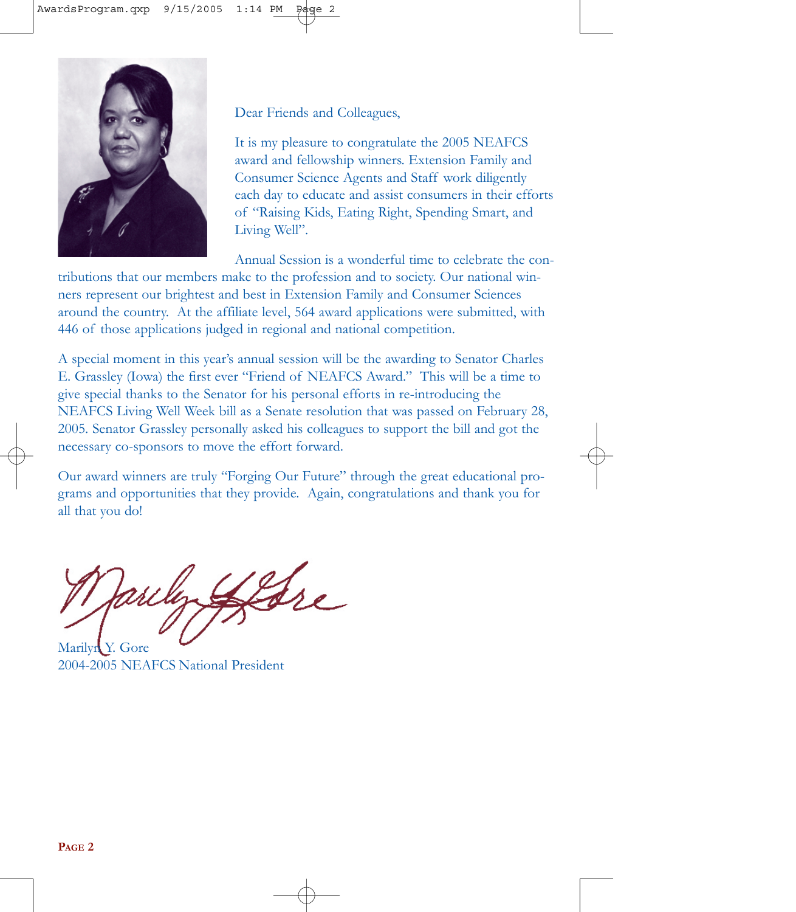Dear Friends and Colleagues,

It is my pleasure to congratulate the 2005 NEAFCS award and fellowship winners. Extension Family and Consumer Science Agents and Staff work diligently each day to educate and assist consumers in their efforts of "Raising Kids, Eating Right, Spending Smart, and Living Well".

Annual Session is a wonderful time to celebrate the contributions that our members make to the profession and to society. Our national winners represent our brightest and best in Extension Family and Consumer Sciences around the country. At the affiliate level, 564 award applications were submitted, with 446 of those applications judged in regional and national competition.

A special moment in this year's annual session will be the awarding to Senator Charles E. Grassley (Iowa) the first ever "Friend of NEAFCS Award." This will be a time to give special thanks to the Senator for his personal efforts in re-introducing the NEAFCS Living Well Week bill as a Senate resolution that was passed on February 28, 2005. Senator Grassley personally asked his colleagues to support the bill and got the necessary co-sponsors to move the effort forward.

Our award winners are truly "Forging Our Future" through the great educational programs and opportunities that they provide. Again, congratulations and thank you for all that you do!

Marilyn Y. Gore
2004-2005 NEAFCS National President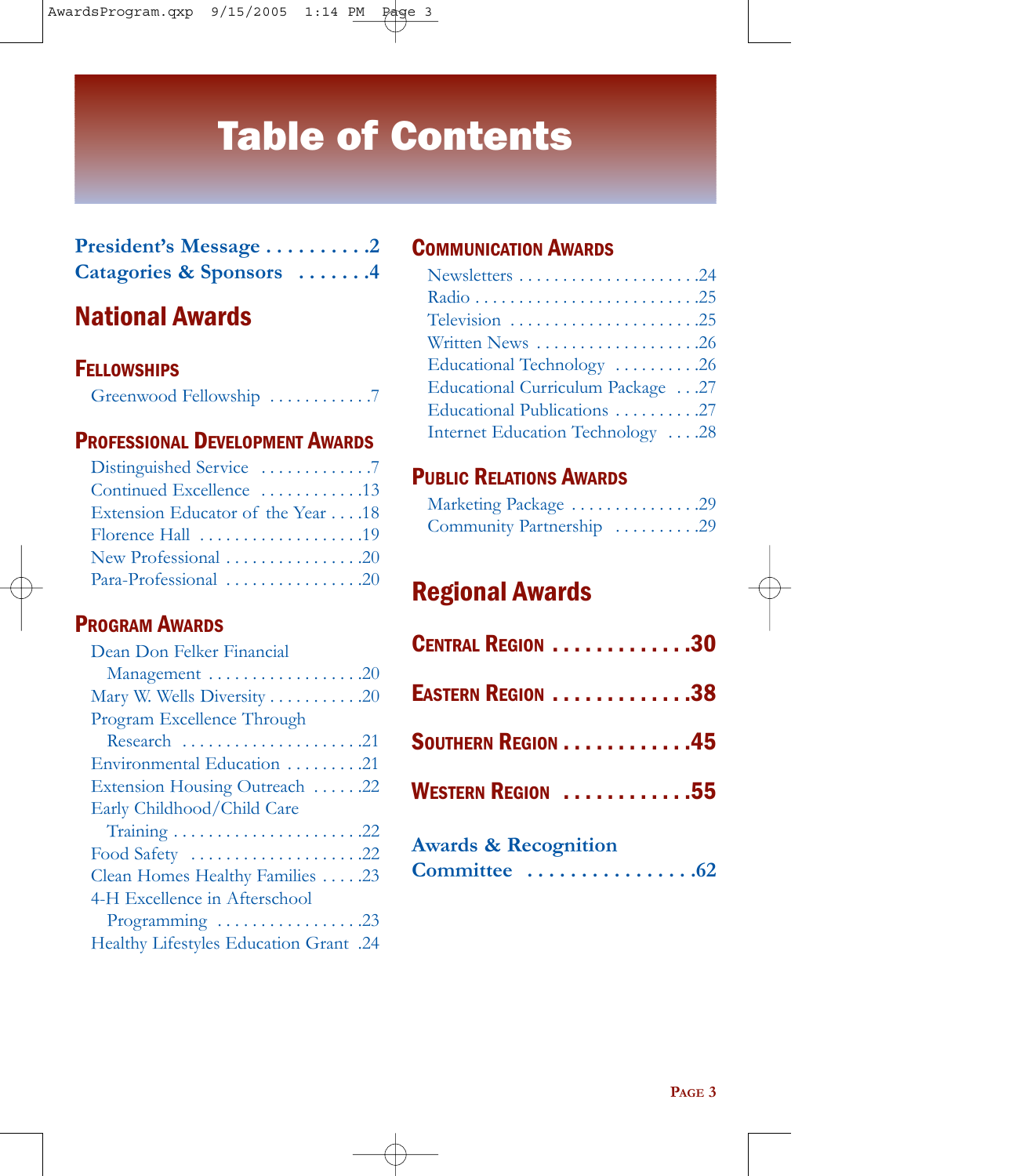# Table of Contents

**President's Message . . . . . . . . . . 2**
**Catagories & Sponsors . . . . . . 4**

## National Awards

### Fellowships

Greenwood Fellowship . . . . . . . . . . . 7

### Professional Development Awards

Distinguished Service . . . . . . . . . . . . 7
Continued Excellence . . . . . . . . . . . 13
Extension Educator of the Year . . . . 18
Florence Hall . . . . . . . . . . . . . . . . . . 19
New Professional . . . . . . . . . . . . . . . 20
Para-Professional . . . . . . . . . . . . . . . 20

### Program Awards

Dean Don Felker Financial Management . . . . . . . . . . . . . . . . . 20
Mary W. Wells Diversity . . . . . . . . . . 20
Program Excellence Through Research . . . . . . . . . . . . . . . . . . . . 21
Environmental Education . . . . . . . . . 21
Extension Housing Outreach . . . . . . 22
Early Childhood/Child Care Training . . . . . . . . . . . . . . . . . . . . . 22
Food Safety . . . . . . . . . . . . . . . . . . . 22
Clean Homes Healthy Families . . . . . 23
4-H Excellence in Afterschool Programming . . . . . . . . . . . . . . . . 23
Healthy Lifestyles Education Grant . 24

### Communication Awards

Newsletters . . . . . . . . . . . . . . . . . . . . 24
Radio . . . . . . . . . . . . . . . . . . . . . . . . . 25
Television . . . . . . . . . . . . . . . . . . . . . 25
Written News . . . . . . . . . . . . . . . . . . 26
Educational Technology . . . . . . . . . 26
Educational Curriculum Package . . . 27
Educational Publications . . . . . . . . . 27
Internet Education Technology . . . . 28

### Public Relations Awards

Marketing Package . . . . . . . . . . . . . . 29
Community Partnership . . . . . . . . . 29

## Regional Awards

### Central Region . . . . . . . . . . . . . 30

### Eastern Region . . . . . . . . . . . . . 38

### Southern Region . . . . . . . . . . . . 45

### Western Region . . . . . . . . . . . . 55

**Awards & Recognition Committee . . . . . . . . . . . . . . . . 62**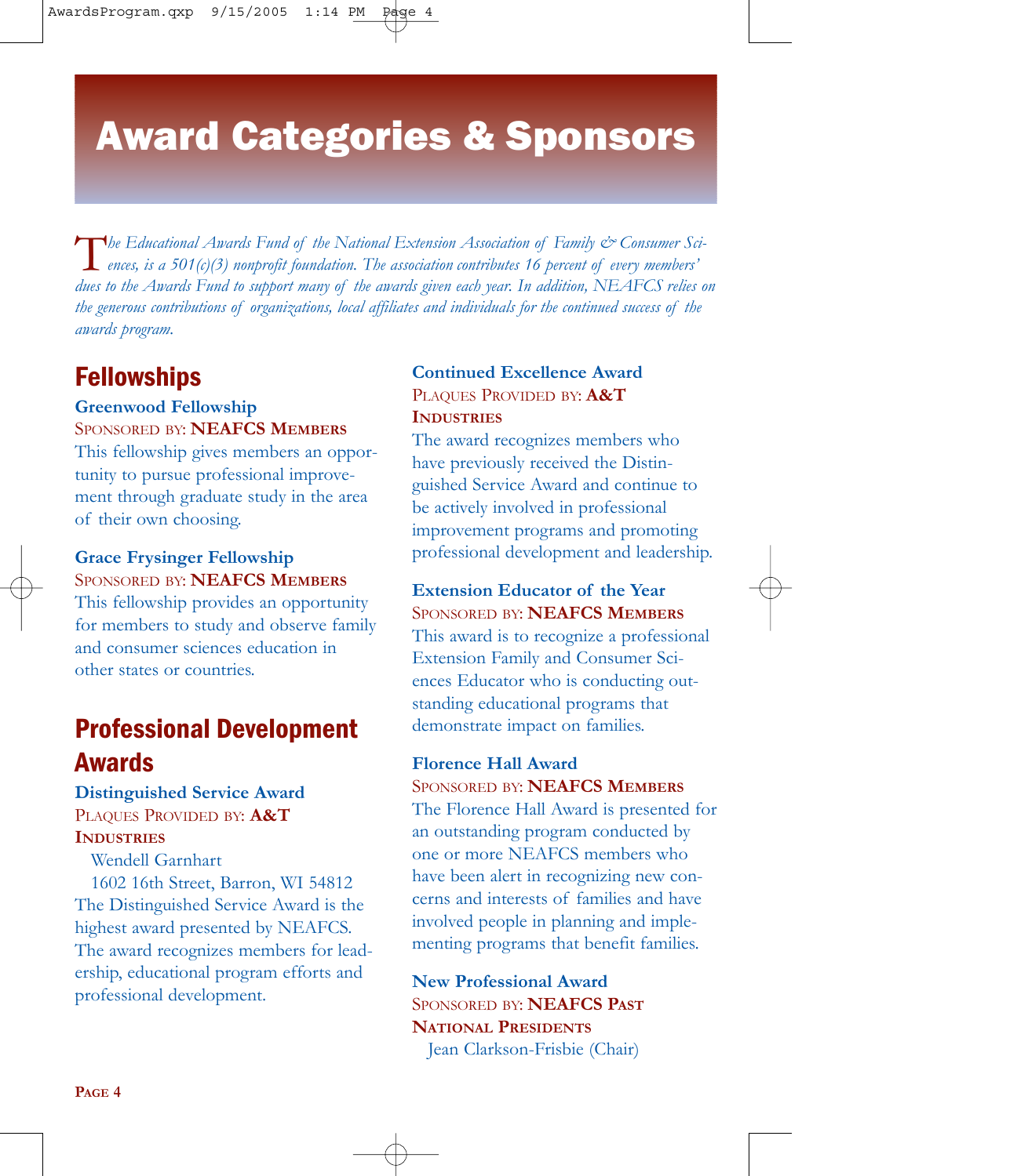# Award Categories & Sponsors

*The Educational Awards Fund of the National Extension Association of Family & Consumer Sciences, is a 501(c)(3) nonprofit foundation. The association contributes 16 percent of every members' dues to the Awards Fund to support many of the awards given each year. In addition, NEAFCS relies on the generous contributions of organizations, local affiliates and individuals for the continued success of the awards program.*

## Fellowships

### Greenwood Fellowship

SPONSORED BY: **NEAFCS MEMBERS**

This fellowship gives members an opportunity to pursue professional improvement through graduate study in the area of their own choosing.

### Grace Frysinger Fellowship

SPONSORED BY: **NEAFCS MEMBERS**

This fellowship provides an opportunity for members to study and observe family and consumer sciences education in other states or countries.

## Professional Development Awards

### Distinguished Service Award

PLAQUES PROVIDED BY: **A&T INDUSTRIES**

Wendell Garnhart
1602 16th Street, Barron, WI 54812

The Distinguished Service Award is the highest award presented by NEAFCS. The award recognizes members for leadership, educational program efforts and professional development.

### Continued Excellence Award

PLAQUES PROVIDED BY: **A&T INDUSTRIES**

The award recognizes members who have previously received the Distinguished Service Award and continue to be actively involved in professional improvement programs and promoting professional development and leadership.

### Extension Educator of the Year

SPONSORED BY: **NEAFCS MEMBERS**

This award is to recognize a professional Extension Family and Consumer Sciences Educator who is conducting outstanding educational programs that demonstrate impact on families.

### Florence Hall Award

SPONSORED BY: **NEAFCS MEMBERS**

The Florence Hall Award is presented for an outstanding program conducted by one or more NEAFCS members who have been alert in recognizing new concerns and interests of families and have involved people in planning and implementing programs that benefit families.

### New Professional Award

SPONSORED BY: **NEAFCS PAST NATIONAL PRESIDENTS**

Jean Clarkson-Frisbie (Chair)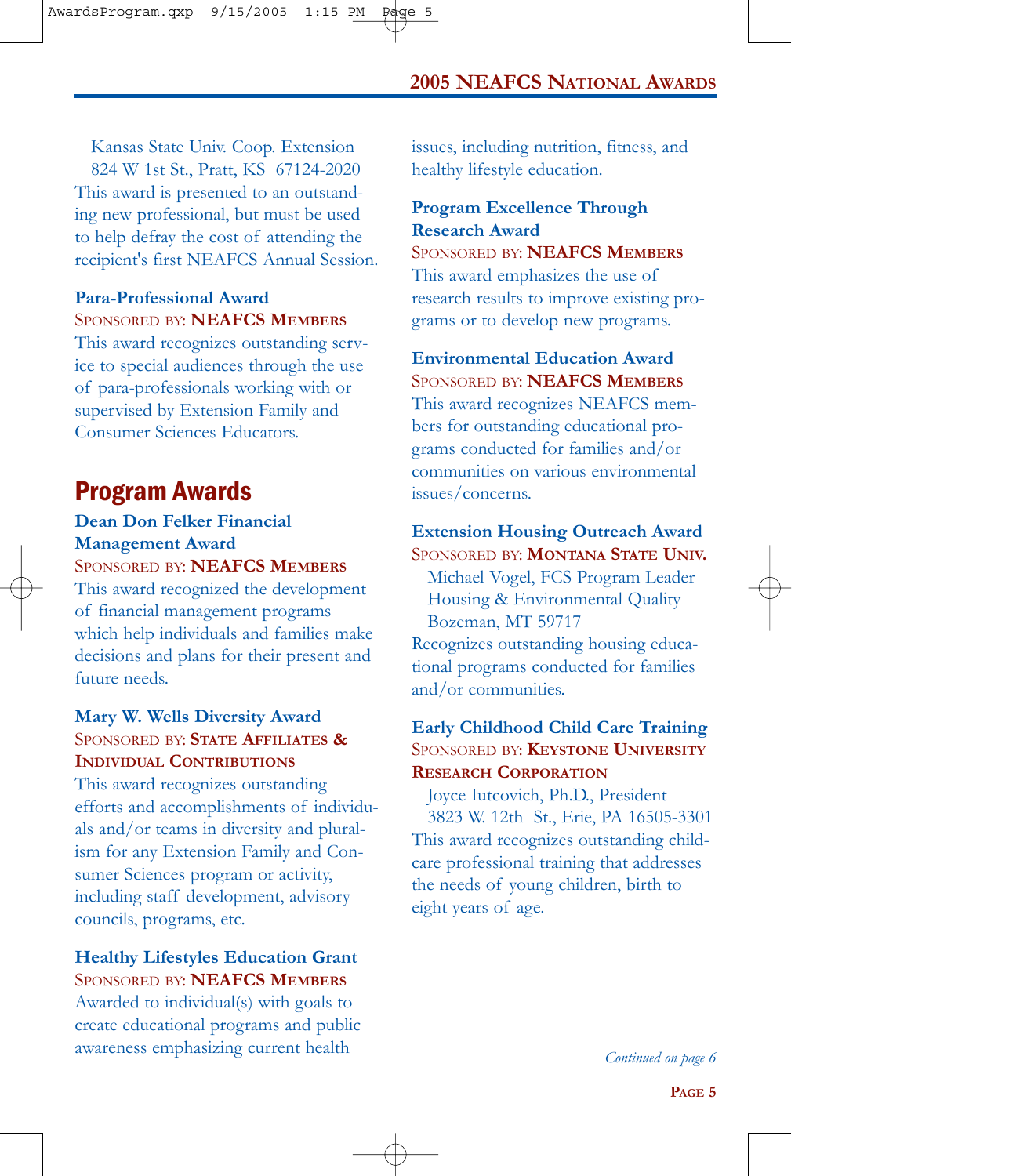Kansas State Univ. Coop. Extension
824 W 1st St., Pratt, KS 67124-2020

This award is presented to an outstanding new professional, but must be used to help defray the cost of attending the recipient's first NEAFCS Annual Session.

**Para-Professional Award**
SPONSORED BY: **NEAFCS MEMBERS**

This award recognizes outstanding service to special audiences through the use of para-professionals working with or supervised by Extension Family and Consumer Sciences Educators.

## Program Awards

**Dean Don Felker Financial Management Award**
SPONSORED BY: **NEAFCS MEMBERS**

This award recognized the development of financial management programs which help individuals and families make decisions and plans for their present and future needs.

**Mary W. Wells Diversity Award**
SPONSORED BY: **STATE AFFILIATES & INDIVIDUAL CONTRIBUTIONS**

This award recognizes outstanding efforts and accomplishments of individuals and/or teams in diversity and pluralism for any Extension Family and Consumer Sciences program or activity, including staff development, advisory councils, programs, etc.

**Healthy Lifestyles Education Grant**
SPONSORED BY: **NEAFCS MEMBERS**

Awarded to individual(s) with goals to create educational programs and public awareness emphasizing current health issues, including nutrition, fitness, and healthy lifestyle education.

**Program Excellence Through Research Award**
SPONSORED BY: **NEAFCS MEMBERS**

This award emphasizes the use of research results to improve existing programs or to develop new programs.

**Environmental Education Award**
SPONSORED BY: **NEAFCS MEMBERS**

This award recognizes NEAFCS members for outstanding educational programs conducted for families and/or communities on various environmental issues/concerns.

**Extension Housing Outreach Award**
SPONSORED BY: **MONTANA STATE UNIV.**

Michael Vogel, FCS Program Leader
Housing & Environmental Quality
Bozeman, MT 59717

Recognizes outstanding housing educational programs conducted for families and/or communities.

**Early Childhood Child Care Training**
SPONSORED BY: **KEYSTONE UNIVERSITY RESEARCH CORPORATION**

Joyce Iutcovich, Ph.D., President
3823 W. 12th St., Erie, PA 16505-3301

This award recognizes outstanding childcare professional training that addresses the needs of young children, birth to eight years of age.

*Continued on page 6*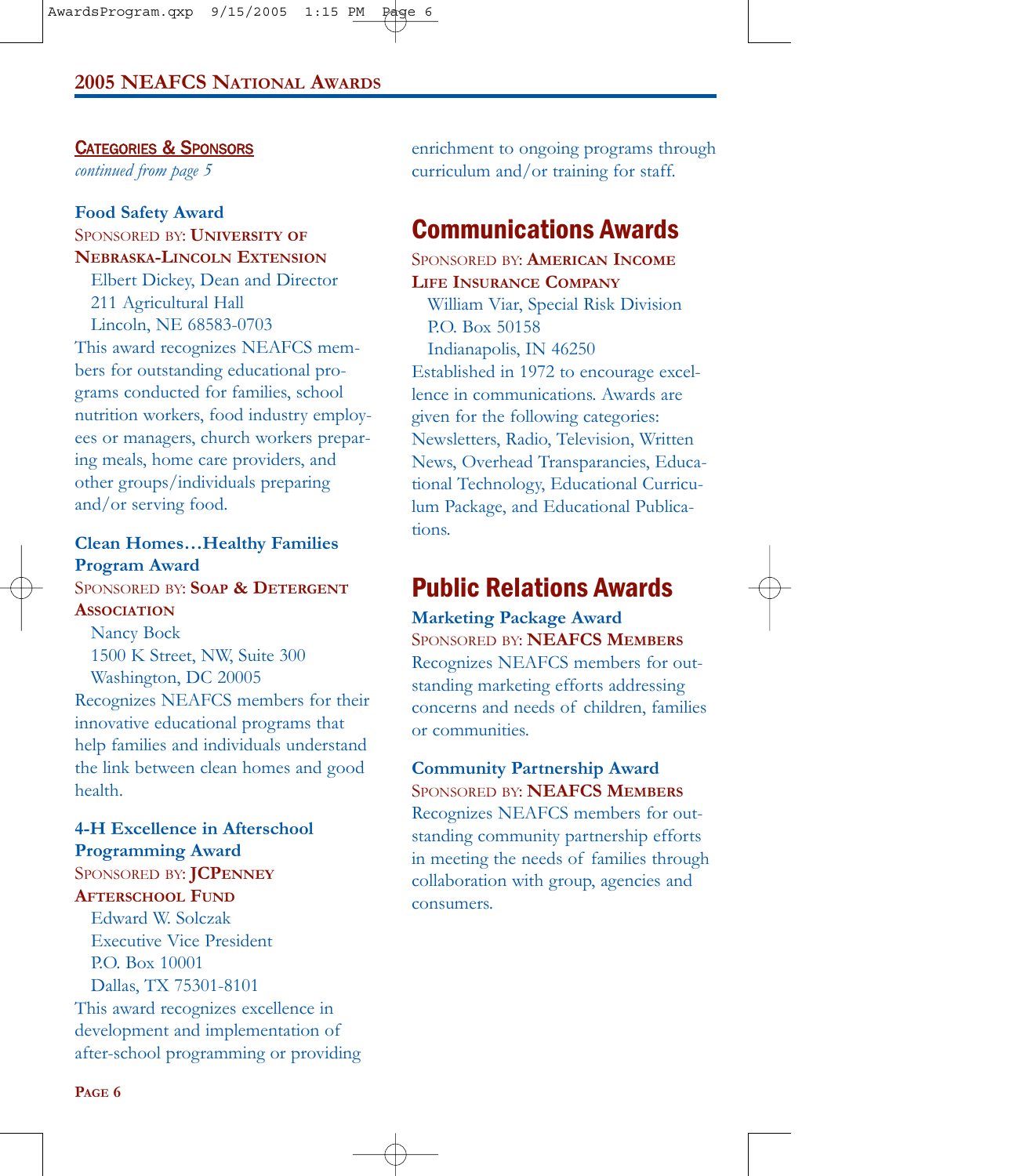## Categories & Sponsors

*continued from page 5*

### Food Safety Award

SPONSORED BY: **UNIVERSITY OF NEBRASKA-LINCOLN EXTENSION**

Elbert Dickey, Dean and Director
211 Agricultural Hall
Lincoln, NE 68583-0703

This award recognizes NEAFCS members for outstanding educational programs conducted for families, school nutrition workers, food industry employees or managers, church workers preparing meals, home care providers, and other groups/individuals preparing and/or serving food.

### Clean Homes…Healthy Families Program Award

SPONSORED BY: **SOAP & DETERGENT ASSOCIATION**

Nancy Bock
1500 K Street, NW, Suite 300
Washington, DC 20005

Recognizes NEAFCS members for their innovative educational programs that help families and individuals understand the link between clean homes and good health.

### 4-H Excellence in Afterschool Programming Award

SPONSORED BY: **JCPENNEY AFTERSCHOOL FUND**

Edward W. Solczak
Executive Vice President
P.O. Box 10001
Dallas, TX 75301-8101

This award recognizes excellence in development and implementation of after-school programming or providing enrichment to ongoing programs through curriculum and/or training for staff.

## Communications Awards

SPONSORED BY: **AMERICAN INCOME LIFE INSURANCE COMPANY**

William Viar, Special Risk Division
P.O. Box 50158
Indianapolis, IN 46250

Established in 1972 to encourage excellence in communications. Awards are given for the following categories: Newsletters, Radio, Television, Written News, Overhead Transparancies, Educational Technology, Educational Curriculum Package, and Educational Publications.

## Public Relations Awards

### Marketing Package Award

SPONSORED BY: **NEAFCS MEMBERS**

Recognizes NEAFCS members for outstanding marketing efforts addressing concerns and needs of children, families or communities.

### Community Partnership Award

SPONSORED BY: **NEAFCS MEMBERS**

Recognizes NEAFCS members for outstanding community partnership efforts in meeting the needs of families through collaboration with group, agencies and consumers.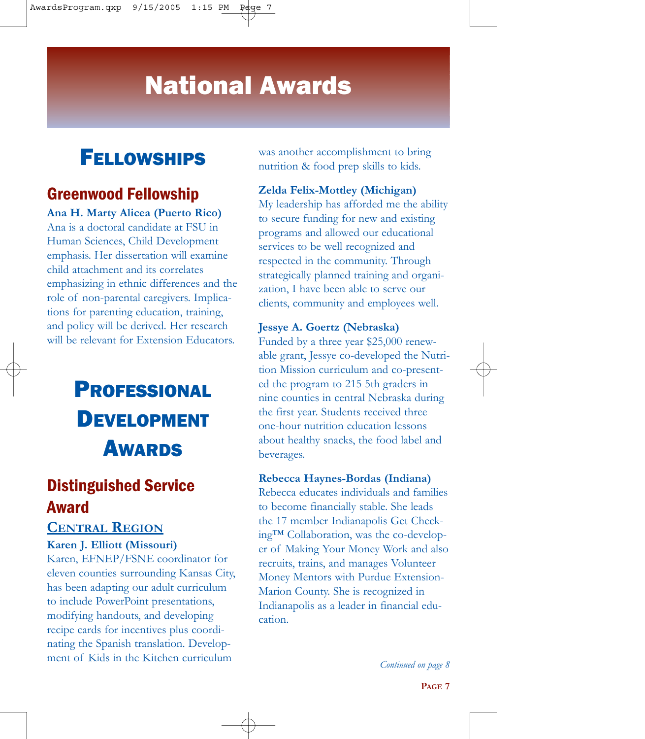# National Awards

## FELLOWSHIPS

### Greenwood Fellowship

**Ana H. Marty Alicea (Puerto Rico)**
Ana is a doctoral candidate at FSU in Human Sciences, Child Development emphasis. Her dissertation will examine child attachment and its correlates emphasizing in ethnic differences and the role of non-parental caregivers. Implications for parenting education, training, and policy will be derived. Her research will be relevant for Extension Educators.

## PROFESSIONAL DEVELOPMENT AWARDS

### Distinguished Service Award

#### CENTRAL REGION

**Karen J. Elliott (Missouri)**
Karen, EFNEP/FSNE coordinator for eleven counties surrounding Kansas City, has been adapting our adult curriculum to include PowerPoint presentations, modifying handouts, and developing recipe cards for incentives plus coordinating the Spanish translation. Development of Kids in the Kitchen curriculum was another accomplishment to bring nutrition & food prep skills to kids.

**Zelda Felix-Mottley (Michigan)**
My leadership has afforded me the ability to secure funding for new and existing programs and allowed our educational services to be well recognized and respected in the community. Through strategically planned training and organization, I have been able to serve our clients, community and employees well.

**Jessye A. Goertz (Nebraska)**
Funded by a three year $25,000 renewable grant, Jessye co-developed the Nutrition Mission curriculum and co-presented the program to 215 5th graders in nine counties in central Nebraska during the first year. Students received three one-hour nutrition education lessons about healthy snacks, the food label and beverages.

**Rebecca Haynes-Bordas (Indiana)**
Rebecca educates individuals and families to become financially stable. She leads the 17 member Indianapolis Get Checking™ Collaboration, was the co-developer of Making Your Money Work and also recruits, trains, and manages Volunteer Money Mentors with Purdue Extension-Marion County. She is recognized in Indianapolis as a leader in financial education.

*Continued on page 8*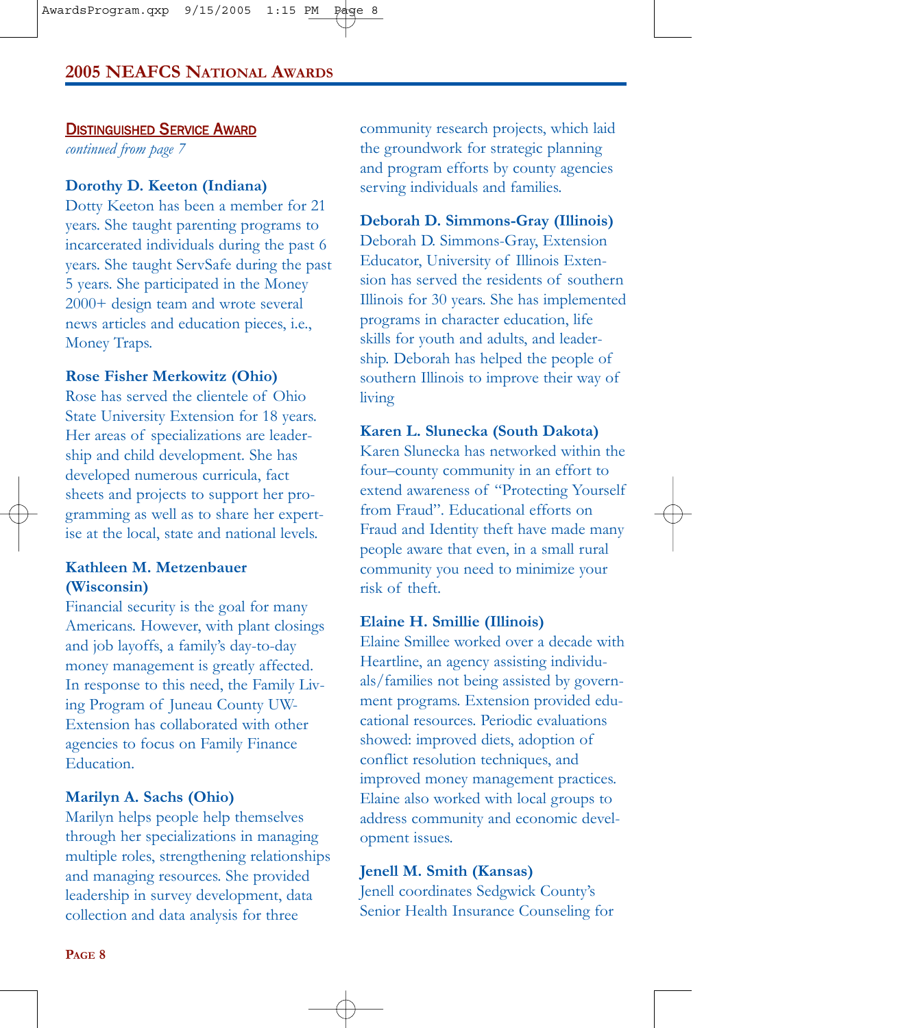## Distinguished Service Award

*continued from page 7*

**Dorothy D. Keeton (Indiana)**
Dotty Keeton has been a member for 21 years. She taught parenting programs to incarcerated individuals during the past 6 years. She taught ServSafe during the past 5 years. She participated in the Money 2000+ design team and wrote several news articles and education pieces, i.e., Money Traps.

**Rose Fisher Merkowitz (Ohio)**
Rose has served the clientele of Ohio State University Extension for 18 years. Her areas of specializations are leadership and child development. She has developed numerous curricula, fact sheets and projects to support her programming as well as to share her expertise at the local, state and national levels.

**Kathleen M. Metzenbauer (Wisconsin)**
Financial security is the goal for many Americans. However, with plant closings and job layoffs, a family's day-to-day money management is greatly affected. In response to this need, the Family Living Program of Juneau County UW-Extension has collaborated with other agencies to focus on Family Finance Education.

**Marilyn A. Sachs (Ohio)**
Marilyn helps people help themselves through her specializations in managing multiple roles, strengthening relationships and managing resources. She provided leadership in survey development, data collection and data analysis for three community research projects, which laid the groundwork for strategic planning and program efforts by county agencies serving individuals and families.

**Deborah D. Simmons-Gray (Illinois)**
Deborah D. Simmons-Gray, Extension Educator, University of Illinois Extension has served the residents of southern Illinois for 30 years. She has implemented programs in character education, life skills for youth and adults, and leadership. Deborah has helped the people of southern Illinois to improve their way of living

**Karen L. Slunecka (South Dakota)**
Karen Slunecka has networked within the four–county community in an effort to extend awareness of "Protecting Yourself from Fraud". Educational efforts on Fraud and Identity theft have made many people aware that even, in a small rural community you need to minimize your risk of theft.

**Elaine H. Smillie (Illinois)**
Elaine Smillee worked over a decade with Heartline, an agency assisting individuals/families not being assisted by government programs. Extension provided educational resources. Periodic evaluations showed: improved diets, adoption of conflict resolution techniques, and improved money management practices. Elaine also worked with local groups to address community and economic development issues.

**Jenell M. Smith (Kansas)**
Jenell coordinates Sedgwick County's Senior Health Insurance Counseling for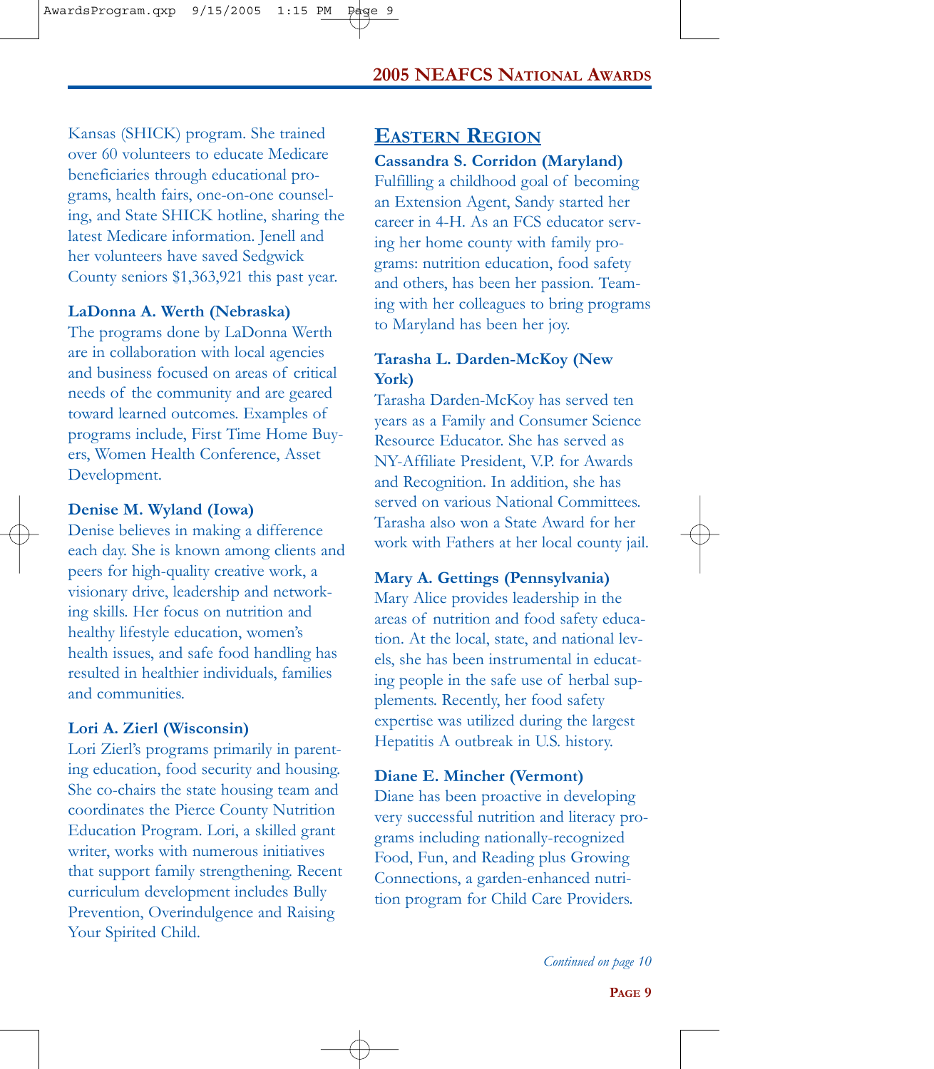Kansas (SHICK) program. She trained over 60 volunteers to educate Medicare beneficiaries through educational programs, health fairs, one-on-one counseling, and State SHICK hotline, sharing the latest Medicare information. Jenell and her volunteers have saved Sedgwick County seniors $1,363,921 this past year.

**LaDonna A. Werth (Nebraska)**
The programs done by LaDonna Werth are in collaboration with local agencies and business focused on areas of critical needs of the community and are geared toward learned outcomes. Examples of programs include, First Time Home Buyers, Women Health Conference, Asset Development.

**Denise M. Wyland (Iowa)**
Denise believes in making a difference each day. She is known among clients and peers for high-quality creative work, a visionary drive, leadership and networking skills. Her focus on nutrition and healthy lifestyle education, women's health issues, and safe food handling has resulted in healthier individuals, families and communities.

**Lori A. Zierl (Wisconsin)**
Lori Zierl's programs primarily in parenting education, food security and housing. She co-chairs the state housing team and coordinates the Pierce County Nutrition Education Program. Lori, a skilled grant writer, works with numerous initiatives that support family strengthening. Recent curriculum development includes Bully Prevention, Overindulgence and Raising Your Spirited Child.

## Eastern Region

**Cassandra S. Corridon (Maryland)**
Fulfilling a childhood goal of becoming an Extension Agent, Sandy started her career in 4-H. As an FCS educator serving her home county with family programs: nutrition education, food safety and others, has been her passion. Teaming with her colleagues to bring programs to Maryland has been her joy.

**Tarasha L. Darden-McKoy (New York)**
Tarasha Darden-McKoy has served ten years as a Family and Consumer Science Resource Educator. She has served as NY-Affiliate President, V.P. for Awards and Recognition. In addition, she has served on various National Committees. Tarasha also won a State Award for her work with Fathers at her local county jail.

**Mary A. Gettings (Pennsylvania)**
Mary Alice provides leadership in the areas of nutrition and food safety education. At the local, state, and national levels, she has been instrumental in educating people in the safe use of herbal supplements. Recently, her food safety expertise was utilized during the largest Hepatitis A outbreak in U.S. history.

**Diane E. Mincher (Vermont)**
Diane has been proactive in developing very successful nutrition and literacy programs including nationally-recognized Food, Fun, and Reading plus Growing Connections, a garden-enhanced nutrition program for Child Care Providers.

*Continued on page 10*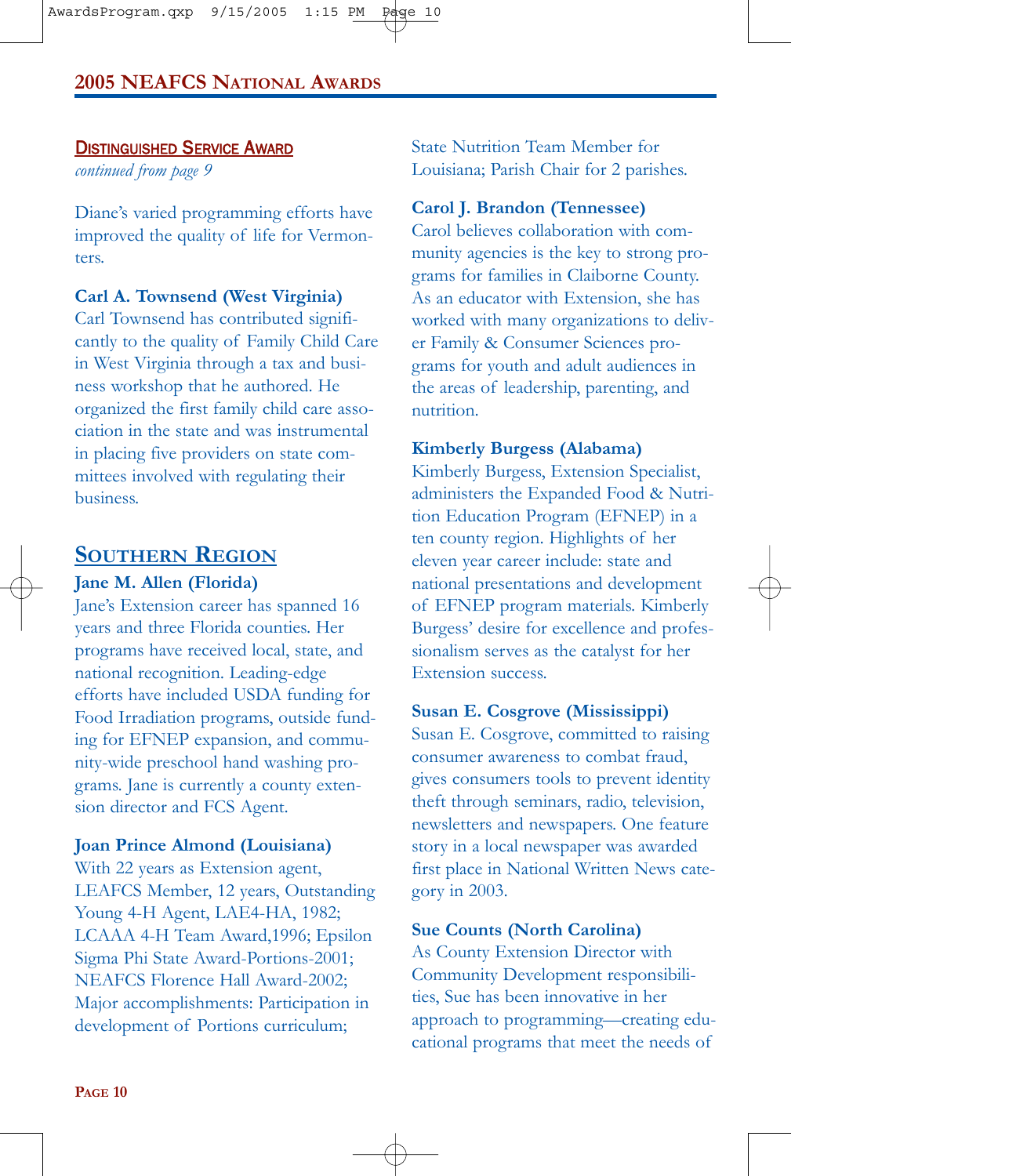### Distinguished Service Award

*continued from page 9*

Diane's varied programming efforts have improved the quality of life for Vermonters.

**Carl A. Townsend (West Virginia)**
Carl Townsend has contributed significantly to the quality of Family Child Care in West Virginia through a tax and business workshop that he authored. He organized the first family child care association in the state and was instrumental in placing five providers on state committees involved with regulating their business.

## Southern Region

**Jane M. Allen (Florida)**
Jane's Extension career has spanned 16 years and three Florida counties. Her programs have received local, state, and national recognition. Leading-edge efforts have included USDA funding for Food Irradiation programs, outside funding for EFNEP expansion, and community-wide preschool hand washing programs. Jane is currently a county extension director and FCS Agent.

**Joan Prince Almond (Louisiana)**
With 22 years as Extension agent, LEAFCS Member, 12 years, Outstanding Young 4-H Agent, LAE4-HA, 1982; LCAAA 4-H Team Award,1996; Epsilon Sigma Phi State Award-Portions-2001; NEAFCS Florence Hall Award-2002; Major accomplishments: Participation in development of Portions curriculum; State Nutrition Team Member for Louisiana; Parish Chair for 2 parishes.

**Carol J. Brandon (Tennessee)**
Carol believes collaboration with community agencies is the key to strong programs for families in Claiborne County. As an educator with Extension, she has worked with many organizations to deliver Family & Consumer Sciences programs for youth and adult audiences in the areas of leadership, parenting, and nutrition.

**Kimberly Burgess (Alabama)**
Kimberly Burgess, Extension Specialist, administers the Expanded Food & Nutrition Education Program (EFNEP) in a ten county region. Highlights of her eleven year career include: state and national presentations and development of EFNEP program materials. Kimberly Burgess' desire for excellence and professionalism serves as the catalyst for her Extension success.

**Susan E. Cosgrove (Mississippi)**
Susan E. Cosgrove, committed to raising consumer awareness to combat fraud, gives consumers tools to prevent identity theft through seminars, radio, television, newsletters and newspapers. One feature story in a local newspaper was awarded first place in National Written News category in 2003.

**Sue Counts (North Carolina)**
As County Extension Director with Community Development responsibilities, Sue has been innovative in her approach to programming—creating educational programs that meet the needs of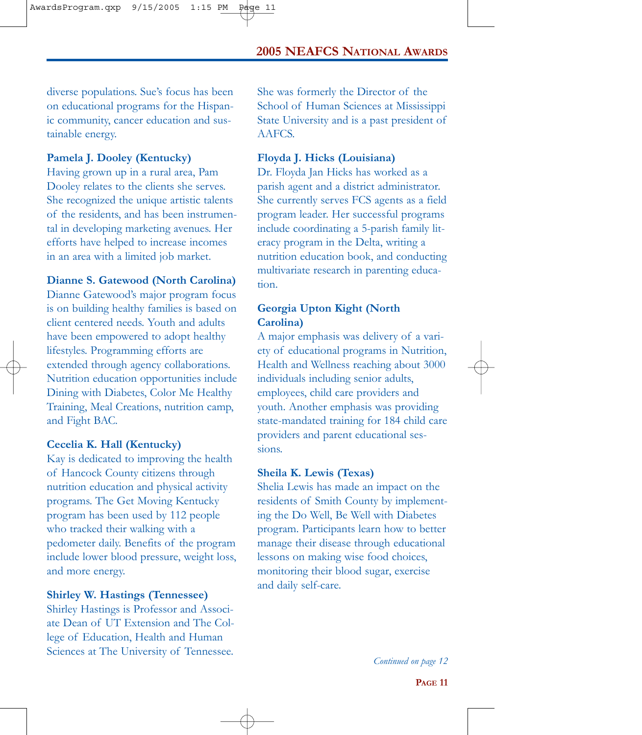diverse populations. Sue's focus has been on educational programs for the Hispanic community, cancer education and sustainable energy.

**Pamela J. Dooley (Kentucky)**
Having grown up in a rural area, Pam Dooley relates to the clients she serves. She recognized the unique artistic talents of the residents, and has been instrumental in developing marketing avenues. Her efforts have helped to increase incomes in an area with a limited job market.

**Dianne S. Gatewood (North Carolina)**
Dianne Gatewood's major program focus is on building healthy families is based on client centered needs. Youth and adults have been empowered to adopt healthy lifestyles. Programming efforts are extended through agency collaborations. Nutrition education opportunities include Dining with Diabetes, Color Me Healthy Training, Meal Creations, nutrition camp, and Fight BAC.

**Cecelia K. Hall (Kentucky)**
Kay is dedicated to improving the health of Hancock County citizens through nutrition education and physical activity programs. The Get Moving Kentucky program has been used by 112 people who tracked their walking with a pedometer daily. Benefits of the program include lower blood pressure, weight loss, and more energy.

**Shirley W. Hastings (Tennessee)**
Shirley Hastings is Professor and Associate Dean of UT Extension and The College of Education, Health and Human Sciences at The University of Tennessee. She was formerly the Director of the School of Human Sciences at Mississippi State University and is a past president of AAFCS.

**Floyda J. Hicks (Louisiana)**
Dr. Floyda Jan Hicks has worked as a parish agent and a district administrator. She currently serves FCS agents as a field program leader. Her successful programs include coordinating a 5-parish family literacy program in the Delta, writing a nutrition education book, and conducting multivariate research in parenting education.

**Georgia Upton Kight (North Carolina)**
A major emphasis was delivery of a variety of educational programs in Nutrition, Health and Wellness reaching about 3000 individuals including senior adults, employees, child care providers and youth. Another emphasis was providing state-mandated training for 184 child care providers and parent educational sessions.

**Sheila K. Lewis (Texas)**
Shelia Lewis has made an impact on the residents of Smith County by implementing the Do Well, Be Well with Diabetes program. Participants learn how to better manage their disease through educational lessons on making wise food choices, monitoring their blood sugar, exercise and daily self-care.

*Continued on page 12*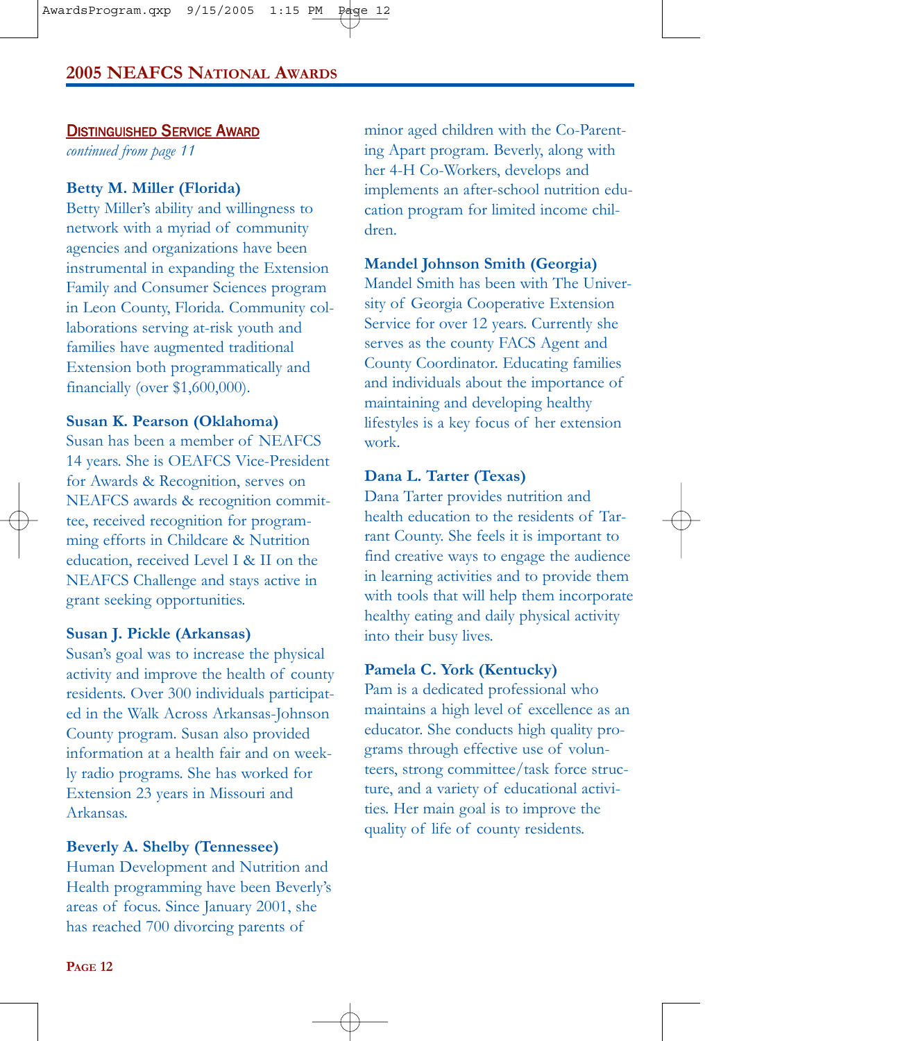## Distinguished Service Award

*continued from page 11*

**Betty M. Miller (Florida)**
Betty Miller's ability and willingness to network with a myriad of community agencies and organizations have been instrumental in expanding the Extension Family and Consumer Sciences program in Leon County, Florida. Community collaborations serving at-risk youth and families have augmented traditional Extension both programmatically and financially (over $1,600,000).

**Susan K. Pearson (Oklahoma)**
Susan has been a member of NEAFCS 14 years. She is OEAFCS Vice-President for Awards & Recognition, serves on NEAFCS awards & recognition committee, received recognition for programming efforts in Childcare & Nutrition education, received Level I & II on the NEAFCS Challenge and stays active in grant seeking opportunities.

**Susan J. Pickle (Arkansas)**
Susan's goal was to increase the physical activity and improve the health of county residents. Over 300 individuals participated in the Walk Across Arkansas-Johnson County program. Susan also provided information at a health fair and on weekly radio programs. She has worked for Extension 23 years in Missouri and Arkansas.

**Beverly A. Shelby (Tennessee)**
Human Development and Nutrition and Health programming have been Beverly's areas of focus. Since January 2001, she has reached 700 divorcing parents of minor aged children with the Co-Parenting Apart program. Beverly, along with her 4-H Co-Workers, develops and implements an after-school nutrition education program for limited income children.

**Mandel Johnson Smith (Georgia)**
Mandel Smith has been with The University of Georgia Cooperative Extension Service for over 12 years. Currently she serves as the county FACS Agent and County Coordinator. Educating families and individuals about the importance of maintaining and developing healthy lifestyles is a key focus of her extension work.

**Dana L. Tarter (Texas)**
Dana Tarter provides nutrition and health education to the residents of Tarrant County. She feels it is important to find creative ways to engage the audience in learning activities and to provide them with tools that will help them incorporate healthy eating and daily physical activity into their busy lives.

**Pamela C. York (Kentucky)**
Pam is a dedicated professional who maintains a high level of excellence as an educator. She conducts high quality programs through effective use of volunteers, strong committee/task force structure, and a variety of educational activities. Her main goal is to improve the quality of life of county residents.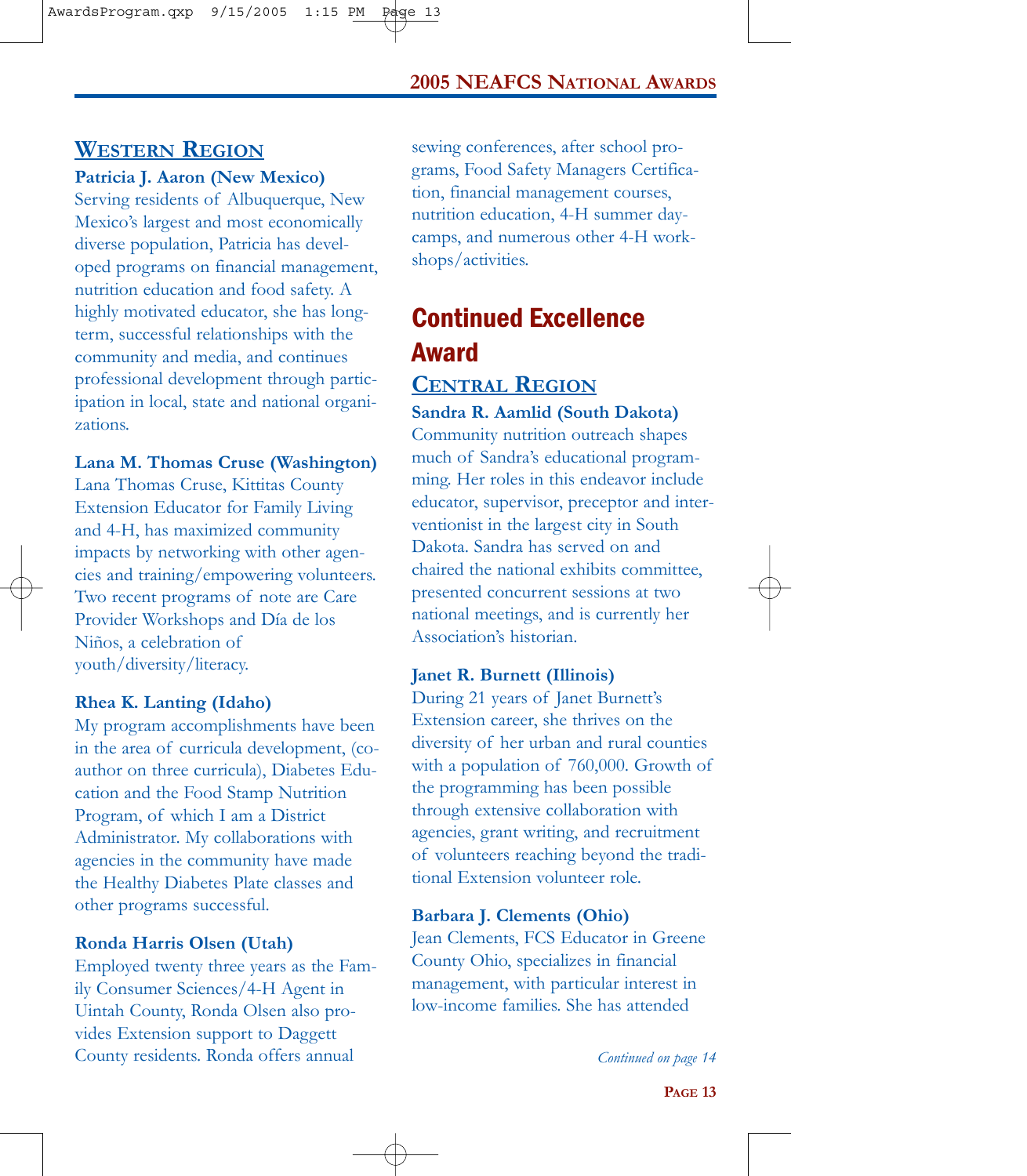## Western Region

**Patricia J. Aaron (New Mexico)**
Serving residents of Albuquerque, New Mexico's largest and most economically diverse population, Patricia has developed programs on financial management, nutrition education and food safety. A highly motivated educator, she has long-term, successful relationships with the community and media, and continues professional development through participation in local, state and national organizations.

**Lana M. Thomas Cruse (Washington)**
Lana Thomas Cruse, Kittitas County Extension Educator for Family Living and 4-H, has maximized community impacts by networking with other agencies and training/empowering volunteers. Two recent programs of note are Care Provider Workshops and Día de los Niños, a celebration of youth/diversity/literacy.

**Rhea K. Lanting (Idaho)**
My program accomplishments have been in the area of curricula development, (co-author on three curricula), Diabetes Education and the Food Stamp Nutrition Program, of which I am a District Administrator. My collaborations with agencies in the community have made the Healthy Diabetes Plate classes and other programs successful.

**Ronda Harris Olsen (Utah)**
Employed twenty three years as the Family Consumer Sciences/4-H Agent in Uintah County, Ronda Olsen also provides Extension support to Daggett County residents. Ronda offers annual sewing conferences, after school programs, Food Safety Managers Certification, financial management courses, nutrition education, 4-H summer day-camps, and numerous other 4-H workshops/activities.

# Continued Excellence Award

## Central Region

**Sandra R. Aamlid (South Dakota)**
Community nutrition outreach shapes much of Sandra's educational programming. Her roles in this endeavor include educator, supervisor, preceptor and interventionist in the largest city in South Dakota. Sandra has served on and chaired the national exhibits committee, presented concurrent sessions at two national meetings, and is currently her Association's historian.

**Janet R. Burnett (Illinois)**
During 21 years of Janet Burnett's Extension career, she thrives on the diversity of her urban and rural counties with a population of 760,000. Growth of the programming has been possible through extensive collaboration with agencies, grant writing, and recruitment of volunteers reaching beyond the traditional Extension volunteer role.

**Barbara J. Clements (Ohio)**
Jean Clements, FCS Educator in Greene County Ohio, specializes in financial management, with particular interest in low-income families. She has attended

*Continued on page 14*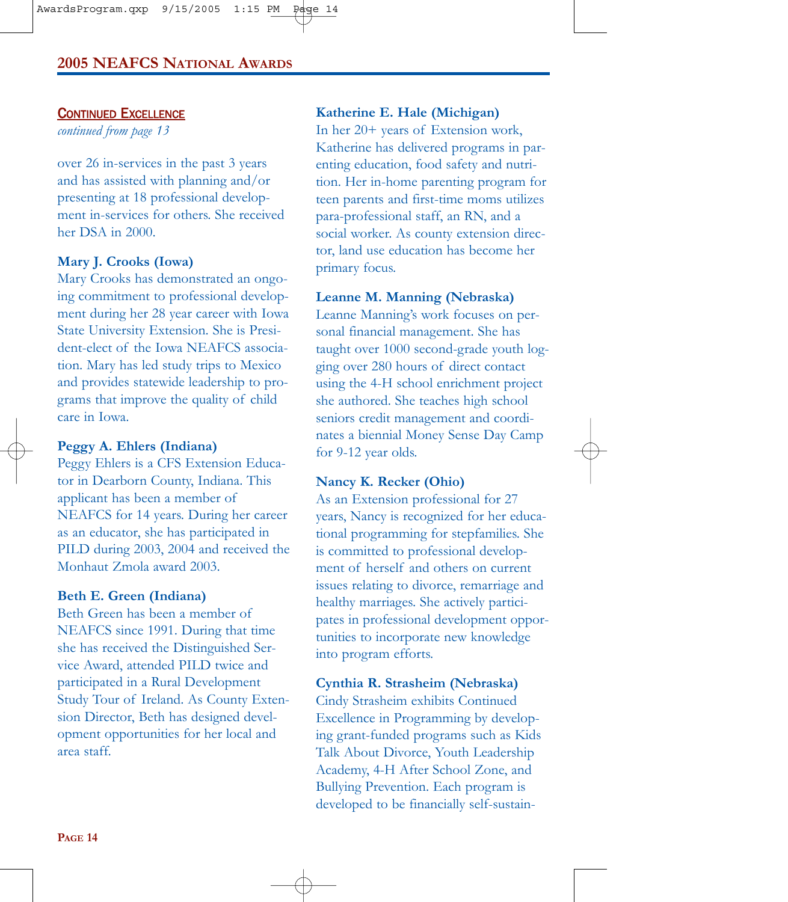## CONTINUED EXCELLENCE

*continued from page 13*

over 26 in-services in the past 3 years and has assisted with planning and/or presenting at 18 professional development in-services for others. She received her DSA in 2000.

**Mary J. Crooks (Iowa)**
Mary Crooks has demonstrated an ongoing commitment to professional development during her 28 year career with Iowa State University Extension. She is President-elect of the Iowa NEAFCS association. Mary has led study trips to Mexico and provides statewide leadership to programs that improve the quality of child care in Iowa.

**Peggy A. Ehlers (Indiana)**
Peggy Ehlers is a CFS Extension Educator in Dearborn County, Indiana. This applicant has been a member of NEAFCS for 14 years. During her career as an educator, she has participated in PILD during 2003, 2004 and received the Monhaut Zmola award 2003.

**Beth E. Green (Indiana)**
Beth Green has been a member of NEAFCS since 1991. During that time she has received the Distinguished Service Award, attended PILD twice and participated in a Rural Development Study Tour of Ireland. As County Extension Director, Beth has designed development opportunities for her local and area staff.

**Katherine E. Hale (Michigan)**
In her 20+ years of Extension work, Katherine has delivered programs in parenting education, food safety and nutrition. Her in-home parenting program for teen parents and first-time moms utilizes para-professional staff, an RN, and a social worker. As county extension director, land use education has become her primary focus.

**Leanne M. Manning (Nebraska)**
Leanne Manning's work focuses on personal financial management. She has taught over 1000 second-grade youth logging over 280 hours of direct contact using the 4-H school enrichment project she authored. She teaches high school seniors credit management and coordinates a biennial Money Sense Day Camp for 9-12 year olds.

**Nancy K. Recker (Ohio)**
As an Extension professional for 27 years, Nancy is recognized for her educational programming for stepfamilies. She is committed to professional development of herself and others on current issues relating to divorce, remarriage and healthy marriages. She actively participates in professional development opportunities to incorporate new knowledge into program efforts.

**Cynthia R. Strasheim (Nebraska)**
Cindy Strasheim exhibits Continued Excellence in Programming by developing grant-funded programs such as Kids Talk About Divorce, Youth Leadership Academy, 4-H After School Zone, and Bullying Prevention. Each program is developed to be financially self-sustain-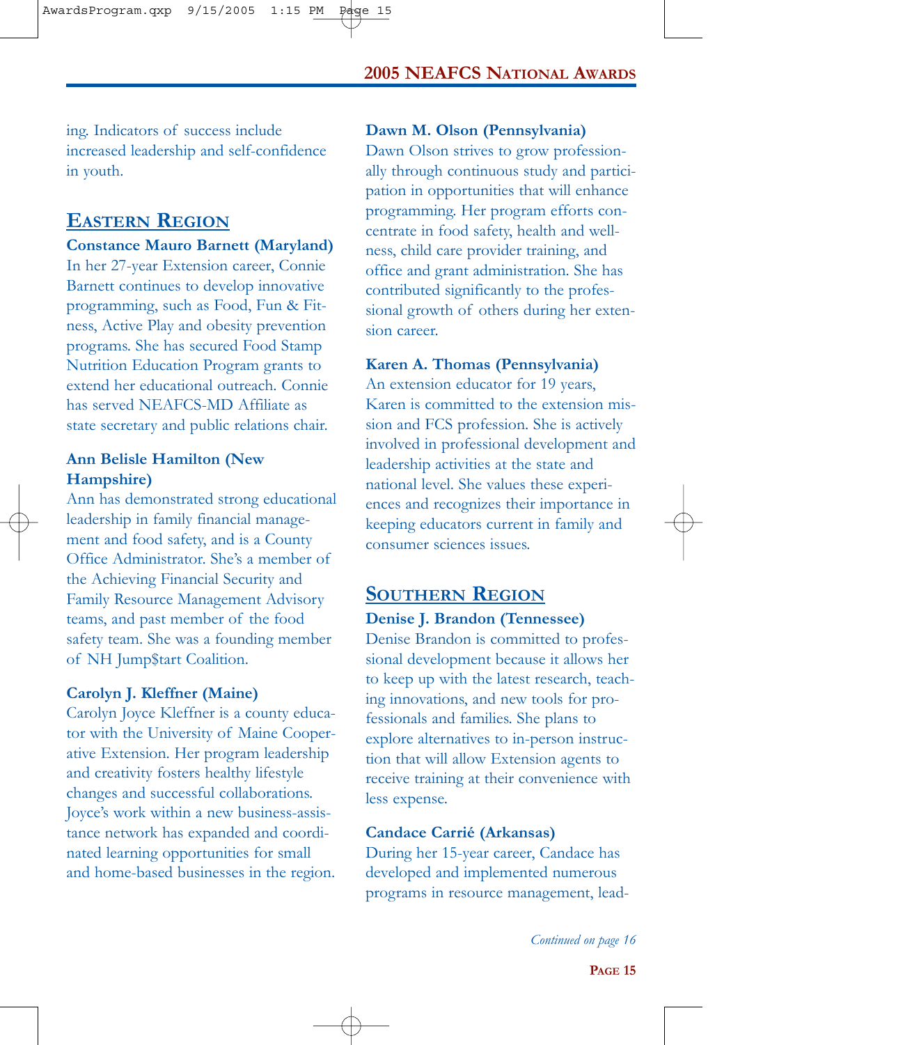ing. Indicators of success include increased leadership and self-confidence in youth.

## EASTERN REGION

**Constance Mauro Barnett (Maryland)**
In her 27-year Extension career, Connie Barnett continues to develop innovative programming, such as Food, Fun & Fitness, Active Play and obesity prevention programs. She has secured Food Stamp Nutrition Education Program grants to extend her educational outreach. Connie has served NEAFCS-MD Affiliate as state secretary and public relations chair.

**Ann Belisle Hamilton (New Hampshire)**
Ann has demonstrated strong educational leadership in family financial management and food safety, and is a County Office Administrator. She's a member of the Achieving Financial Security and Family Resource Management Advisory teams, and past member of the food safety team. She was a founding member of NH Jump$tart Coalition.

**Carolyn J. Kleffner (Maine)**
Carolyn Joyce Kleffner is a county educator with the University of Maine Cooperative Extension. Her program leadership and creativity fosters healthy lifestyle changes and successful collaborations. Joyce's work within a new business-assistance network has expanded and coordinated learning opportunities for small and home-based businesses in the region.

**Dawn M. Olson (Pennsylvania)**
Dawn Olson strives to grow professionally through continuous study and participation in opportunities that will enhance programming. Her program efforts concentrate in food safety, health and wellness, child care provider training, and office and grant administration. She has contributed significantly to the professional growth of others during her extension career.

**Karen A. Thomas (Pennsylvania)**
An extension educator for 19 years, Karen is committed to the extension mission and FCS profession. She is actively involved in professional development and leadership activities at the state and national level. She values these experiences and recognizes their importance in keeping educators current in family and consumer sciences issues.

## SOUTHERN REGION

**Denise J. Brandon (Tennessee)**
Denise Brandon is committed to professional development because it allows her to keep up with the latest research, teaching innovations, and new tools for professionals and families. She plans to explore alternatives to in-person instruction that will allow Extension agents to receive training at their convenience with less expense.

**Candace Carrié (Arkansas)**
During her 15-year career, Candace has developed and implemented numerous programs in resource management, lead-

*Continued on page 16*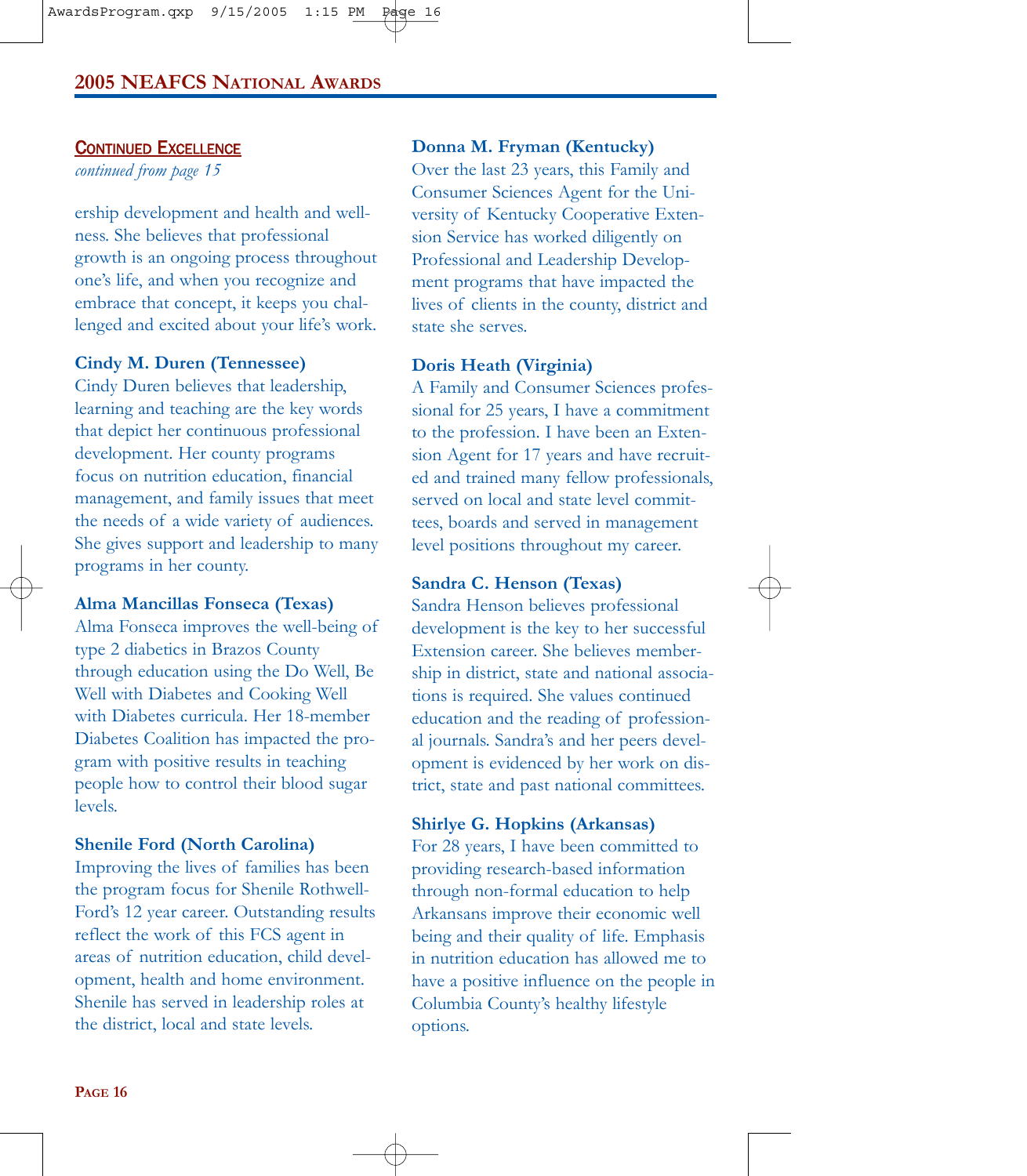## Continued Excellence

*continued from page 15*

ership development and health and wellness. She believes that professional growth is an ongoing process throughout one's life, and when you recognize and embrace that concept, it keeps you challenged and excited about your life's work.

**Cindy M. Duren (Tennessee)**
Cindy Duren believes that leadership, learning and teaching are the key words that depict her continuous professional development. Her county programs focus on nutrition education, financial management, and family issues that meet the needs of a wide variety of audiences. She gives support and leadership to many programs in her county.

**Alma Mancillas Fonseca (Texas)**
Alma Fonseca improves the well-being of type 2 diabetics in Brazos County through education using the Do Well, Be Well with Diabetes and Cooking Well with Diabetes curricula. Her 18-member Diabetes Coalition has impacted the program with positive results in teaching people how to control their blood sugar levels.

**Shenile Ford (North Carolina)**
Improving the lives of families has been the program focus for Shenile Rothwell-Ford's 12 year career. Outstanding results reflect the work of this FCS agent in areas of nutrition education, child development, health and home environment. Shenile has served in leadership roles at the district, local and state levels.

**Donna M. Fryman (Kentucky)**
Over the last 23 years, this Family and Consumer Sciences Agent for the University of Kentucky Cooperative Extension Service has worked diligently on Professional and Leadership Development programs that have impacted the lives of clients in the county, district and state she serves.

**Doris Heath (Virginia)**
A Family and Consumer Sciences professional for 25 years, I have a commitment to the profession. I have been an Extension Agent for 17 years and have recruited and trained many fellow professionals, served on local and state level committees, boards and served in management level positions throughout my career.

**Sandra C. Henson (Texas)**
Sandra Henson believes professional development is the key to her successful Extension career. She believes membership in district, state and national associations is required. She values continued education and the reading of professional journals. Sandra's and her peers development is evidenced by her work on district, state and past national committees.

**Shirlye G. Hopkins (Arkansas)**
For 28 years, I have been committed to providing research-based information through non-formal education to help Arkansans improve their economic well being and their quality of life. Emphasis in nutrition education has allowed me to have a positive influence on the people in Columbia County's healthy lifestyle options.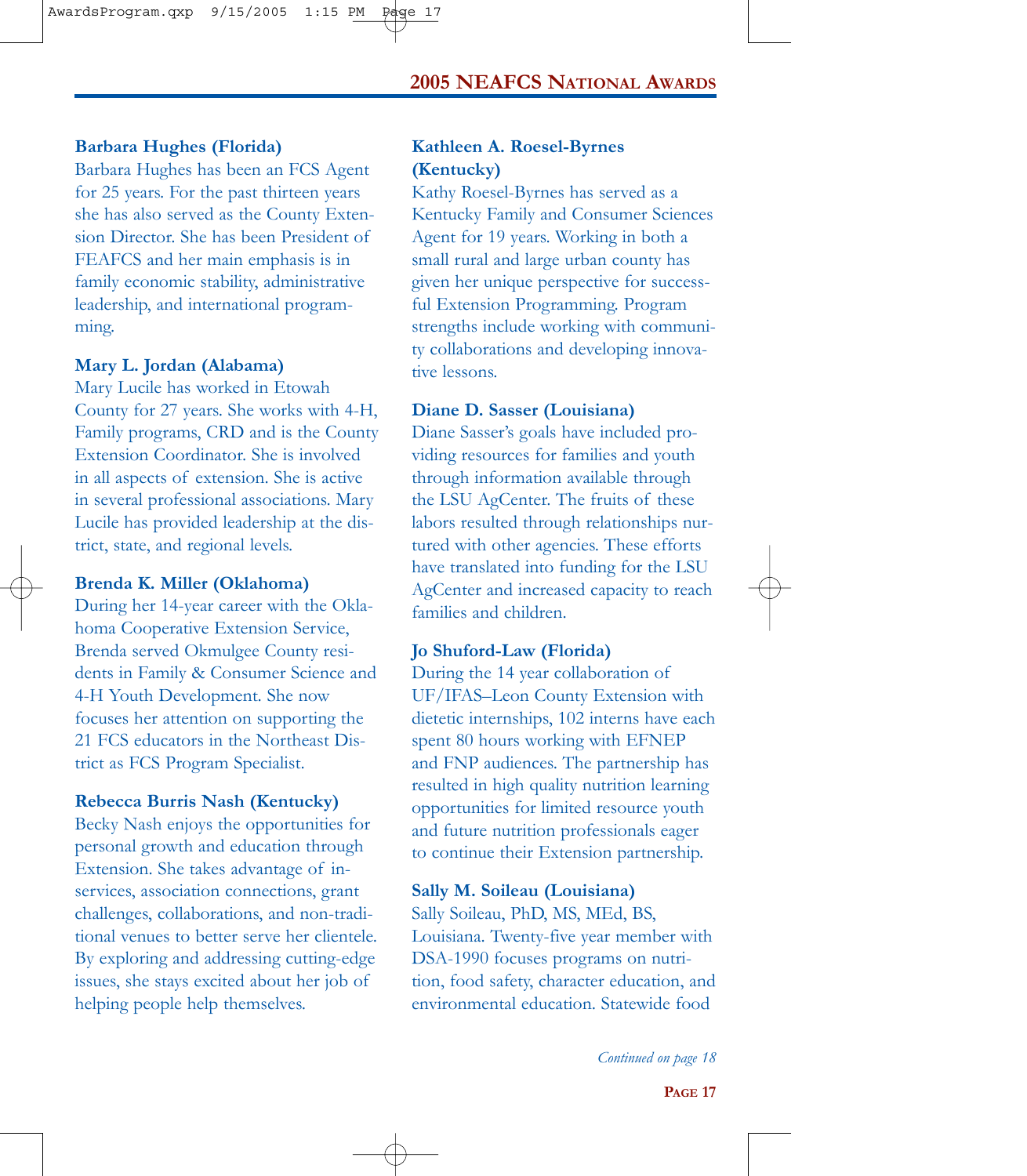**Barbara Hughes (Florida)**
Barbara Hughes has been an FCS Agent for 25 years. For the past thirteen years she has also served as the County Extension Director. She has been President of FEAFCS and her main emphasis is in family economic stability, administrative leadership, and international programming.

**Mary L. Jordan (Alabama)**
Mary Lucile has worked in Etowah County for 27 years. She works with 4-H, Family programs, CRD and is the County Extension Coordinator. She is involved in all aspects of extension. She is active in several professional associations. Mary Lucile has provided leadership at the district, state, and regional levels.

**Brenda K. Miller (Oklahoma)**
During her 14-year career with the Oklahoma Cooperative Extension Service, Brenda served Okmulgee County residents in Family & Consumer Science and 4-H Youth Development. She now focuses her attention on supporting the 21 FCS educators in the Northeast District as FCS Program Specialist.

**Rebecca Burris Nash (Kentucky)**
Becky Nash enjoys the opportunities for personal growth and education through Extension. She takes advantage of in-services, association connections, grant challenges, collaborations, and non-traditional venues to better serve her clientele. By exploring and addressing cutting-edge issues, she stays excited about her job of helping people help themselves.

**Kathleen A. Roesel-Byrnes (Kentucky)**
Kathy Roesel-Byrnes has served as a Kentucky Family and Consumer Sciences Agent for 19 years. Working in both a small rural and large urban county has given her unique perspective for successful Extension Programming. Program strengths include working with community collaborations and developing innovative lessons.

**Diane D. Sasser (Louisiana)**
Diane Sasser's goals have included providing resources for families and youth through information available through the LSU AgCenter. The fruits of these labors resulted through relationships nurtured with other agencies. These efforts have translated into funding for the LSU AgCenter and increased capacity to reach families and children.

**Jo Shuford-Law (Florida)**
During the 14 year collaboration of UF/IFAS–Leon County Extension with dietetic internships, 102 interns have each spent 80 hours working with EFNEP and FNP audiences. The partnership has resulted in high quality nutrition learning opportunities for limited resource youth and future nutrition professionals eager to continue their Extension partnership.

**Sally M. Soileau (Louisiana)**
Sally Soileau, PhD, MS, MEd, BS, Louisiana. Twenty-five year member with DSA-1990 focuses programs on nutrition, food safety, character education, and environmental education. Statewide food

*Continued on page 18*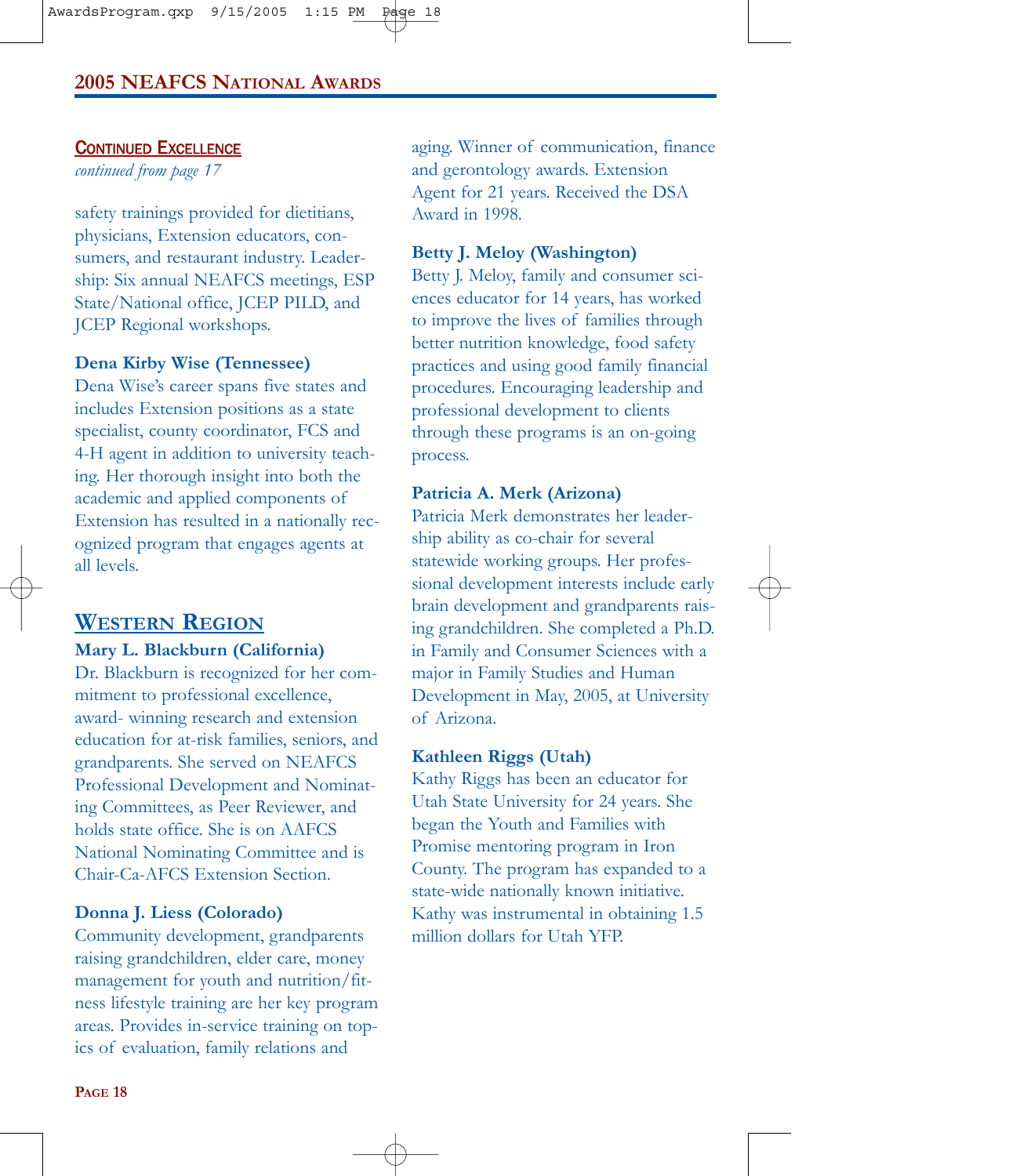### CONTINUED EXCELLENCE

*continued from page 17*

safety trainings provided for dietitians, physicians, Extension educators, consumers, and restaurant industry. Leadership: Six annual NEAFCS meetings, ESP State/National office, JCEP PILD, and JCEP Regional workshops.

**Dena Kirby Wise (Tennessee)**
Dena Wise's career spans five states and includes Extension positions as a state specialist, county coordinator, FCS and 4-H agent in addition to university teaching. Her thorough insight into both the academic and applied components of Extension has resulted in a nationally recognized program that engages agents at all levels.

## WESTERN REGION

**Mary L. Blackburn (California)**
Dr. Blackburn is recognized for her commitment to professional excellence, award- winning research and extension education for at-risk families, seniors, and grandparents. She served on NEAFCS Professional Development and Nominating Committees, as Peer Reviewer, and holds state office. She is on AAFCS National Nominating Committee and is Chair-Ca-AFCS Extension Section.

**Donna J. Liess (Colorado)**
Community development, grandparents raising grandchildren, elder care, money management for youth and nutrition/fitness lifestyle training are her key program areas. Provides in-service training on topics of evaluation, family relations and aging. Winner of communication, finance and gerontology awards. Extension Agent for 21 years. Received the DSA Award in 1998.

**Betty J. Meloy (Washington)**
Betty J. Meloy, family and consumer sciences educator for 14 years, has worked to improve the lives of families through better nutrition knowledge, food safety practices and using good family financial procedures. Encouraging leadership and professional development to clients through these programs is an on-going process.

**Patricia A. Merk (Arizona)**
Patricia Merk demonstrates her leadership ability as co-chair for several statewide working groups. Her professional development interests include early brain development and grandparents raising grandchildren. She completed a Ph.D. in Family and Consumer Sciences with a major in Family Studies and Human Development in May, 2005, at University of Arizona.

**Kathleen Riggs (Utah)**
Kathy Riggs has been an educator for Utah State University for 24 years. She began the Youth and Families with Promise mentoring program in Iron County. The program has expanded to a state-wide nationally known initiative. Kathy was instrumental in obtaining 1.5 million dollars for Utah YFP.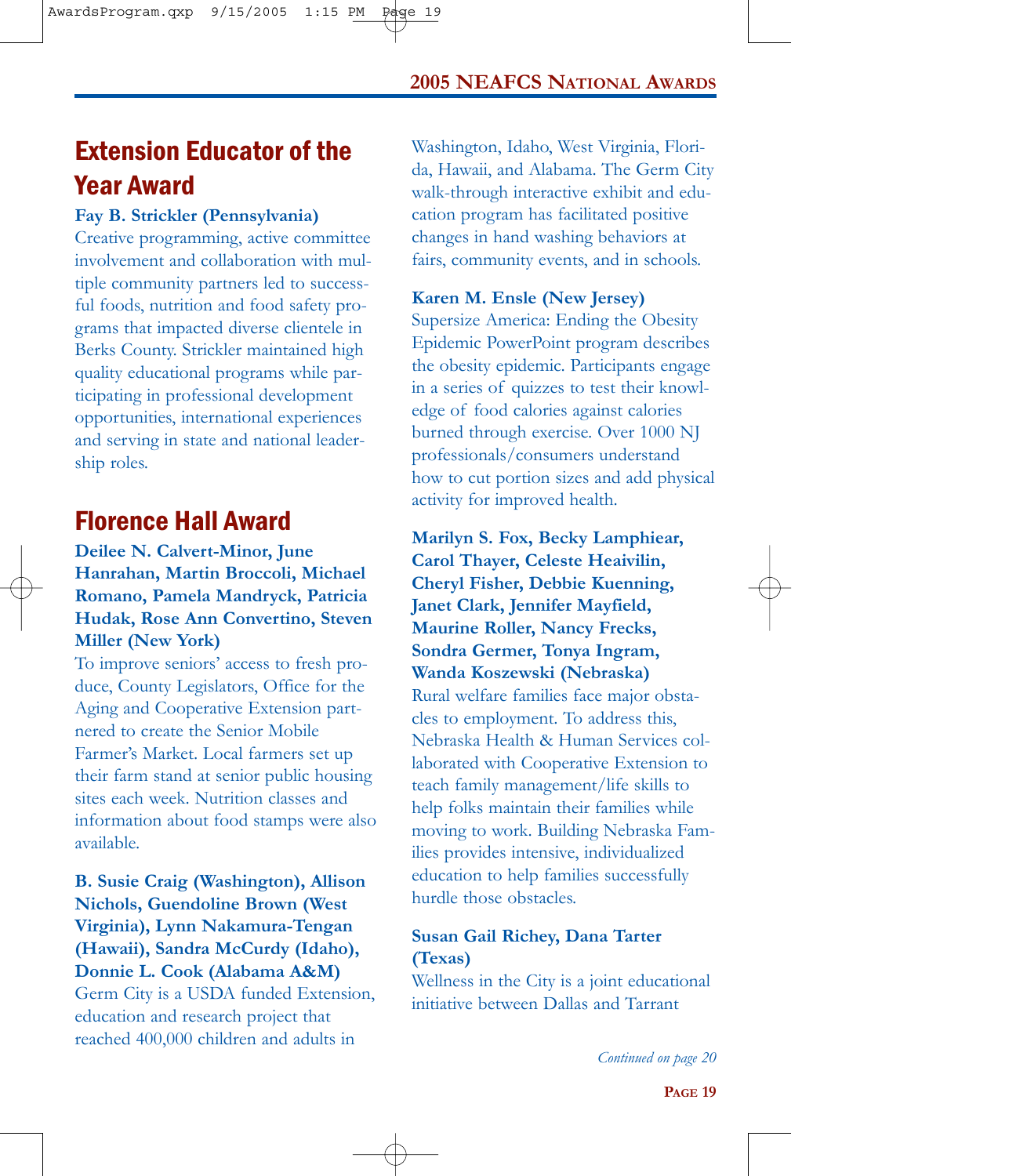## Extension Educator of the Year Award

**Fay B. Strickler (Pennsylvania)**
Creative programming, active committee involvement and collaboration with multiple community partners led to successful foods, nutrition and food safety programs that impacted diverse clientele in Berks County. Strickler maintained high quality educational programs while participating in professional development opportunities, international experiences and serving in state and national leadership roles.

## Florence Hall Award

**Deilee N. Calvert-Minor, June Hanrahan, Martin Broccoli, Michael Romano, Pamela Mandryck, Patricia Hudak, Rose Ann Convertino, Steven Miller (New York)**
To improve seniors' access to fresh produce, County Legislators, Office for the Aging and Cooperative Extension partnered to create the Senior Mobile Farmer's Market. Local farmers set up their farm stand at senior public housing sites each week. Nutrition classes and information about food stamps were also available.

**B. Susie Craig (Washington), Allison Nichols, Guendoline Brown (West Virginia), Lynn Nakamura-Tengan (Hawaii), Sandra McCurdy (Idaho), Donnie L. Cook (Alabama A&M)**
Germ City is a USDA funded Extension, education and research project that reached 400,000 children and adults in Washington, Idaho, West Virginia, Florida, Hawaii, and Alabama. The Germ City walk-through interactive exhibit and education program has facilitated positive changes in hand washing behaviors at fairs, community events, and in schools.

**Karen M. Ensle (New Jersey)**
Supersize America: Ending the Obesity Epidemic PowerPoint program describes the obesity epidemic. Participants engage in a series of quizzes to test their knowledge of food calories against calories burned through exercise. Over 1000 NJ professionals/consumers understand how to cut portion sizes and add physical activity for improved health.

**Marilyn S. Fox, Becky Lamphiear, Carol Thayer, Celeste Heaivilin, Cheryl Fisher, Debbie Kuenning, Janet Clark, Jennifer Mayfield, Maurine Roller, Nancy Frecks, Sondra Germer, Tonya Ingram, Wanda Koszewski (Nebraska)**
Rural welfare families face major obstacles to employment. To address this, Nebraska Health & Human Services collaborated with Cooperative Extension to teach family management/life skills to help folks maintain their families while moving to work. Building Nebraska Families provides intensive, individualized education to help families successfully hurdle those obstacles.

**Susan Gail Richey, Dana Tarter (Texas)**
Wellness in the City is a joint educational initiative between Dallas and Tarrant

*Continued on page 20*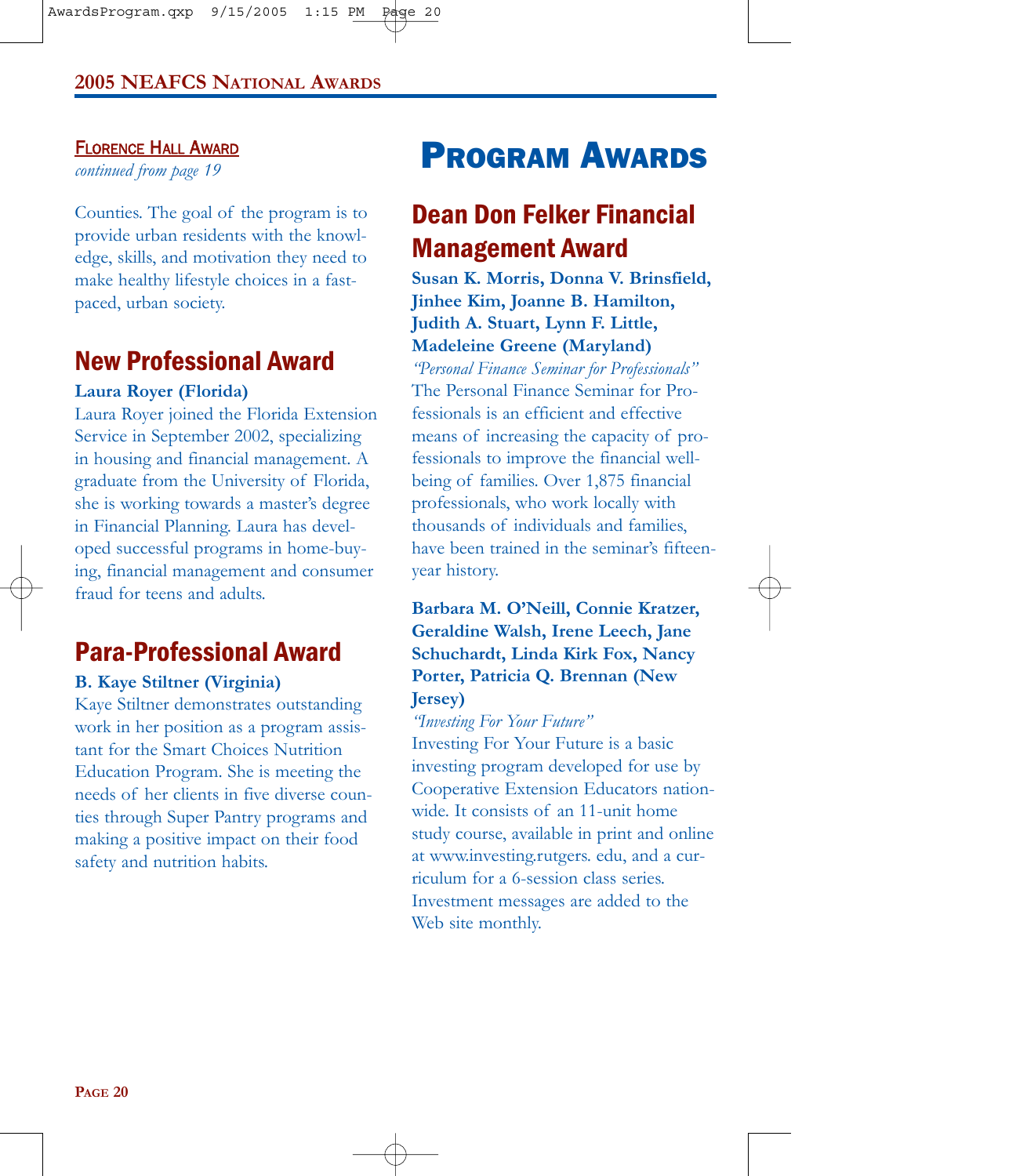### Florence Hall Award

*continued from page 19*

Counties. The goal of the program is to provide urban residents with the knowledge, skills, and motivation they need to make healthy lifestyle choices in a fast-paced, urban society.

## New Professional Award

**Laura Royer (Florida)**

Laura Royer joined the Florida Extension Service in September 2002, specializing in housing and financial management. A graduate from the University of Florida, she is working towards a master's degree in Financial Planning. Laura has developed successful programs in home-buying, financial management and consumer fraud for teens and adults.

## Para-Professional Award

**B. Kaye Stiltner (Virginia)**

Kaye Stiltner demonstrates outstanding work in her position as a program assistant for the Smart Choices Nutrition Education Program. She is meeting the needs of her clients in five diverse counties through Super Pantry programs and making a positive impact on their food safety and nutrition habits.

# Program Awards

## Dean Don Felker Financial Management Award

**Susan K. Morris, Donna V. Brinsfield, Jinhee Kim, Joanne B. Hamilton, Judith A. Stuart, Lynn F. Little, Madeleine Greene (Maryland)**

*"Personal Finance Seminar for Professionals"*

The Personal Finance Seminar for Professionals is an efficient and effective means of increasing the capacity of professionals to improve the financial well-being of families. Over 1,875 financial professionals, who work locally with thousands of individuals and families, have been trained in the seminar's fifteen-year history.

**Barbara M. O'Neill, Connie Kratzer, Geraldine Walsh, Irene Leech, Jane Schuchardt, Linda Kirk Fox, Nancy Porter, Patricia Q. Brennan (New Jersey)**

*"Investing For Your Future"*

Investing For Your Future is a basic investing program developed for use by Cooperative Extension Educators nationwide. It consists of an 11-unit home study course, available in print and online at www.investing.rutgers. edu, and a curriculum for a 6-session class series. Investment messages are added to the Web site monthly.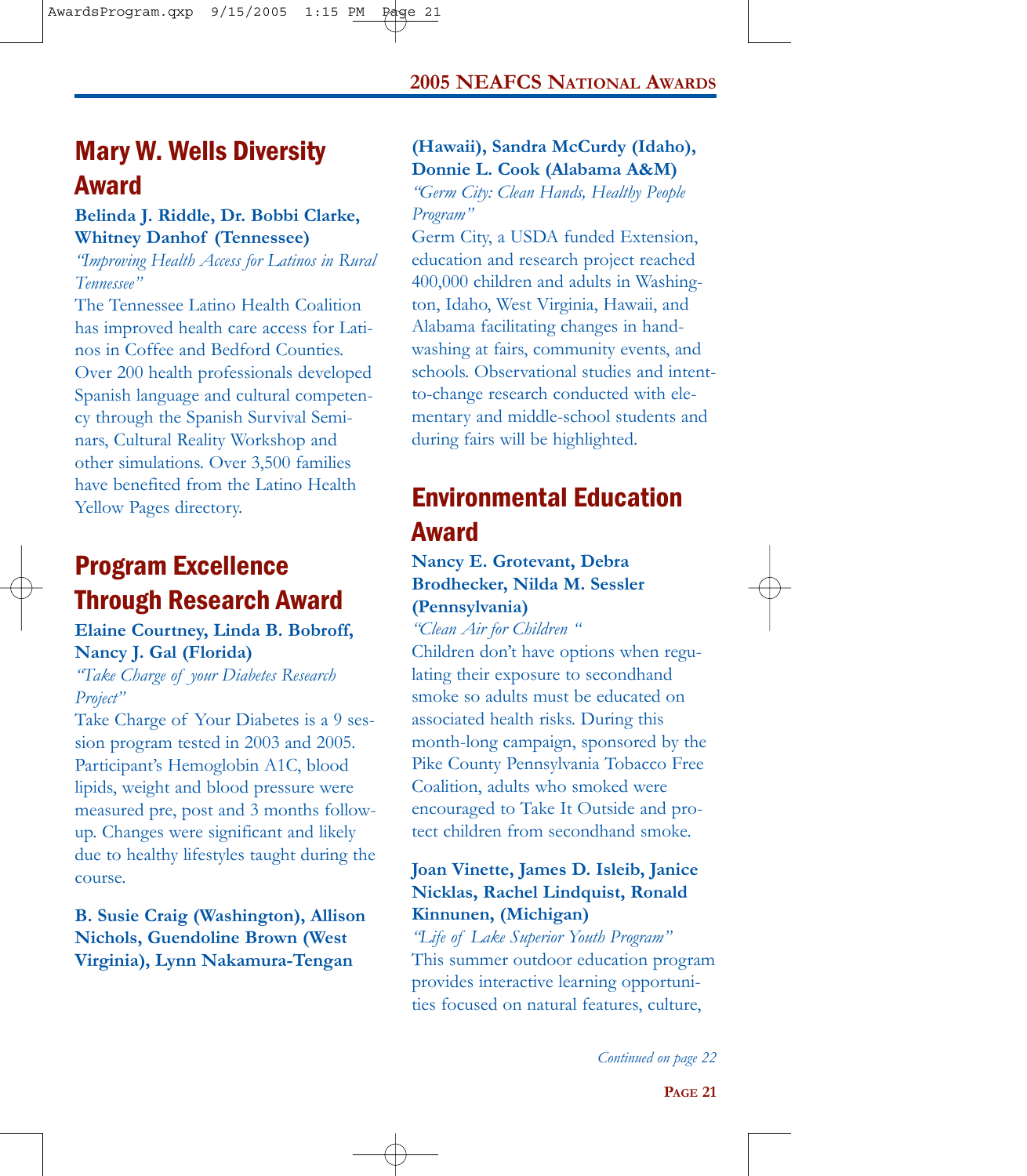## Mary W. Wells Diversity Award

**Belinda J. Riddle, Dr. Bobbi Clarke, Whitney Danhof (Tennessee)**

*"Improving Health Access for Latinos in Rural Tennessee"*

The Tennessee Latino Health Coalition has improved health care access for Latinos in Coffee and Bedford Counties. Over 200 health professionals developed Spanish language and cultural competency through the Spanish Survival Seminars, Cultural Reality Workshop and other simulations. Over 3,500 families have benefited from the Latino Health Yellow Pages directory.

## Program Excellence Through Research Award

**Elaine Courtney, Linda B. Bobroff, Nancy J. Gal (Florida)**

*"Take Charge of your Diabetes Research Project"*

Take Charge of Your Diabetes is a 9 session program tested in 2003 and 2005. Participant's Hemoglobin A1C, blood lipids, weight and blood pressure were measured pre, post and 3 months follow-up. Changes were significant and likely due to healthy lifestyles taught during the course.

**B. Susie Craig (Washington), Allison Nichols, Guendoline Brown (West Virginia), Lynn Nakamura-Tengan (Hawaii), Sandra McCurdy (Idaho), Donnie L. Cook (Alabama A&M)**

*"Germ City: Clean Hands, Healthy People Program"*

Germ City, a USDA funded Extension, education and research project reached 400,000 children and adults in Washington, Idaho, West Virginia, Hawaii, and Alabama facilitating changes in handwashing at fairs, community events, and schools. Observational studies and intent-to-change research conducted with elementary and middle-school students and during fairs will be highlighted.

## Environmental Education Award

**Nancy E. Grotevant, Debra Brodhecker, Nilda M. Sessler (Pennsylvania)**

*"Clean Air for Children "*

Children don't have options when regulating their exposure to secondhand smoke so adults must be educated on associated health risks. During this month-long campaign, sponsored by the Pike County Pennsylvania Tobacco Free Coalition, adults who smoked were encouraged to Take It Outside and protect children from secondhand smoke.

**Joan Vinette, James D. Isleib, Janice Nicklas, Rachel Lindquist, Ronald Kinnunen, (Michigan)**

*"Life of Lake Superior Youth Program"*

This summer outdoor education program provides interactive learning opportunities focused on natural features, culture,

*Continued on page 22*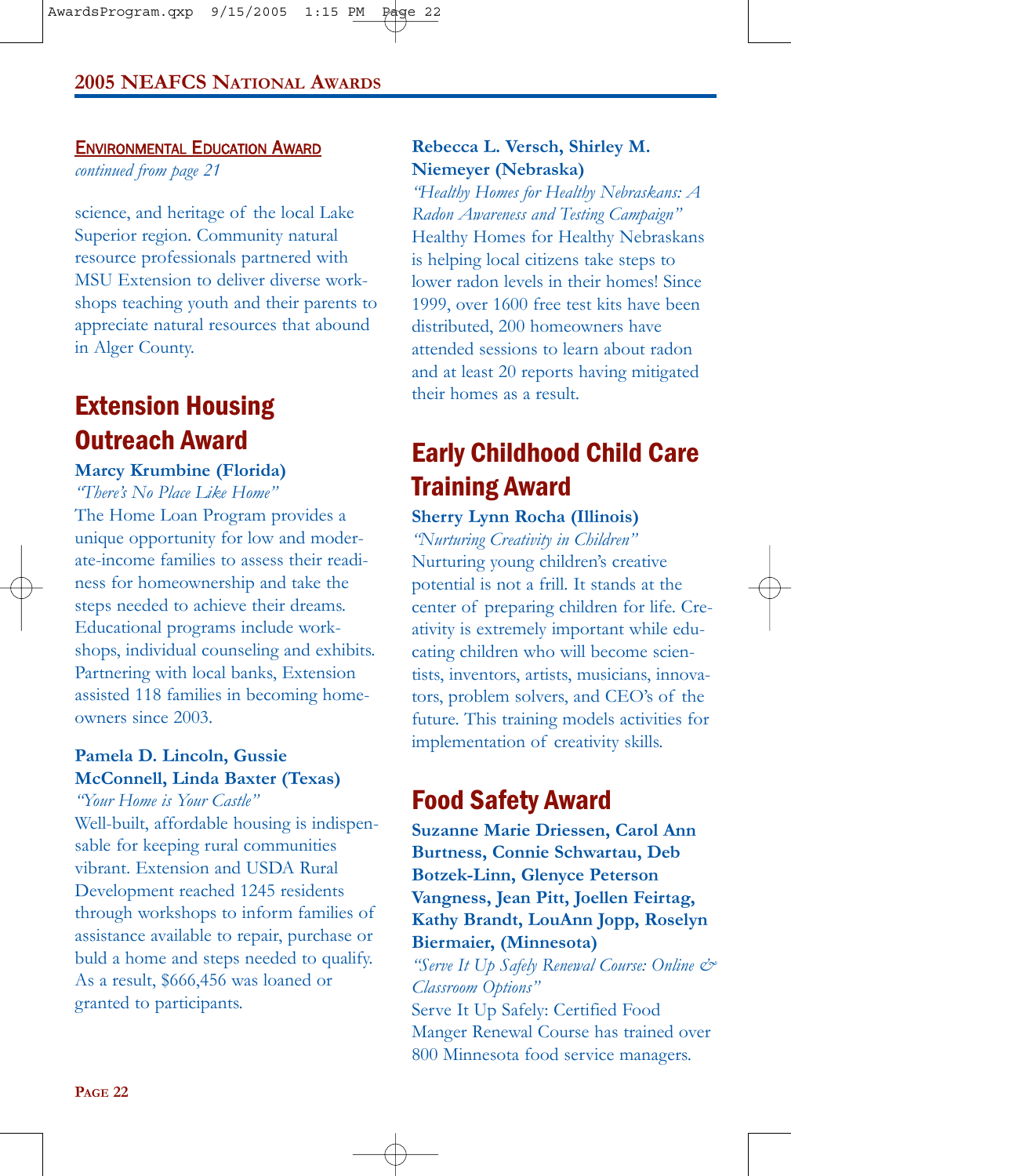### Environmental Education Award

*continued from page 21*

science, and heritage of the local Lake Superior region. Community natural resource professionals partnered with MSU Extension to deliver diverse workshops teaching youth and their parents to appreciate natural resources that abound in Alger County.

## Extension Housing Outreach Award

**Marcy Krumbine (Florida)**

*"There's No Place Like Home"*

The Home Loan Program provides a unique opportunity for low and moderate-income families to assess their readiness for homeownership and take the steps needed to achieve their dreams. Educational programs include workshops, individual counseling and exhibits. Partnering with local banks, Extension assisted 118 families in becoming homeowners since 2003.

**Pamela D. Lincoln, Gussie McConnell, Linda Baxter (Texas)**

*"Your Home is Your Castle"*

Well-built, affordable housing is indispensable for keeping rural communities vibrant. Extension and USDA Rural Development reached 1245 residents through workshops to inform families of assistance available to repair, purchase or buld a home and steps needed to qualify. As a result, $666,456 was loaned or granted to participants.

**Rebecca L. Versch, Shirley M. Niemeyer (Nebraska)**

*"Healthy Homes for Healthy Nebraskans: A Radon Awareness and Testing Campaign"*

Healthy Homes for Healthy Nebraskans is helping local citizens take steps to lower radon levels in their homes! Since 1999, over 1600 free test kits have been distributed, 200 homeowners have attended sessions to learn about radon and at least 20 reports having mitigated their homes as a result.

## Early Childhood Child Care Training Award

**Sherry Lynn Rocha (Illinois)**

*"Nurturing Creativity in Children"*

Nurturing young children's creative potential is not a frill. It stands at the center of preparing children for life. Creativity is extremely important while educating children who will become scientists, inventors, artists, musicians, innovators, problem solvers, and CEO's of the future. This training models activities for implementation of creativity skills.

## Food Safety Award

**Suzanne Marie Driessen, Carol Ann Burtness, Connie Schwartau, Deb Botzek-Linn, Glenyce Peterson Vangness, Jean Pitt, Joellen Feirtag, Kathy Brandt, LouAnn Jopp, Roselyn Biermaier, (Minnesota)**

*"Serve It Up Safely Renewal Course: Online & Classroom Options"*

Serve It Up Safely: Certified Food Manger Renewal Course has trained over 800 Minnesota food service managers.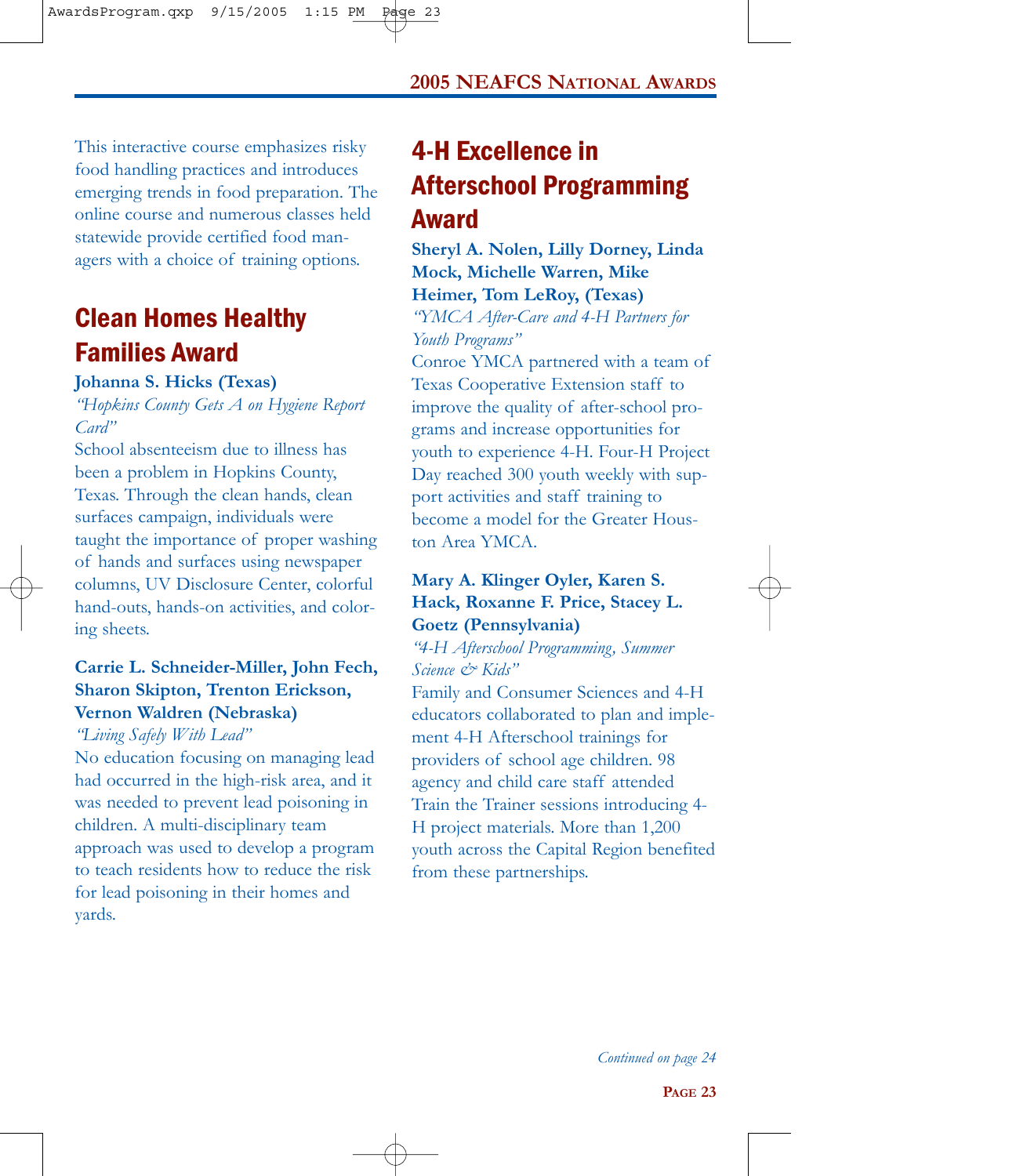This interactive course emphasizes risky food handling practices and introduces emerging trends in food preparation. The online course and numerous classes held statewide provide certified food managers with a choice of training options.

## Clean Homes Healthy Families Award

**Johanna S. Hicks (Texas)**

*"Hopkins County Gets A on Hygiene Report Card"*

School absenteeism due to illness has been a problem in Hopkins County, Texas. Through the clean hands, clean surfaces campaign, individuals were taught the importance of proper washing of hands and surfaces using newspaper columns, UV Disclosure Center, colorful hand-outs, hands-on activities, and coloring sheets.

**Carrie L. Schneider-Miller, John Fech, Sharon Skipton, Trenton Erickson, Vernon Waldren (Nebraska)**

*"Living Safely With Lead"*

No education focusing on managing lead had occurred in the high-risk area, and it was needed to prevent lead poisoning in children. A multi-disciplinary team approach was used to develop a program to teach residents how to reduce the risk for lead poisoning in their homes and yards.

## 4-H Excellence in Afterschool Programming Award

**Sheryl A. Nolen, Lilly Dorney, Linda Mock, Michelle Warren, Mike Heimer, Tom LeRoy, (Texas)**

*"YMCA After-Care and 4-H Partners for Youth Programs"*

Conroe YMCA partnered with a team of Texas Cooperative Extension staff to improve the quality of after-school programs and increase opportunities for youth to experience 4-H. Four-H Project Day reached 300 youth weekly with support activities and staff training to become a model for the Greater Houston Area YMCA.

**Mary A. Klinger Oyler, Karen S. Hack, Roxanne F. Price, Stacey L. Goetz (Pennsylvania)**

*"4-H Afterschool Programming, Summer Science & Kids"*

Family and Consumer Sciences and 4-H educators collaborated to plan and implement 4-H Afterschool trainings for providers of school age children. 98 agency and child care staff attended Train the Trainer sessions introducing 4-H project materials. More than 1,200 youth across the Capital Region benefited from these partnerships.

*Continued on page 24*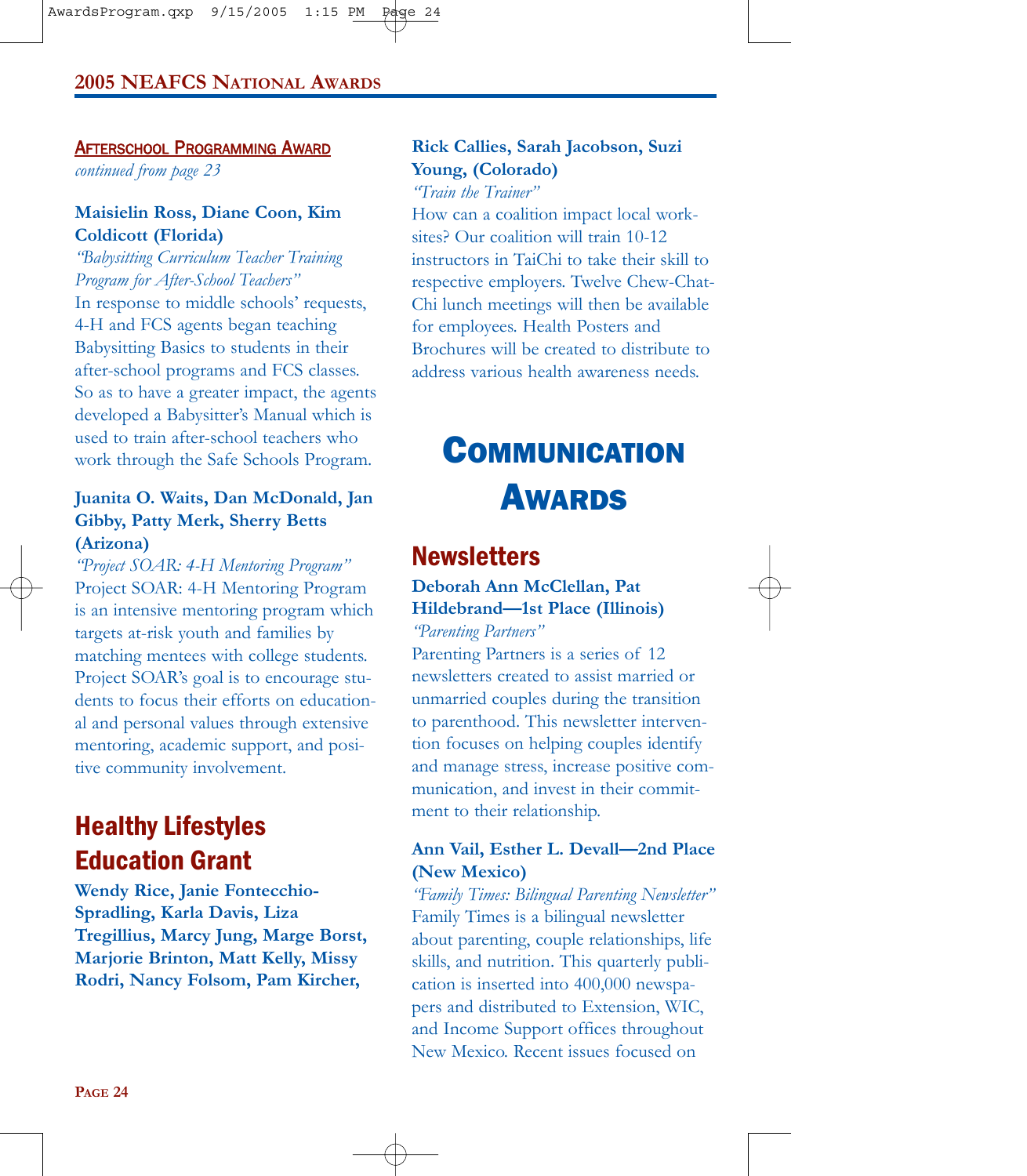### Afterschool Programming Award

*continued from page 23*

**Maisielin Ross, Diane Coon, Kim Coldicott (Florida)**

*"Babysitting Curriculum Teacher Training Program for After-School Teachers"*

In response to middle schools' requests, 4-H and FCS agents began teaching Babysitting Basics to students in their after-school programs and FCS classes. So as to have a greater impact, the agents developed a Babysitter's Manual which is used to train after-school teachers who work through the Safe Schools Program.

**Juanita O. Waits, Dan McDonald, Jan Gibby, Patty Merk, Sherry Betts (Arizona)**

*"Project SOAR: 4-H Mentoring Program"*

Project SOAR: 4-H Mentoring Program is an intensive mentoring program which targets at-risk youth and families by matching mentees with college students. Project SOAR's goal is to encourage students to focus their efforts on educational and personal values through extensive mentoring, academic support, and positive community involvement.

## Healthy Lifestyles Education Grant

**Wendy Rice, Janie Fontecchio-Spradling, Karla Davis, Liza Tregillius, Marcy Jung, Marge Borst, Marjorie Brinton, Matt Kelly, Missy Rodri, Nancy Folsom, Pam Kircher, Rick Callies, Sarah Jacobson, Suzi Young, (Colorado)**

*"Train the Trainer"*

How can a coalition impact local worksites? Our coalition will train 10-12 instructors in TaiChi to take their skill to respective employers. Twelve Chew-Chat-Chi lunch meetings will then be available for employees. Health Posters and Brochures will be created to distribute to address various health awareness needs.

# Communication Awards

## Newsletters

**Deborah Ann McClellan, Pat Hildebrand—1st Place (Illinois)**

*"Parenting Partners"*

Parenting Partners is a series of 12 newsletters created to assist married or unmarried couples during the transition to parenthood. This newsletter intervention focuses on helping couples identify and manage stress, increase positive communication, and invest in their commitment to their relationship.

**Ann Vail, Esther L. Devall—2nd Place (New Mexico)**

*"Family Times: Bilingual Parenting Newsletter"*

Family Times is a bilingual newsletter about parenting, couple relationships, life skills, and nutrition. This quarterly publication is inserted into 400,000 newspapers and distributed to Extension, WIC, and Income Support offices throughout New Mexico. Recent issues focused on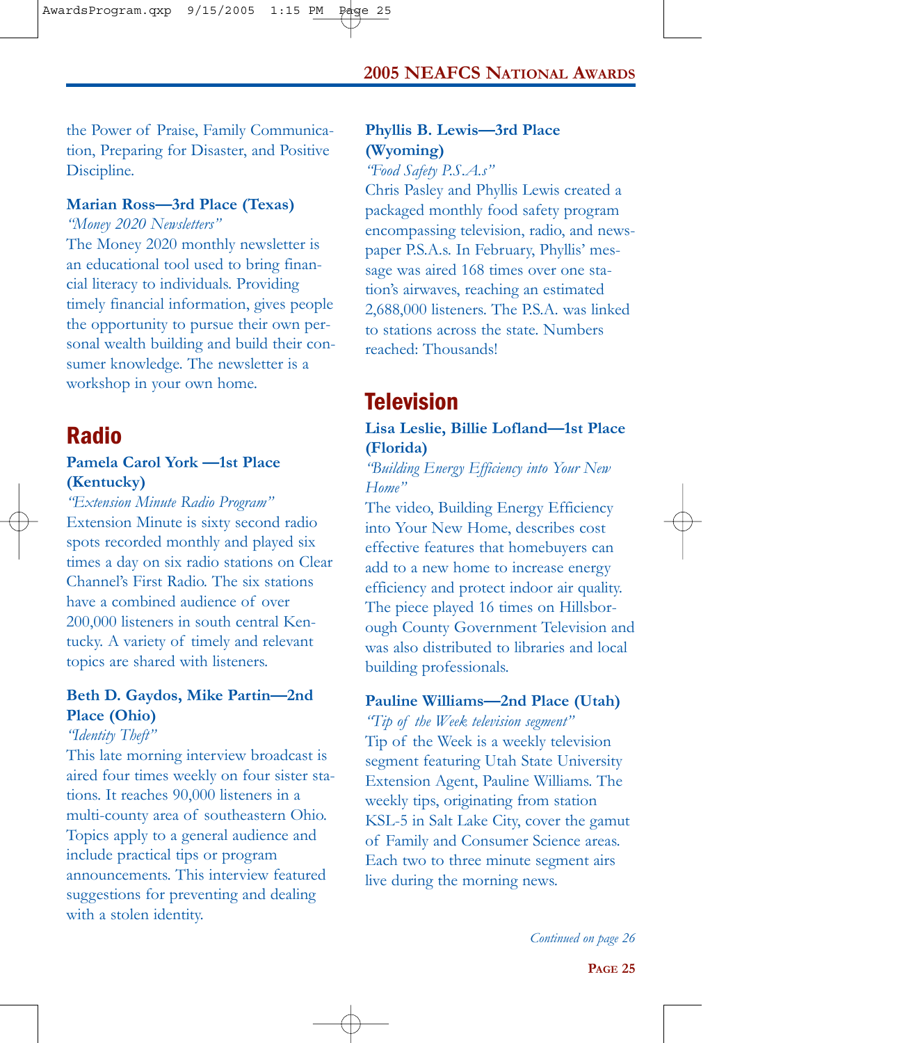the Power of Praise, Family Communication, Preparing for Disaster, and Positive Discipline.

**Marian Ross—3rd Place (Texas)**
*"Money 2020 Newsletters"*
The Money 2020 monthly newsletter is an educational tool used to bring financial literacy to individuals. Providing timely financial information, gives people the opportunity to pursue their own personal wealth building and build their consumer knowledge. The newsletter is a workshop in your own home.

## Radio

**Pamela Carol York —1st Place (Kentucky)**
*"Extension Minute Radio Program"*
Extension Minute is sixty second radio spots recorded monthly and played six times a day on six radio stations on Clear Channel's First Radio. The six stations have a combined audience of over 200,000 listeners in south central Kentucky. A variety of timely and relevant topics are shared with listeners.

**Beth D. Gaydos, Mike Partin—2nd Place (Ohio)**
*"Identity Theft"*
This late morning interview broadcast is aired four times weekly on four sister stations. It reaches 90,000 listeners in a multi-county area of southeastern Ohio. Topics apply to a general audience and include practical tips or program announcements. This interview featured suggestions for preventing and dealing with a stolen identity.

**Phyllis B. Lewis—3rd Place (Wyoming)**
*"Food Safety P.S.A.s"*
Chris Pasley and Phyllis Lewis created a packaged monthly food safety program encompassing television, radio, and newspaper P.S.A.s. In February, Phyllis' message was aired 168 times over one station's airwaves, reaching an estimated 2,688,000 listeners. The P.S.A. was linked to stations across the state. Numbers reached: Thousands!

## Television

**Lisa Leslie, Billie Lofland—1st Place (Florida)**
*"Building Energy Efficiency into Your New Home"*
The video, Building Energy Efficiency into Your New Home, describes cost effective features that homebuyers can add to a new home to increase energy efficiency and protect indoor air quality. The piece played 16 times on Hillsborough County Government Television and was also distributed to libraries and local building professionals.

**Pauline Williams—2nd Place (Utah)**
*"Tip of the Week television segment"*
Tip of the Week is a weekly television segment featuring Utah State University Extension Agent, Pauline Williams. The weekly tips, originating from station KSL-5 in Salt Lake City, cover the gamut of Family and Consumer Science areas. Each two to three minute segment airs live during the morning news.

*Continued on page 26*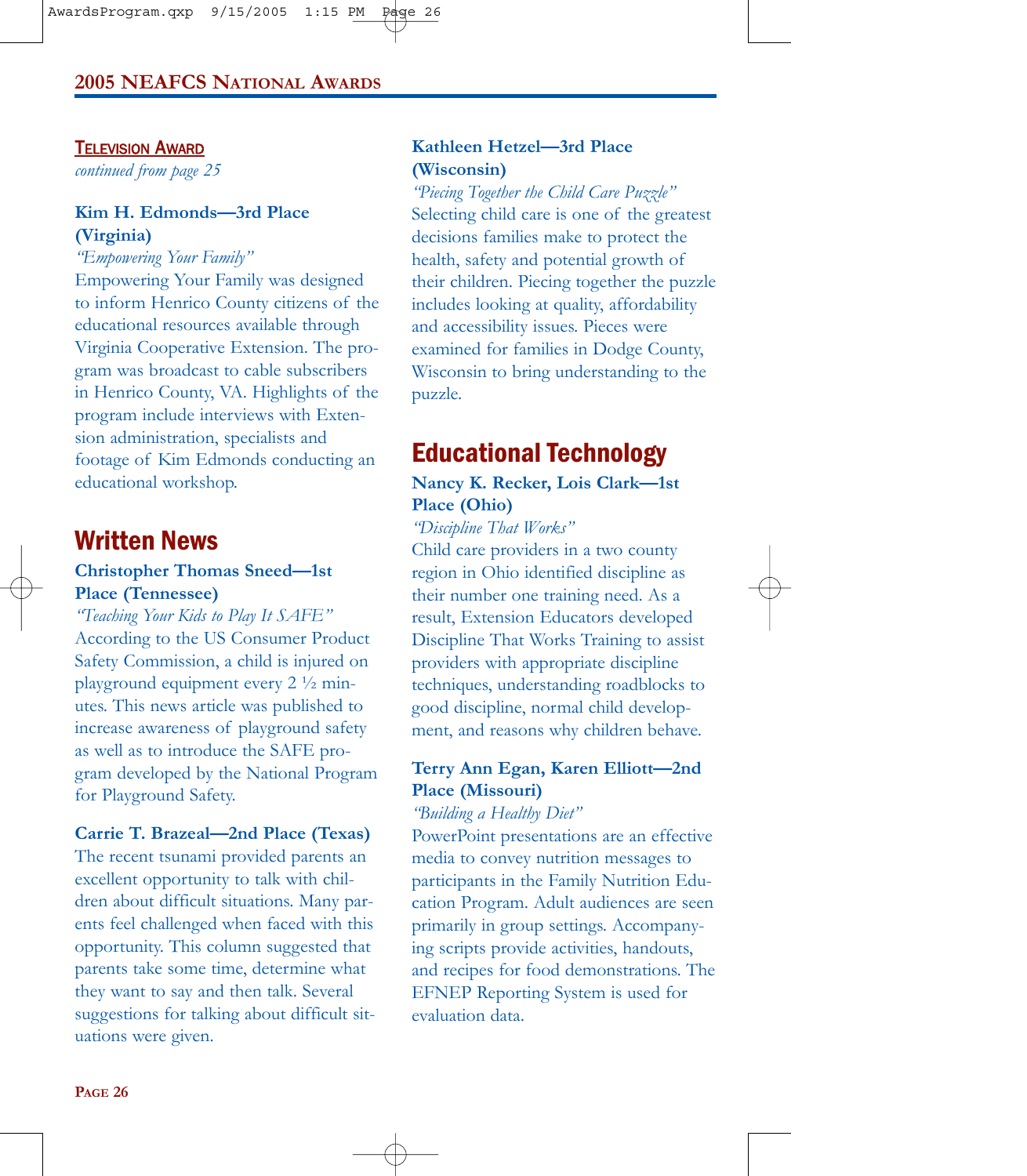### Television Award

*continued from page 25*

**Kim H. Edmonds—3rd Place (Virginia)**

*"Empowering Your Family"*

Empowering Your Family was designed to inform Henrico County citizens of the educational resources available through Virginia Cooperative Extension. The program was broadcast to cable subscribers in Henrico County, VA. Highlights of the program include interviews with Extension administration, specialists and footage of Kim Edmonds conducting an educational workshop.

## Written News

**Christopher Thomas Sneed—1st Place (Tennessee)**

*"Teaching Your Kids to Play It SAFE"*

According to the US Consumer Product Safety Commission, a child is injured on playground equipment every 2 ½ minutes. This news article was published to increase awareness of playground safety as well as to introduce the SAFE program developed by the National Program for Playground Safety.

**Carrie T. Brazeal—2nd Place (Texas)**

The recent tsunami provided parents an excellent opportunity to talk with children about difficult situations. Many parents feel challenged when faced with this opportunity. This column suggested that parents take some time, determine what they want to say and then talk. Several suggestions for talking about difficult situations were given.

**Kathleen Hetzel—3rd Place (Wisconsin)**

*"Piecing Together the Child Care Puzzle"*

Selecting child care is one of the greatest decisions families make to protect the health, safety and potential growth of their children. Piecing together the puzzle includes looking at quality, affordability and accessibility issues. Pieces were examined for families in Dodge County, Wisconsin to bring understanding to the puzzle.

## Educational Technology

**Nancy K. Recker, Lois Clark—1st Place (Ohio)**

*"Discipline That Works"*

Child care providers in a two county region in Ohio identified discipline as their number one training need. As a result, Extension Educators developed Discipline That Works Training to assist providers with appropriate discipline techniques, understanding roadblocks to good discipline, normal child development, and reasons why children behave.

**Terry Ann Egan, Karen Elliott—2nd Place (Missouri)**

*"Building a Healthy Diet"*

PowerPoint presentations are an effective media to convey nutrition messages to participants in the Family Nutrition Education Program. Adult audiences are seen primarily in group settings. Accompanying scripts provide activities, handouts, and recipes for food demonstrations. The EFNEP Reporting System is used for evaluation data.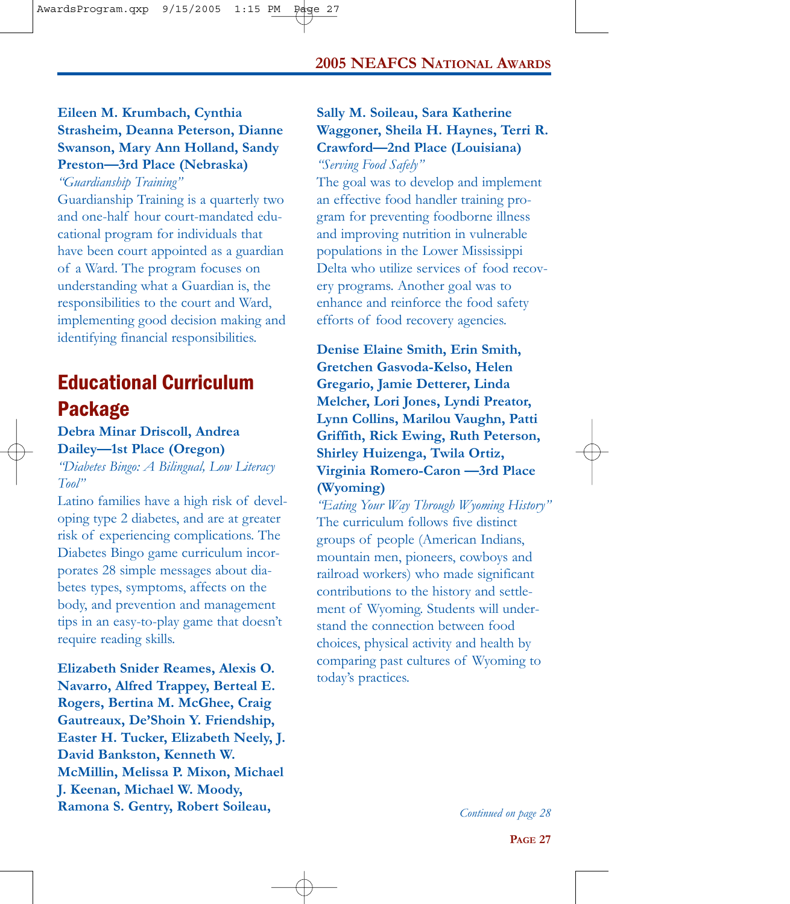**Eileen M. Krumbach, Cynthia Strasheim, Deanna Peterson, Dianne Swanson, Mary Ann Holland, Sandy Preston—3rd Place (Nebraska)**

*"Guardianship Training"*

Guardianship Training is a quarterly two and one-half hour court-mandated educational program for individuals that have been court appointed as a guardian of a Ward. The program focuses on understanding what a Guardian is, the responsibilities to the court and Ward, implementing good decision making and identifying financial responsibilities.

## Educational Curriculum Package

**Debra Minar Driscoll, Andrea Dailey—1st Place (Oregon)**

*"Diabetes Bingo: A Bilingual, Low Literacy Tool"*

Latino families have a high risk of developing type 2 diabetes, and are at greater risk of experiencing complications. The Diabetes Bingo game curriculum incorporates 28 simple messages about diabetes types, symptoms, affects on the body, and prevention and management tips in an easy-to-play game that doesn't require reading skills.

**Elizabeth Snider Reames, Alexis O. Navarro, Alfred Trappey, Berteal E. Rogers, Bertina M. McGhee, Craig Gautreaux, De'Shoin Y. Friendship, Easter H. Tucker, Elizabeth Neely, J. David Bankston, Kenneth W. McMillin, Melissa P. Mixon, Michael J. Keenan, Michael W. Moody, Ramona S. Gentry, Robert Soileau, Sally M. Soileau, Sara Katherine Waggoner, Sheila H. Haynes, Terri R. Crawford—2nd Place (Louisiana)**

*"Serving Food Safely"*

The goal was to develop and implement an effective food handler training program for preventing foodborne illness and improving nutrition in vulnerable populations in the Lower Mississippi Delta who utilize services of food recovery programs. Another goal was to enhance and reinforce the food safety efforts of food recovery agencies.

**Denise Elaine Smith, Erin Smith, Gretchen Gasvoda-Kelso, Helen Gregario, Jamie Detterer, Linda Melcher, Lori Jones, Lyndi Preator, Lynn Collins, Marilou Vaughn, Patti Griffith, Rick Ewing, Ruth Peterson, Shirley Huizenga, Twila Ortiz, Virginia Romero-Caron —3rd Place (Wyoming)**

*"Eating Your Way Through Wyoming History"*

The curriculum follows five distinct groups of people (American Indians, mountain men, pioneers, cowboys and railroad workers) who made significant contributions to the history and settlement of Wyoming. Students will understand the connection between food choices, physical activity and health by comparing past cultures of Wyoming to today's practices.

*Continued on page 28*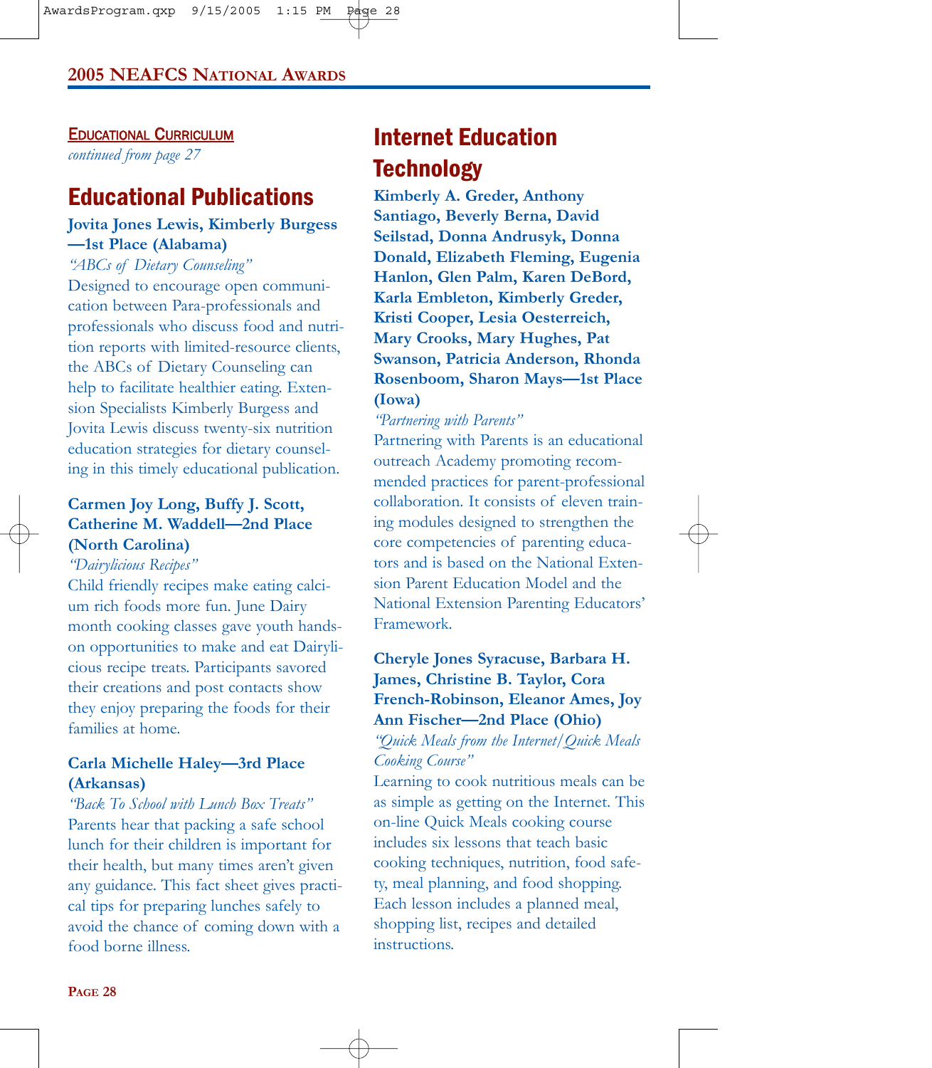**EDUCATIONAL CURRICULUM**
*continued from page 27*

## Educational Publications

**Jovita Jones Lewis, Kimberly Burgess—1st Place (Alabama)**

*"ABCs of Dietary Counseling"*

Designed to encourage open communication between Para-professionals and professionals who discuss food and nutrition reports with limited-resource clients, the ABCs of Dietary Counseling can help to facilitate healthier eating. Extension Specialists Kimberly Burgess and Jovita Lewis discuss twenty-six nutrition education strategies for dietary counseling in this timely educational publication.

**Carmen Joy Long, Buffy J. Scott, Catherine M. Waddell—2nd Place (North Carolina)**

*"Dairylicious Recipes"*

Child friendly recipes make eating calcium rich foods more fun. June Dairy month cooking classes gave youth hands-on opportunities to make and eat Dairylicious recipe treats. Participants savored their creations and post contacts show they enjoy preparing the foods for their families at home.

**Carla Michelle Haley—3rd Place (Arkansas)**

*"Back To School with Lunch Box Treats"*

Parents hear that packing a safe school lunch for their children is important for their health, but many times aren't given any guidance. This fact sheet gives practical tips for preparing lunches safely to avoid the chance of coming down with a food borne illness.

## Internet Education Technology

**Kimberly A. Greder, Anthony Santiago, Beverly Berna, David Seilstad, Donna Andrusyk, Donna Donald, Elizabeth Fleming, Eugenia Hanlon, Glen Palm, Karen DeBord, Karla Embleton, Kimberly Greder, Kristi Cooper, Lesia Oesterreich, Mary Crooks, Mary Hughes, Pat Swanson, Patricia Anderson, Rhonda Rosenboom, Sharon Mays—1st Place (Iowa)**

*"Partnering with Parents"*

Partnering with Parents is an educational outreach Academy promoting recommended practices for parent-professional collaboration. It consists of eleven training modules designed to strengthen the core competencies of parenting educators and is based on the National Extension Parent Education Model and the National Extension Parenting Educators' Framework.

**Cheryle Jones Syracuse, Barbara H. James, Christine B. Taylor, Cora French-Robinson, Eleanor Ames, Joy Ann Fischer—2nd Place (Ohio)**

*"Quick Meals from the Internet/Quick Meals Cooking Course"*

Learning to cook nutritious meals can be as simple as getting on the Internet. This on-line Quick Meals cooking course includes six lessons that teach basic cooking techniques, nutrition, food safety, meal planning, and food shopping. Each lesson includes a planned meal, shopping list, recipes and detailed instructions.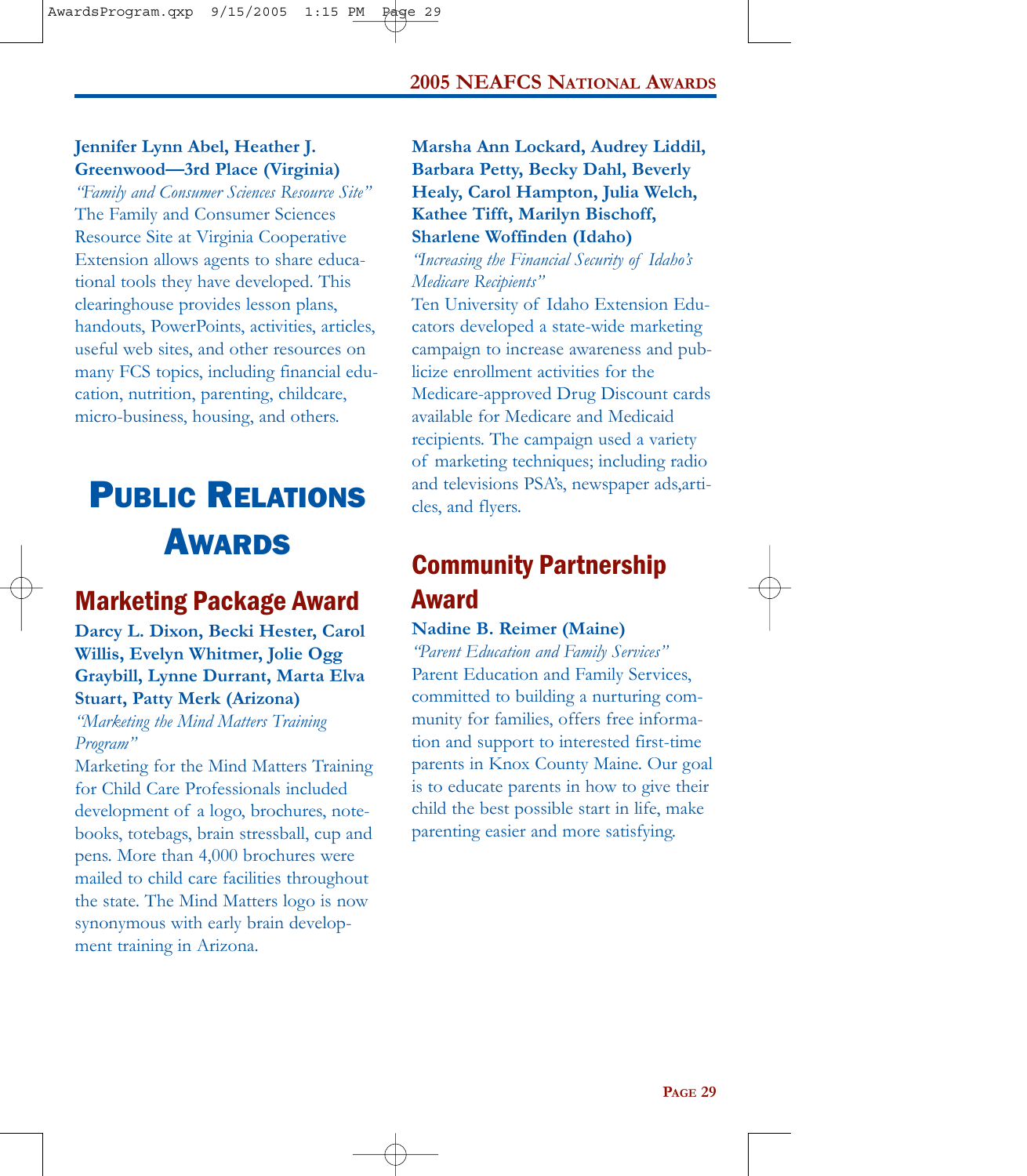**Jennifer Lynn Abel, Heather J. Greenwood—3rd Place (Virginia)**

*"Family and Consumer Sciences Resource Site"*

The Family and Consumer Sciences Resource Site at Virginia Cooperative Extension allows agents to share educational tools they have developed. This clearinghouse provides lesson plans, handouts, PowerPoints, activities, articles, useful web sites, and other resources on many FCS topics, including financial education, nutrition, parenting, childcare, micro-business, housing, and others.

# Public Relations Awards

## Marketing Package Award

**Darcy L. Dixon, Becki Hester, Carol Willis, Evelyn Whitmer, Jolie Ogg Graybill, Lynne Durrant, Marta Elva Stuart, Patty Merk (Arizona)**

*"Marketing the Mind Matters Training Program"*

Marketing for the Mind Matters Training for Child Care Professionals included development of a logo, brochures, notebooks, totebags, brain stressball, cup and pens. More than 4,000 brochures were mailed to child care facilities throughout the state. The Mind Matters logo is now synonymous with early brain development training in Arizona.

**Marsha Ann Lockard, Audrey Liddil, Barbara Petty, Becky Dahl, Beverly Healy, Carol Hampton, Julia Welch, Kathee Tifft, Marilyn Bischoff, Sharlene Woffinden (Idaho)**

*"Increasing the Financial Security of Idaho's Medicare Recipients"*

Ten University of Idaho Extension Educators developed a state-wide marketing campaign to increase awareness and publicize enrollment activities for the Medicare-approved Drug Discount cards available for Medicare and Medicaid recipients. The campaign used a variety of marketing techniques; including radio and televisions PSA's, newspaper ads,articles, and flyers.

## Community Partnership Award

**Nadine B. Reimer (Maine)**

*"Parent Education and Family Services"*

Parent Education and Family Services, committed to building a nurturing community for families, offers free information and support to interested first-time parents in Knox County Maine. Our goal is to educate parents in how to give their child the best possible start in life, make parenting easier and more satisfying.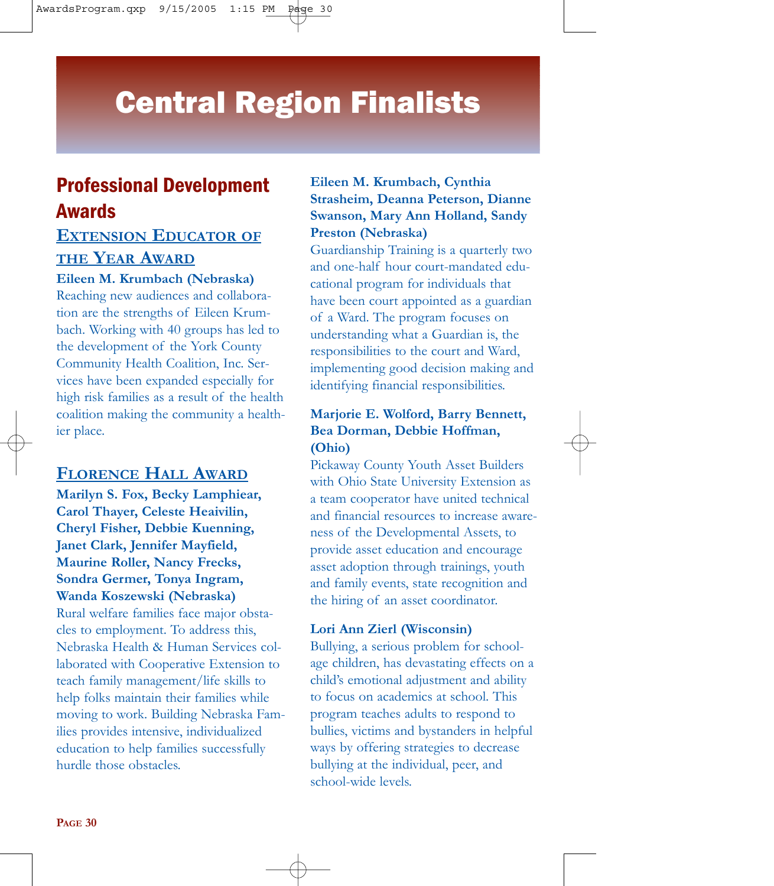# Central Region Finalists

## Professional Development Awards

### Extension Educator of the Year Award

**Eileen M. Krumbach (Nebraska)**
Reaching new audiences and collaboration are the strengths of Eileen Krumbach. Working with 40 groups has led to the development of the York County Community Health Coalition, Inc. Services have been expanded especially for high risk families as a result of the health coalition making the community a healthier place.

### Florence Hall Award

**Marilyn S. Fox, Becky Lamphiear, Carol Thayer, Celeste Heaivilin, Cheryl Fisher, Debbie Kuenning, Janet Clark, Jennifer Mayfield, Maurine Roller, Nancy Frecks, Sondra Germer, Tonya Ingram, Wanda Koszewski (Nebraska)**
Rural welfare families face major obstacles to employment. To address this, Nebraska Health & Human Services collaborated with Cooperative Extension to teach family management/life skills to help folks maintain their families while moving to work. Building Nebraska Families provides intensive, individualized education to help families successfully hurdle those obstacles.

**Eileen M. Krumbach, Cynthia Strasheim, Deanna Peterson, Dianne Swanson, Mary Ann Holland, Sandy Preston (Nebraska)**
Guardianship Training is a quarterly two and one-half hour court-mandated educational program for individuals that have been court appointed as a guardian of a Ward. The program focuses on understanding what a Guardian is, the responsibilities to the court and Ward, implementing good decision making and identifying financial responsibilities.

**Marjorie E. Wolford, Barry Bennett, Bea Dorman, Debbie Hoffman, (Ohio)**
Pickaway County Youth Asset Builders with Ohio State University Extension as a team cooperator have united technical and financial resources to increase awareness of the Developmental Assets, to provide asset education and encourage asset adoption through trainings, youth and family events, state recognition and the hiring of an asset coordinator.

**Lori Ann Zierl (Wisconsin)**
Bullying, a serious problem for school-age children, has devastating effects on a child's emotional adjustment and ability to focus on academics at school. This program teaches adults to respond to bullies, victims and bystanders in helpful ways by offering strategies to decrease bullying at the individual, peer, and school-wide levels.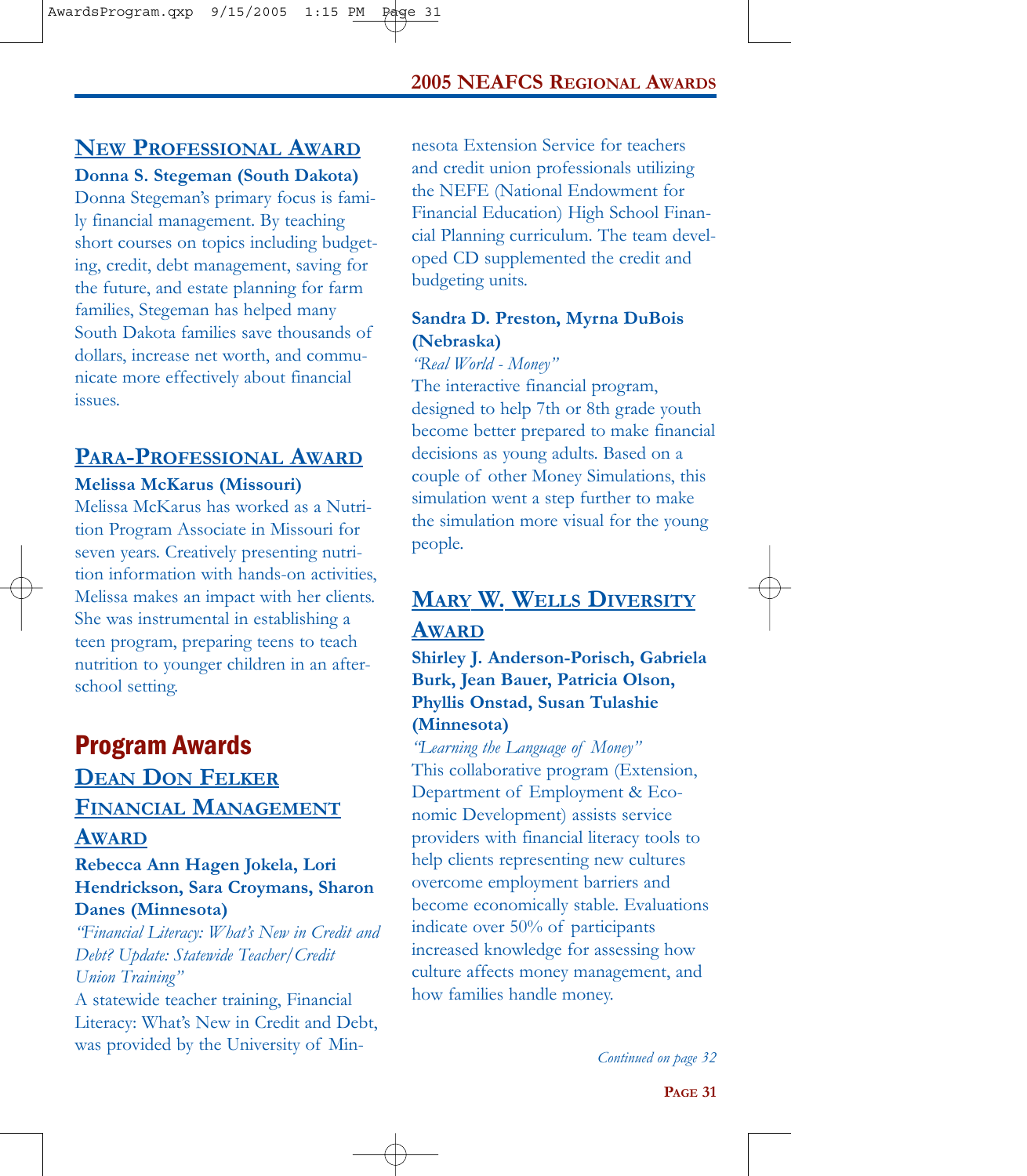## New Professional Award

**Donna S. Stegeman (South Dakota)**

Donna Stegeman's primary focus is family financial management. By teaching short courses on topics including budgeting, credit, debt management, saving for the future, and estate planning for farm families, Stegeman has helped many South Dakota families save thousands of dollars, increase net worth, and communicate more effectively about financial issues.

## Para-Professional Award

**Melissa McKarus (Missouri)**

Melissa McKarus has worked as a Nutrition Program Associate in Missouri for seven years. Creatively presenting nutrition information with hands-on activities, Melissa makes an impact with her clients. She was instrumental in establishing a teen program, preparing teens to teach nutrition to younger children in an after-school setting.

# Program Awards

## Dean Don Felker Financial Management Award

**Rebecca Ann Hagen Jokela, Lori Hendrickson, Sara Croymans, Sharon Danes (Minnesota)**

*"Financial Literacy: What's New in Credit and Debt? Update: Statewide Teacher/Credit Union Training"*

A statewide teacher training, Financial Literacy: What's New in Credit and Debt, was provided by the University of Minnesota Extension Service for teachers and credit union professionals utilizing the NEFE (National Endowment for Financial Education) High School Financial Planning curriculum. The team developed CD supplemented the credit and budgeting units.

**Sandra D. Preston, Myrna DuBois (Nebraska)**

*"Real World - Money"*

The interactive financial program, designed to help 7th or 8th grade youth become better prepared to make financial decisions as young adults. Based on a couple of other Money Simulations, this simulation went a step further to make the simulation more visual for the young people.

## Mary W. Wells Diversity Award

**Shirley J. Anderson-Porisch, Gabriela Burk, Jean Bauer, Patricia Olson, Phyllis Onstad, Susan Tulashie (Minnesota)**

*"Learning the Language of Money"*

This collaborative program (Extension, Department of Employment & Economic Development) assists service providers with financial literacy tools to help clients representing new cultures overcome employment barriers and become economically stable. Evaluations indicate over 50% of participants increased knowledge for assessing how culture affects money management, and how families handle money.

*Continued on page 32*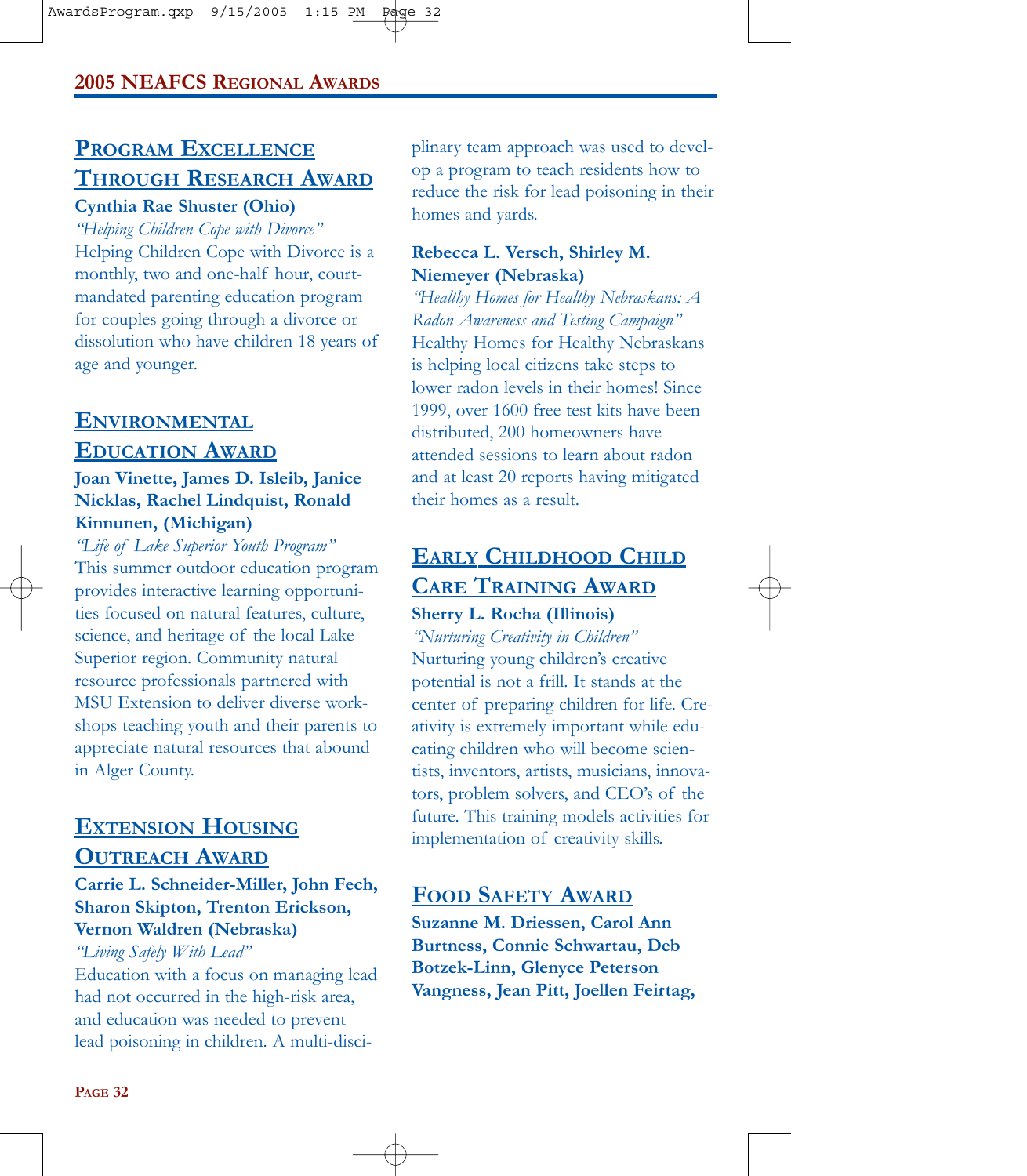## Program Excellence Through Research Award

**Cynthia Rae Shuster (Ohio)**

*"Helping Children Cope with Divorce"*

Helping Children Cope with Divorce is a monthly, two and one-half hour, court-mandated parenting education program for couples going through a divorce or dissolution who have children 18 years of age and younger.

## Environmental Education Award

**Joan Vinette, James D. Isleib, Janice Nicklas, Rachel Lindquist, Ronald Kinnunen, (Michigan)**

*"Life of Lake Superior Youth Program"*

This summer outdoor education program provides interactive learning opportunities focused on natural features, culture, science, and heritage of the local Lake Superior region. Community natural resource professionals partnered with MSU Extension to deliver diverse workshops teaching youth and their parents to appreciate natural resources that abound in Alger County.

## Extension Housing Outreach Award

**Carrie L. Schneider-Miller, John Fech, Sharon Skipton, Trenton Erickson, Vernon Waldren (Nebraska)**

*"Living Safely With Lead"*

Education with a focus on managing lead had not occurred in the high-risk area, and education was needed to prevent lead poisoning in children. A multi-disciplinary team approach was used to develop a program to teach residents how to reduce the risk for lead poisoning in their homes and yards.

**Rebecca L. Versch, Shirley M. Niemeyer (Nebraska)**

*"Healthy Homes for Healthy Nebraskans: A Radon Awareness and Testing Campaign"*

Healthy Homes for Healthy Nebraskans is helping local citizens take steps to lower radon levels in their homes! Since 1999, over 1600 free test kits have been distributed, 200 homeowners have attended sessions to learn about radon and at least 20 reports having mitigated their homes as a result.

## Early Childhood Child Care Training Award

**Sherry L. Rocha (Illinois)**

*"Nurturing Creativity in Children"*

Nurturing young children's creative potential is not a frill. It stands at the center of preparing children for life. Creativity is extremely important while educating children who will become scientists, inventors, artists, musicians, innovators, problem solvers, and CEO's of the future. This training models activities for implementation of creativity skills.

## Food Safety Award

**Suzanne M. Driessen, Carol Ann Burtness, Connie Schwartau, Deb Botzek-Linn, Glenyce Peterson Vangness, Jean Pitt, Joellen Feirtag,**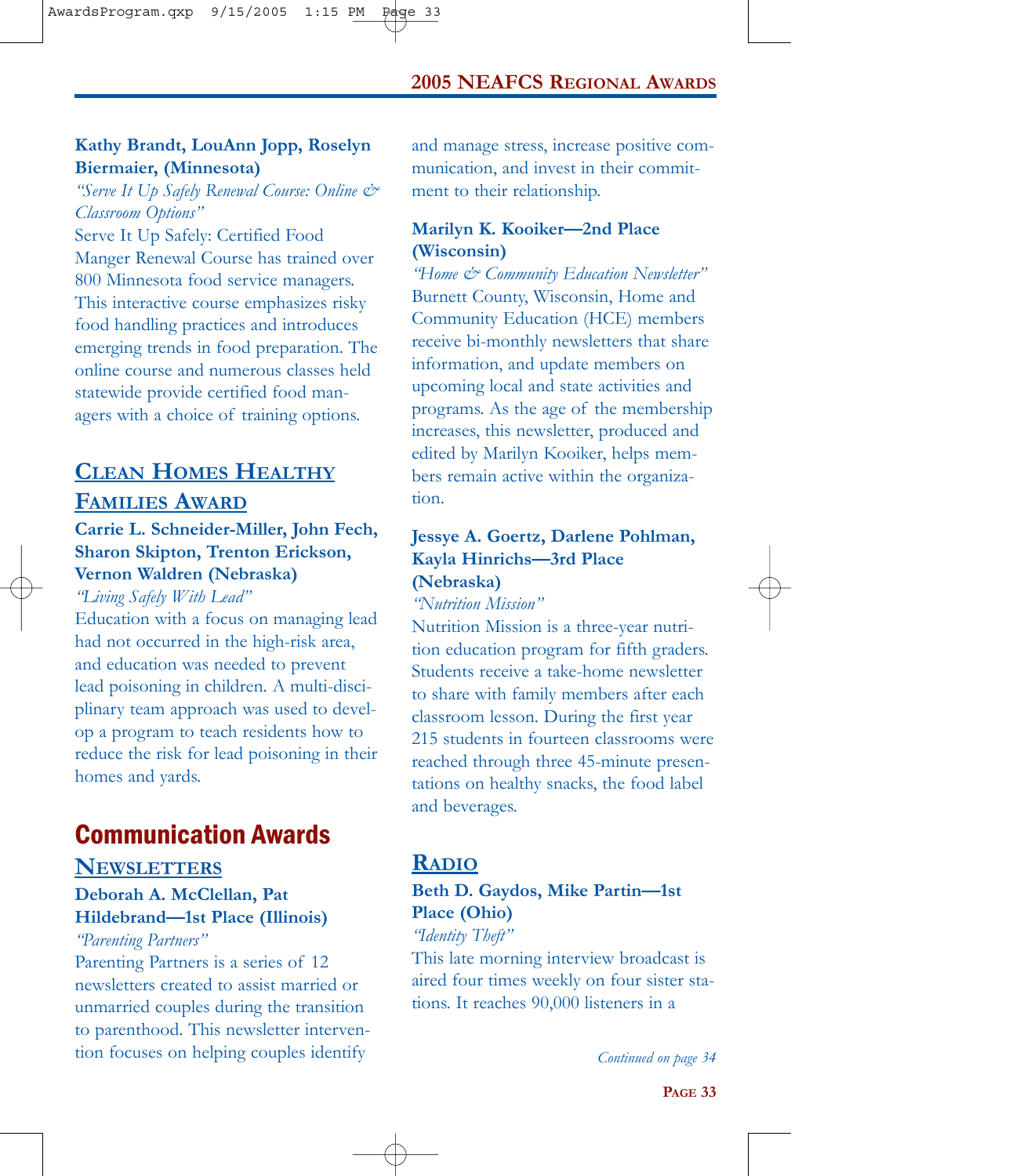**Kathy Brandt, LouAnn Jopp, Roselyn Biermaier, (Minnesota)**

*"Serve It Up Safely Renewal Course: Online & Classroom Options"*

Serve It Up Safely: Certified Food Manger Renewal Course has trained over 800 Minnesota food service managers. This interactive course emphasizes risky food handling practices and introduces emerging trends in food preparation. The online course and numerous classes held statewide provide certified food managers with a choice of training options.

### Clean Homes Healthy Families Award

**Carrie L. Schneider-Miller, John Fech, Sharon Skipton, Trenton Erickson, Vernon Waldren (Nebraska)**

*"Living Safely With Lead"*

Education with a focus on managing lead had not occurred in the high-risk area, and education was needed to prevent lead poisoning in children. A multi-disciplinary team approach was used to develop a program to teach residents how to reduce the risk for lead poisoning in their homes and yards.

## Communication Awards

### Newsletters

**Deborah A. McClellan, Pat Hildebrand—1st Place (Illinois)**

*"Parenting Partners"*

Parenting Partners is a series of 12 newsletters created to assist married or unmarried couples during the transition to parenthood. This newsletter intervention focuses on helping couples identify and manage stress, increase positive communication, and invest in their commitment to their relationship.

**Marilyn K. Kooiker—2nd Place (Wisconsin)**

*"Home & Community Education Newsletter"*

Burnett County, Wisconsin, Home and Community Education (HCE) members receive bi-monthly newsletters that share information, and update members on upcoming local and state activities and programs. As the age of the membership increases, this newsletter, produced and edited by Marilyn Kooiker, helps members remain active within the organization.

**Jessye A. Goertz, Darlene Pohlman, Kayla Hinrichs—3rd Place (Nebraska)**

*"Nutrition Mission"*

Nutrition Mission is a three-year nutrition education program for fifth graders. Students receive a take-home newsletter to share with family members after each classroom lesson. During the first year 215 students in fourteen classrooms were reached through three 45-minute presentations on healthy snacks, the food label and beverages.

### Radio

**Beth D. Gaydos, Mike Partin—1st Place (Ohio)**

*"Identity Theft"*

This late morning interview broadcast is aired four times weekly on four sister stations. It reaches 90,000 listeners in a

*Continued on page 34*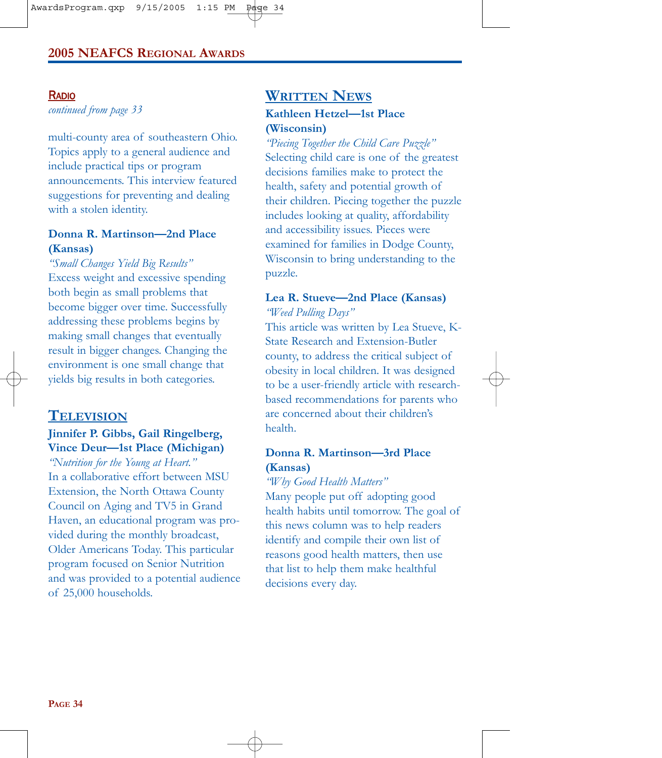## Radio

*continued from page 33*

multi-county area of southeastern Ohio. Topics apply to a general audience and include practical tips or program announcements. This interview featured suggestions for preventing and dealing with a stolen identity.

**Donna R. Martinson—2nd Place (Kansas)**

*"Small Changes Yield Big Results"*

Excess weight and excessive spending both begin as small problems that become bigger over time. Successfully addressing these problems begins by making small changes that eventually result in bigger changes. Changing the environment is one small change that yields big results in both categories.

## Television

**Jinnifer P. Gibbs, Gail Ringelberg, Vince Deur—1st Place (Michigan)**

*"Nutrition for the Young at Heart."*

In a collaborative effort between MSU Extension, the North Ottawa County Council on Aging and TV5 in Grand Haven, an educational program was provided during the monthly broadcast, Older Americans Today. This particular program focused on Senior Nutrition and was provided to a potential audience of 25,000 households.

## Written News

**Kathleen Hetzel—1st Place (Wisconsin)**

*"Piecing Together the Child Care Puzzle"*

Selecting child care is one of the greatest decisions families make to protect the health, safety and potential growth of their children. Piecing together the puzzle includes looking at quality, affordability and accessibility issues. Pieces were examined for families in Dodge County, Wisconsin to bring understanding to the puzzle.

**Lea R. Stueve—2nd Place (Kansas)**

*"Weed Pulling Days"*

This article was written by Lea Stueve, K-State Research and Extension-Butler county, to address the critical subject of obesity in local children. It was designed to be a user-friendly article with research-based recommendations for parents who are concerned about their children's health.

**Donna R. Martinson—3rd Place (Kansas)**

*"Why Good Health Matters"*

Many people put off adopting good health habits until tomorrow. The goal of this news column was to help readers identify and compile their own list of reasons good health matters, then use that list to help them make healthful decisions every day.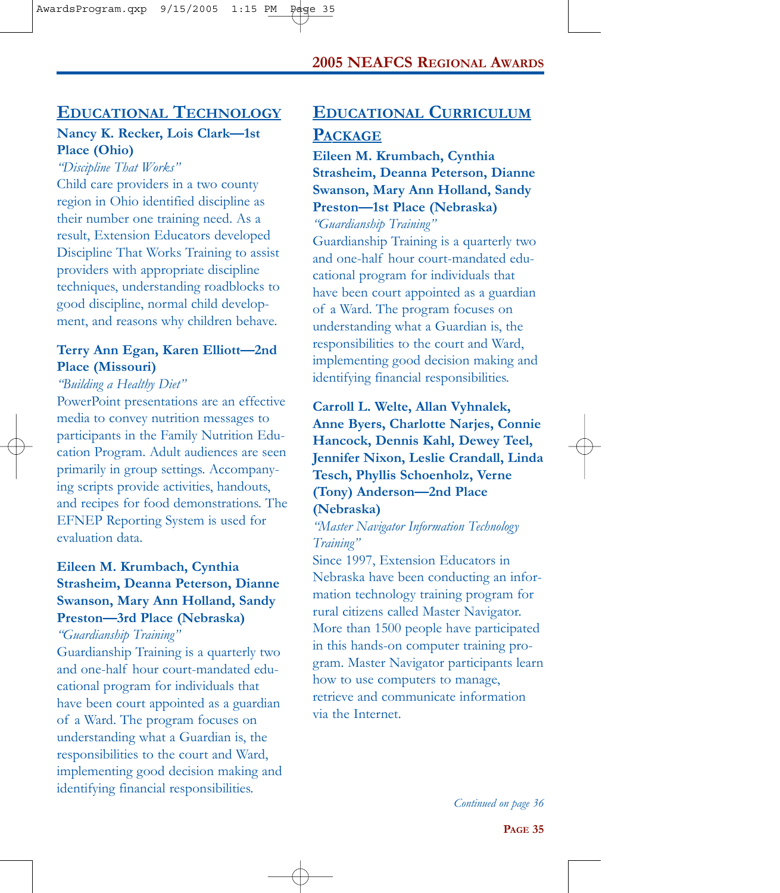## Educational Technology

**Nancy K. Recker, Lois Clark—1st Place (Ohio)**

*"Discipline That Works"*

Child care providers in a two county region in Ohio identified discipline as their number one training need. As a result, Extension Educators developed Discipline That Works Training to assist providers with appropriate discipline techniques, understanding roadblocks to good discipline, normal child development, and reasons why children behave.

**Terry Ann Egan, Karen Elliott—2nd Place (Missouri)**

*"Building a Healthy Diet"*

PowerPoint presentations are an effective media to convey nutrition messages to participants in the Family Nutrition Education Program. Adult audiences are seen primarily in group settings. Accompanying scripts provide activities, handouts, and recipes for food demonstrations. The EFNEP Reporting System is used for evaluation data.

**Eileen M. Krumbach, Cynthia Strasheim, Deanna Peterson, Dianne Swanson, Mary Ann Holland, Sandy Preston—3rd Place (Nebraska)**

*"Guardianship Training"*

Guardianship Training is a quarterly two and one-half hour court-mandated educational program for individuals that have been court appointed as a guardian of a Ward. The program focuses on understanding what a Guardian is, the responsibilities to the court and Ward, implementing good decision making and identifying financial responsibilities.

## Educational Curriculum Package

**Eileen M. Krumbach, Cynthia Strasheim, Deanna Peterson, Dianne Swanson, Mary Ann Holland, Sandy Preston—1st Place (Nebraska)**

*"Guardianship Training"*

Guardianship Training is a quarterly two and one-half hour court-mandated educational program for individuals that have been court appointed as a guardian of a Ward. The program focuses on understanding what a Guardian is, the responsibilities to the court and Ward, implementing good decision making and identifying financial responsibilities.

**Carroll L. Welte, Allan Vyhnalek, Anne Byers, Charlotte Narjes, Connie Hancock, Dennis Kahl, Dewey Teel, Jennifer Nixon, Leslie Crandall, Linda Tesch, Phyllis Schoenholz, Verne (Tony) Anderson—2nd Place (Nebraska)**

*"Master Navigator Information Technology Training"*

Since 1997, Extension Educators in Nebraska have been conducting an information technology training program for rural citizens called Master Navigator. More than 1500 people have participated in this hands-on computer training program. Master Navigator participants learn how to use computers to manage, retrieve and communicate information via the Internet.

*Continued on page 36*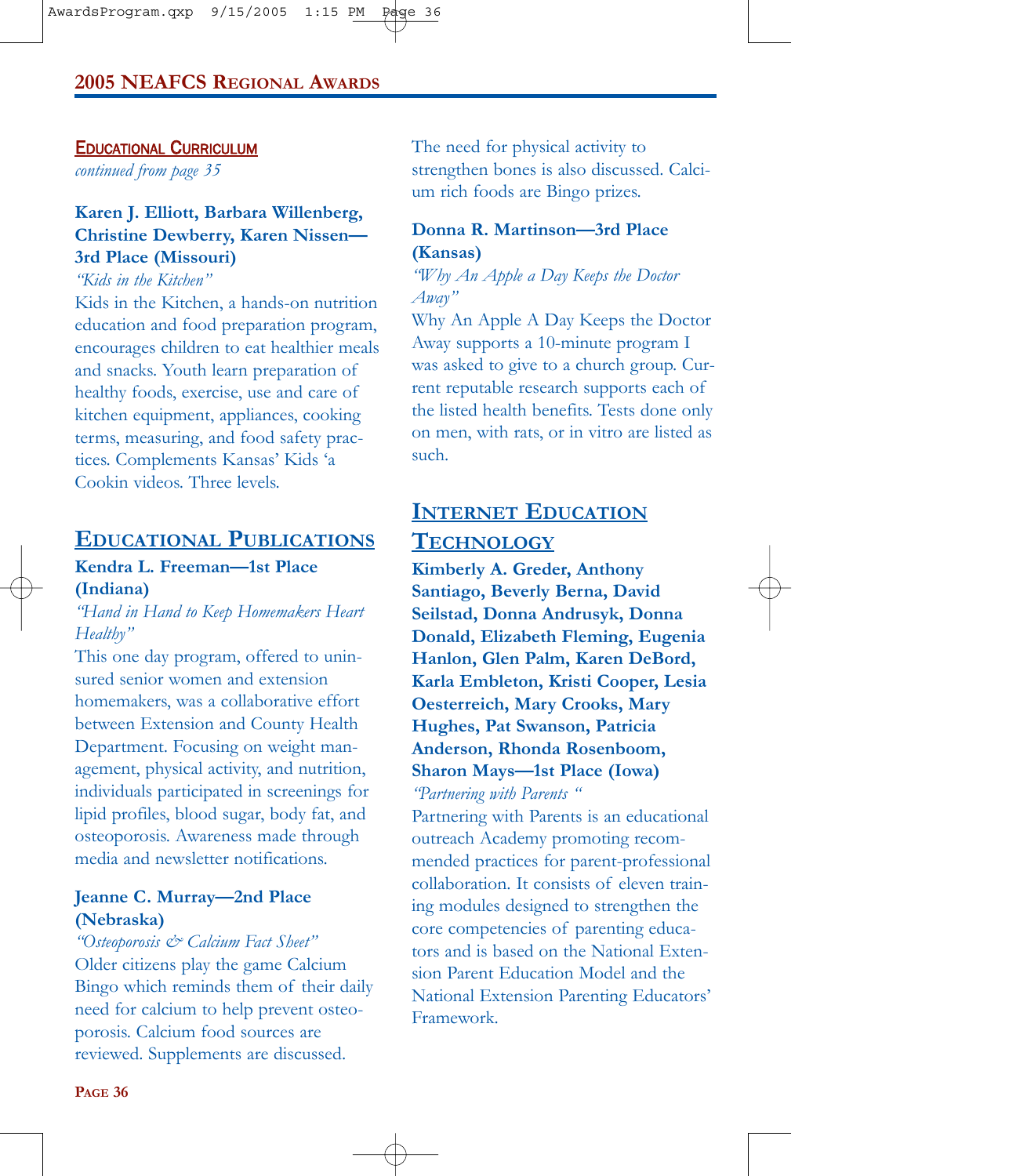## Educational Curriculum

*continued from page 35*

**Karen J. Elliott, Barbara Willenberg, Christine Dewberry, Karen Nissen—3rd Place (Missouri)**

*"Kids in the Kitchen"*

Kids in the Kitchen, a hands-on nutrition education and food preparation program, encourages children to eat healthier meals and snacks. Youth learn preparation of healthy foods, exercise, use and care of kitchen equipment, appliances, cooking terms, measuring, and food safety practices. Complements Kansas' Kids 'a Cookin videos. Three levels.

## Educational Publications

**Kendra L. Freeman—1st Place (Indiana)**

*"Hand in Hand to Keep Homemakers Heart Healthy"*

This one day program, offered to uninsured senior women and extension homemakers, was a collaborative effort between Extension and County Health Department. Focusing on weight management, physical activity, and nutrition, individuals participated in screenings for lipid profiles, blood sugar, body fat, and osteoporosis. Awareness made through media and newsletter notifications.

**Jeanne C. Murray—2nd Place (Nebraska)**

*"Osteoporosis & Calcium Fact Sheet"*

Older citizens play the game Calcium Bingo which reminds them of their daily need for calcium to help prevent osteoporosis. Calcium food sources are reviewed. Supplements are discussed. The need for physical activity to strengthen bones is also discussed. Calcium rich foods are Bingo prizes.

**Donna R. Martinson—3rd Place (Kansas)**

*"Why An Apple a Day Keeps the Doctor Away"*

Why An Apple A Day Keeps the Doctor Away supports a 10-minute program I was asked to give to a church group. Current reputable research supports each of the listed health benefits. Tests done only on men, with rats, or in vitro are listed as such.

## Internet Education Technology

**Kimberly A. Greder, Anthony Santiago, Beverly Berna, David Seilstad, Donna Andrusyk, Donna Donald, Elizabeth Fleming, Eugenia Hanlon, Glen Palm, Karen DeBord, Karla Embleton, Kristi Cooper, Lesia Oesterreich, Mary Crooks, Mary Hughes, Pat Swanson, Patricia Anderson, Rhonda Rosenboom, Sharon Mays—1st Place (Iowa)**

*"Partnering with Parents "*

Partnering with Parents is an educational outreach Academy promoting recommended practices for parent-professional collaboration. It consists of eleven training modules designed to strengthen the core competencies of parenting educators and is based on the National Extension Parent Education Model and the National Extension Parenting Educators' Framework.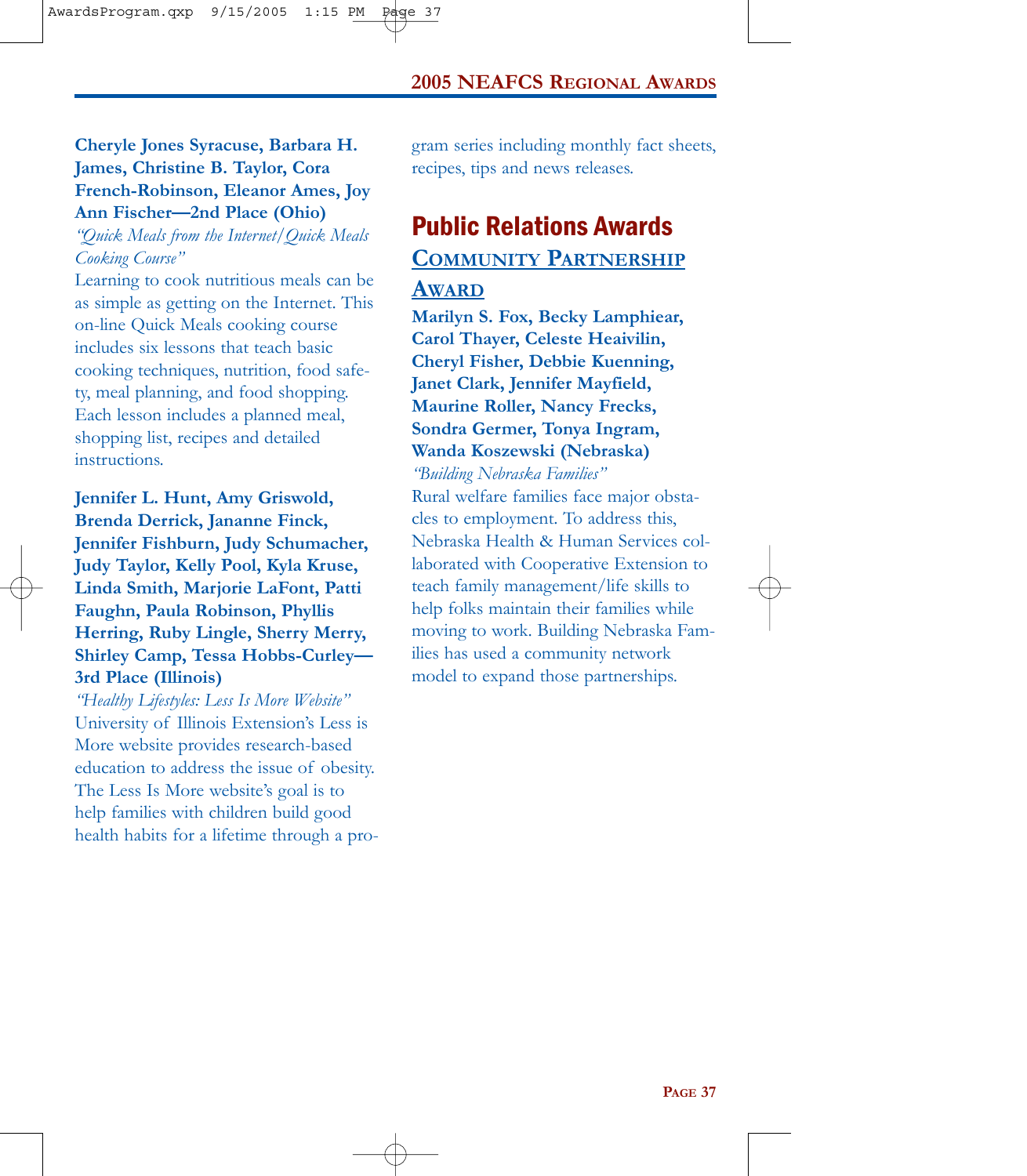**Cheryle Jones Syracuse, Barbara H. James, Christine B. Taylor, Cora French-Robinson, Eleanor Ames, Joy Ann Fischer—2nd Place (Ohio)**

*"Quick Meals from the Internet/Quick Meals Cooking Course"*

Learning to cook nutritious meals can be as simple as getting on the Internet. This on-line Quick Meals cooking course includes six lessons that teach basic cooking techniques, nutrition, food safety, meal planning, and food shopping. Each lesson includes a planned meal, shopping list, recipes and detailed instructions.

**Jennifer L. Hunt, Amy Griswold, Brenda Derrick, Jananne Finck, Jennifer Fishburn, Judy Schumacher, Judy Taylor, Kelly Pool, Kyla Kruse, Linda Smith, Marjorie LaFont, Patti Faughn, Paula Robinson, Phyllis Herring, Ruby Lingle, Sherry Merry, Shirley Camp, Tessa Hobbs-Curley—3rd Place (Illinois)**

*"Healthy Lifestyles: Less Is More Website"*

University of Illinois Extension's Less is More website provides research-based education to address the issue of obesity. The Less Is More website's goal is to help families with children build good health habits for a lifetime through a program series including monthly fact sheets, recipes, tips and news releases.

# Public Relations Awards

## Community Partnership Award

**Marilyn S. Fox, Becky Lamphiear, Carol Thayer, Celeste Heaivilin, Cheryl Fisher, Debbie Kuenning, Janet Clark, Jennifer Mayfield, Maurine Roller, Nancy Frecks, Sondra Germer, Tonya Ingram, Wanda Koszewski (Nebraska)**

*"Building Nebraska Families"*

Rural welfare families face major obstacles to employment. To address this, Nebraska Health & Human Services collaborated with Cooperative Extension to teach family management/life skills to help folks maintain their families while moving to work. Building Nebraska Families has used a community network model to expand those partnerships.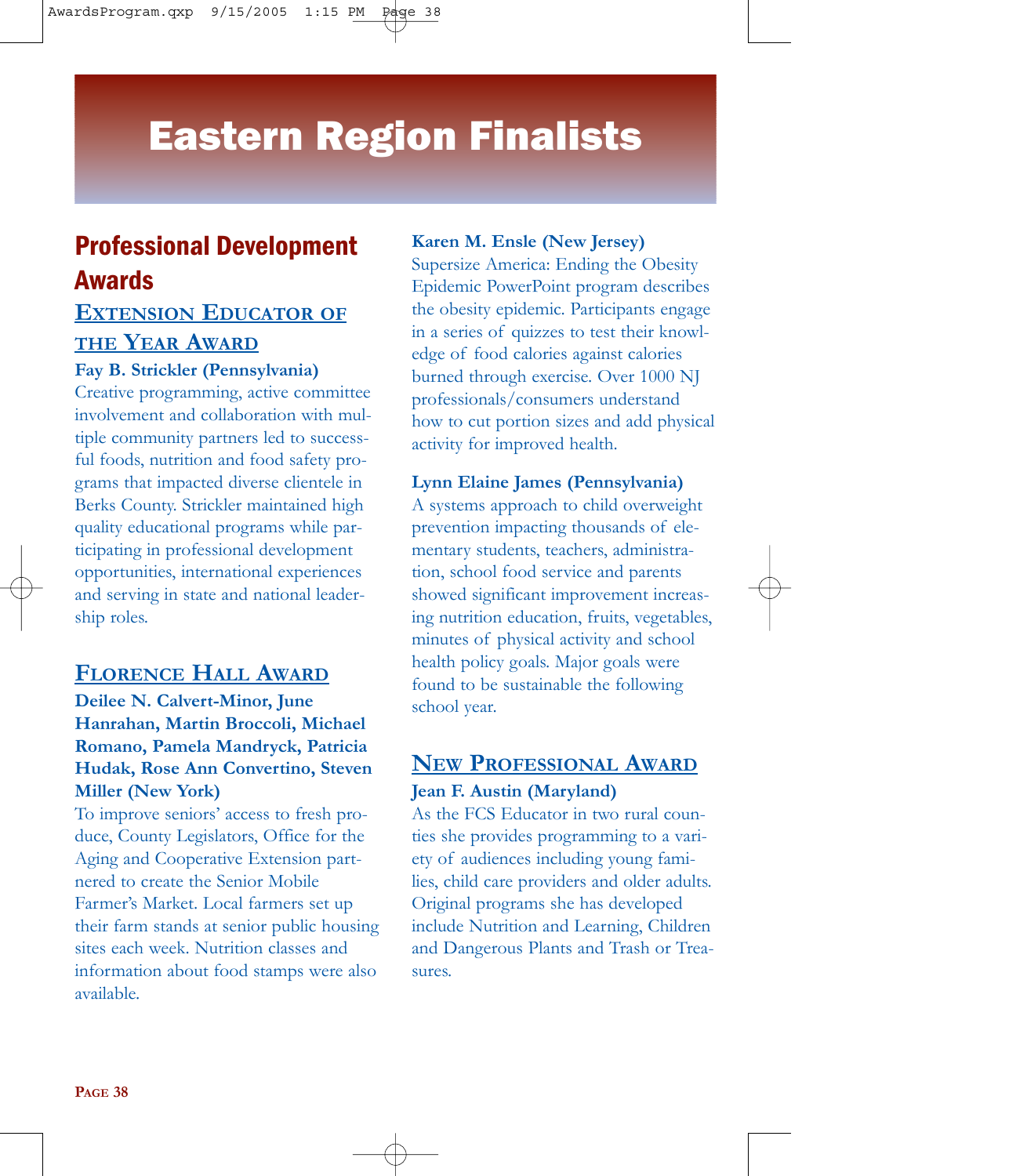# Eastern Region Finalists

## Professional Development Awards

### Extension Educator of the Year Award

**Fay B. Strickler (Pennsylvania)**
Creative programming, active committee involvement and collaboration with multiple community partners led to successful foods, nutrition and food safety programs that impacted diverse clientele in Berks County. Strickler maintained high quality educational programs while participating in professional development opportunities, international experiences and serving in state and national leadership roles.

### Florence Hall Award

**Deilee N. Calvert-Minor, June Hanrahan, Martin Broccoli, Michael Romano, Pamela Mandryck, Patricia Hudak, Rose Ann Convertino, Steven Miller (New York)**
To improve seniors' access to fresh produce, County Legislators, Office for the Aging and Cooperative Extension partnered to create the Senior Mobile Farmer's Market. Local farmers set up their farm stands at senior public housing sites each week. Nutrition classes and information about food stamps were also available.

**Karen M. Ensle (New Jersey)**
Supersize America: Ending the Obesity Epidemic PowerPoint program describes the obesity epidemic. Participants engage in a series of quizzes to test their knowledge of food calories against calories burned through exercise. Over 1000 NJ professionals/consumers understand how to cut portion sizes and add physical activity for improved health.

**Lynn Elaine James (Pennsylvania)**
A systems approach to child overweight prevention impacting thousands of elementary students, teachers, administration, school food service and parents showed significant improvement increasing nutrition education, fruits, vegetables, minutes of physical activity and school health policy goals. Major goals were found to be sustainable the following school year.

### New Professional Award

**Jean F. Austin (Maryland)**
As the FCS Educator in two rural counties she provides programming to a variety of audiences including young families, child care providers and older adults. Original programs she has developed include Nutrition and Learning, Children and Dangerous Plants and Trash or Treasures.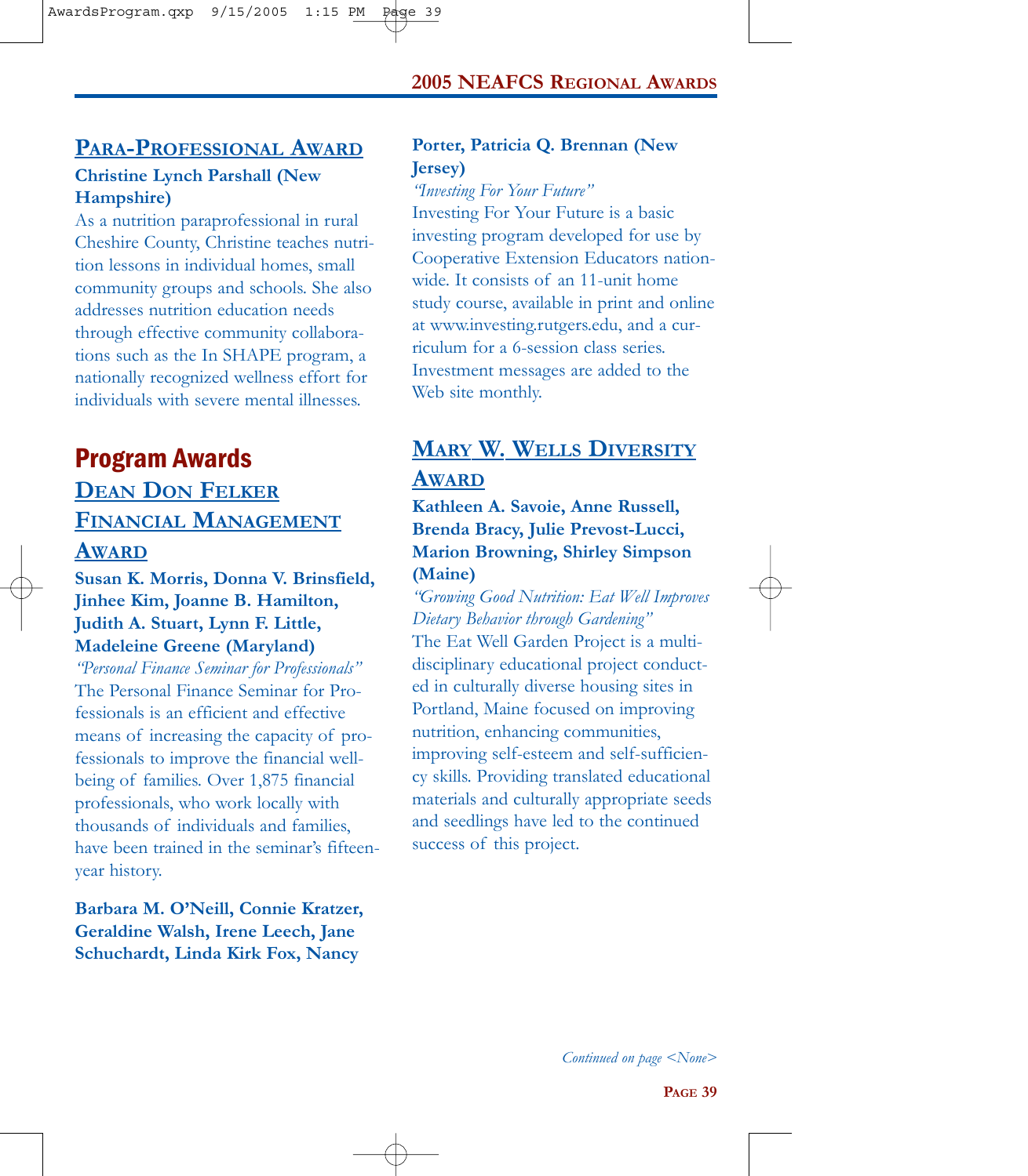## Para-Professional Award

**Christine Lynch Parshall (New Hampshire)**

As a nutrition paraprofessional in rural Cheshire County, Christine teaches nutrition lessons in individual homes, small community groups and schools. She also addresses nutrition education needs through effective community collaborations such as the In SHAPE program, a nationally recognized wellness effort for individuals with severe mental illnesses.

# Program Awards

## Dean Don Felker Financial Management Award

**Susan K. Morris, Donna V. Brinsfield, Jinhee Kim, Joanne B. Hamilton, Judith A. Stuart, Lynn F. Little, Madeleine Greene (Maryland)**

*"Personal Finance Seminar for Professionals"*

The Personal Finance Seminar for Professionals is an efficient and effective means of increasing the capacity of professionals to improve the financial well-being of families. Over 1,875 financial professionals, who work locally with thousands of individuals and families, have been trained in the seminar's fifteen-year history.

**Barbara M. O'Neill, Connie Kratzer, Geraldine Walsh, Irene Leech, Jane Schuchardt, Linda Kirk Fox, Nancy Porter, Patricia Q. Brennan (New Jersey)**

*"Investing For Your Future"*

Investing For Your Future is a basic investing program developed for use by Cooperative Extension Educators nationwide. It consists of an 11-unit home study course, available in print and online at www.investing.rutgers.edu, and a curriculum for a 6-session class series. Investment messages are added to the Web site monthly.

## Mary W. Wells Diversity Award

**Kathleen A. Savoie, Anne Russell, Brenda Bracy, Julie Prevost-Lucci, Marion Browning, Shirley Simpson (Maine)**

*"Growing Good Nutrition: Eat Well Improves Dietary Behavior through Gardening"*

The Eat Well Garden Project is a multidisciplinary educational project conducted in culturally diverse housing sites in Portland, Maine focused on improving nutrition, enhancing communities, improving self-esteem and self-sufficiency skills. Providing translated educational materials and culturally appropriate seeds and seedlings have led to the continued success of this project.

*Continued on page <None>*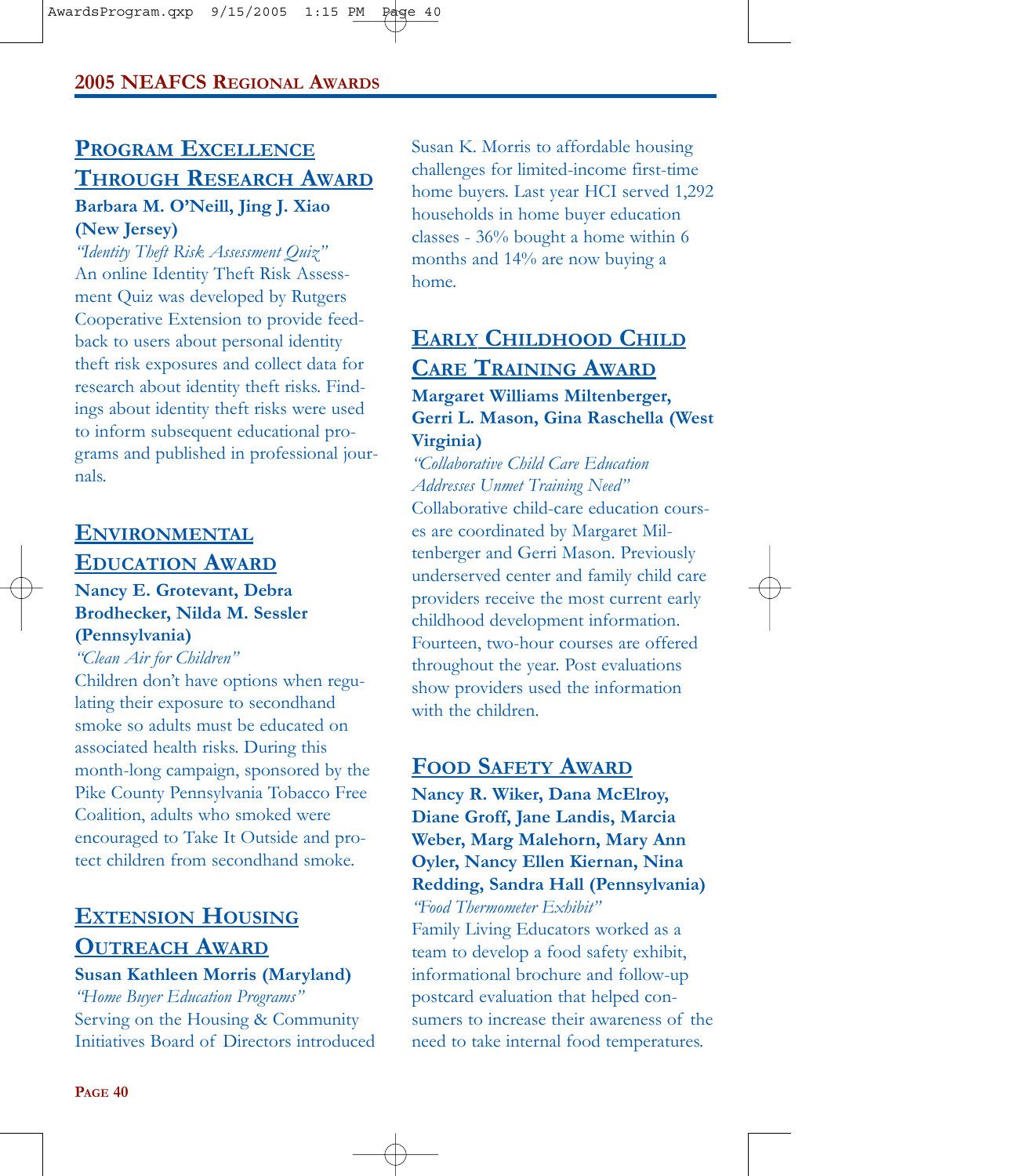## Program Excellence Through Research Award

**Barbara M. O'Neill, Jing J. Xiao (New Jersey)**

*"Identity Theft Risk Assessment Quiz"*

An online Identity Theft Risk Assessment Quiz was developed by Rutgers Cooperative Extension to provide feedback to users about personal identity theft risk exposures and collect data for research about identity theft risks. Findings about identity theft risks were used to inform subsequent educational programs and published in professional journals.

## Environmental Education Award

**Nancy E. Grotevant, Debra Brodhecker, Nilda M. Sessler (Pennsylvania)**

*"Clean Air for Children"*

Children don't have options when regulating their exposure to secondhand smoke so adults must be educated on associated health risks. During this month-long campaign, sponsored by the Pike County Pennsylvania Tobacco Free Coalition, adults who smoked were encouraged to Take It Outside and protect children from secondhand smoke.

## Extension Housing Outreach Award

**Susan Kathleen Morris (Maryland)**

*"Home Buyer Education Programs"*

Serving on the Housing & Community Initiatives Board of Directors introduced Susan K. Morris to affordable housing challenges for limited-income first-time home buyers. Last year HCI served 1,292 households in home buyer education classes - 36% bought a home within 6 months and 14% are now buying a home.

## Early Childhood Child Care Training Award

**Margaret Williams Miltenberger, Gerri L. Mason, Gina Raschella (West Virginia)**

*"Collaborative Child Care Education Addresses Unmet Training Need"*

Collaborative child-care education courses are coordinated by Margaret Miltenberger and Gerri Mason. Previously underserved center and family child care providers receive the most current early childhood development information. Fourteen, two-hour courses are offered throughout the year. Post evaluations show providers used the information with the children.

## Food Safety Award

**Nancy R. Wiker, Dana McElroy, Diane Groff, Jane Landis, Marcia Weber, Marg Malehorn, Mary Ann Oyler, Nancy Ellen Kiernan, Nina Redding, Sandra Hall (Pennsylvania)**

*"Food Thermometer Exhibit"*

Family Living Educators worked as a team to develop a food safety exhibit, informational brochure and follow-up postcard evaluation that helped consumers to increase their awareness of the need to take internal food temperatures.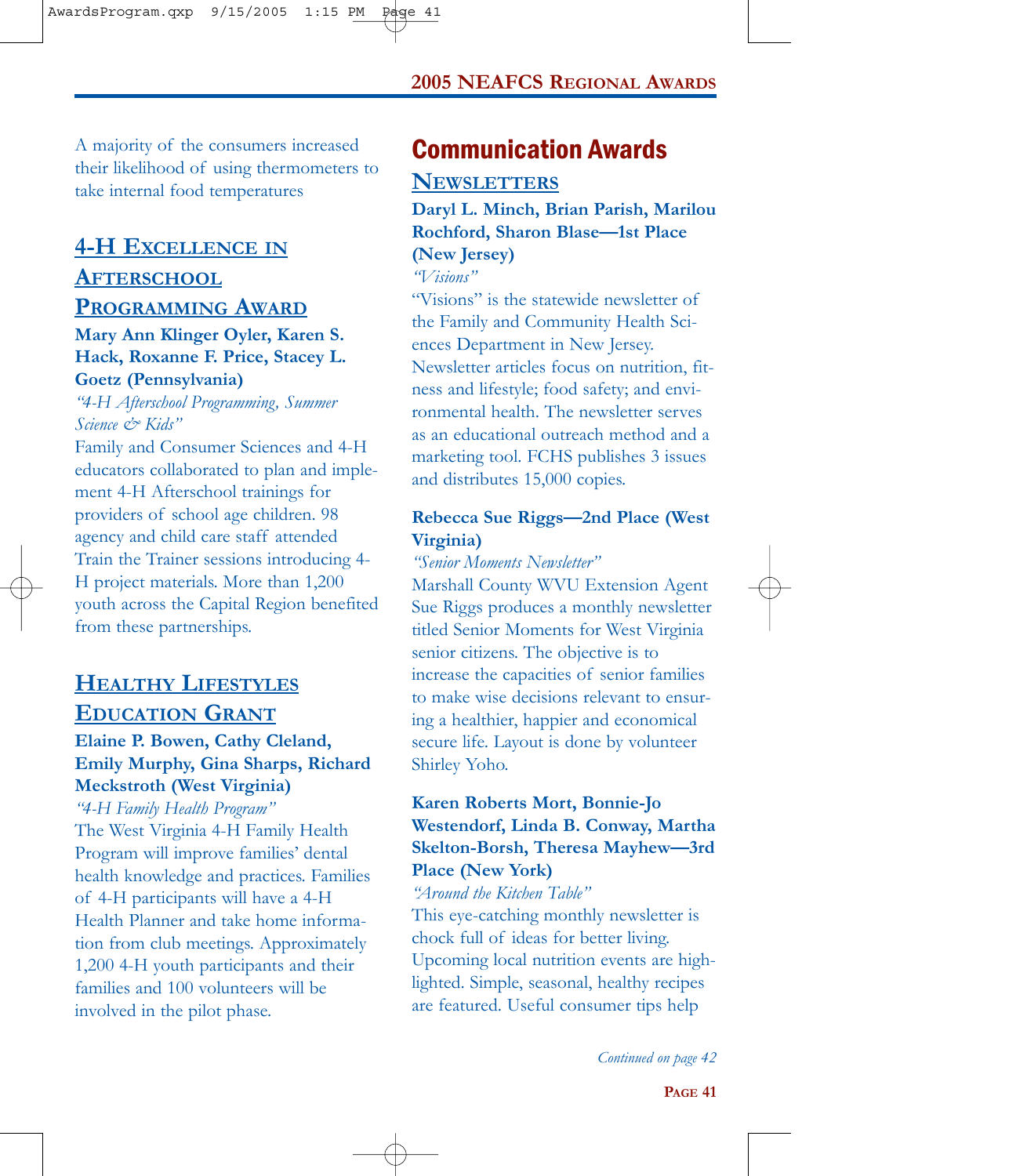A majority of the consumers increased their likelihood of using thermometers to take internal food temperatures

## 4-H Excellence in Afterschool Programming Award

**Mary Ann Klinger Oyler, Karen S. Hack, Roxanne F. Price, Stacey L. Goetz (Pennsylvania)**

*"4-H Afterschool Programming, Summer Science & Kids"*

Family and Consumer Sciences and 4-H educators collaborated to plan and implement 4-H Afterschool trainings for providers of school age children. 98 agency and child care staff attended Train the Trainer sessions introducing 4-H project materials. More than 1,200 youth across the Capital Region benefited from these partnerships.

## Healthy Lifestyles Education Grant

**Elaine P. Bowen, Cathy Cleland, Emily Murphy, Gina Sharps, Richard Meckstroth (West Virginia)**

*"4-H Family Health Program"*

The West Virginia 4-H Family Health Program will improve families' dental health knowledge and practices. Families of 4-H participants will have a 4-H Health Planner and take home information from club meetings. Approximately 1,200 4-H youth participants and their families and 100 volunteers will be involved in the pilot phase.

# Communication Awards

## Newsletters

**Daryl L. Minch, Brian Parish, Marilou Rochford, Sharon Blase—1st Place (New Jersey)**

*"Visions"*

"Visions" is the statewide newsletter of the Family and Community Health Sciences Department in New Jersey. Newsletter articles focus on nutrition, fitness and lifestyle; food safety; and environmental health. The newsletter serves as an educational outreach method and a marketing tool. FCHS publishes 3 issues and distributes 15,000 copies.

**Rebecca Sue Riggs—2nd Place (West Virginia)**

*"Senior Moments Newsletter"*

Marshall County WVU Extension Agent Sue Riggs produces a monthly newsletter titled Senior Moments for West Virginia senior citizens. The objective is to increase the capacities of senior families to make wise decisions relevant to ensuring a healthier, happier and economical secure life. Layout is done by volunteer Shirley Yoho.

**Karen Roberts Mort, Bonnie-Jo Westendorf, Linda B. Conway, Martha Skelton-Borsh, Theresa Mayhew—3rd Place (New York)**

*"Around the Kitchen Table"*

This eye-catching monthly newsletter is chock full of ideas for better living. Upcoming local nutrition events are highlighted. Simple, seasonal, healthy recipes are featured. Useful consumer tips help

*Continued on page 42*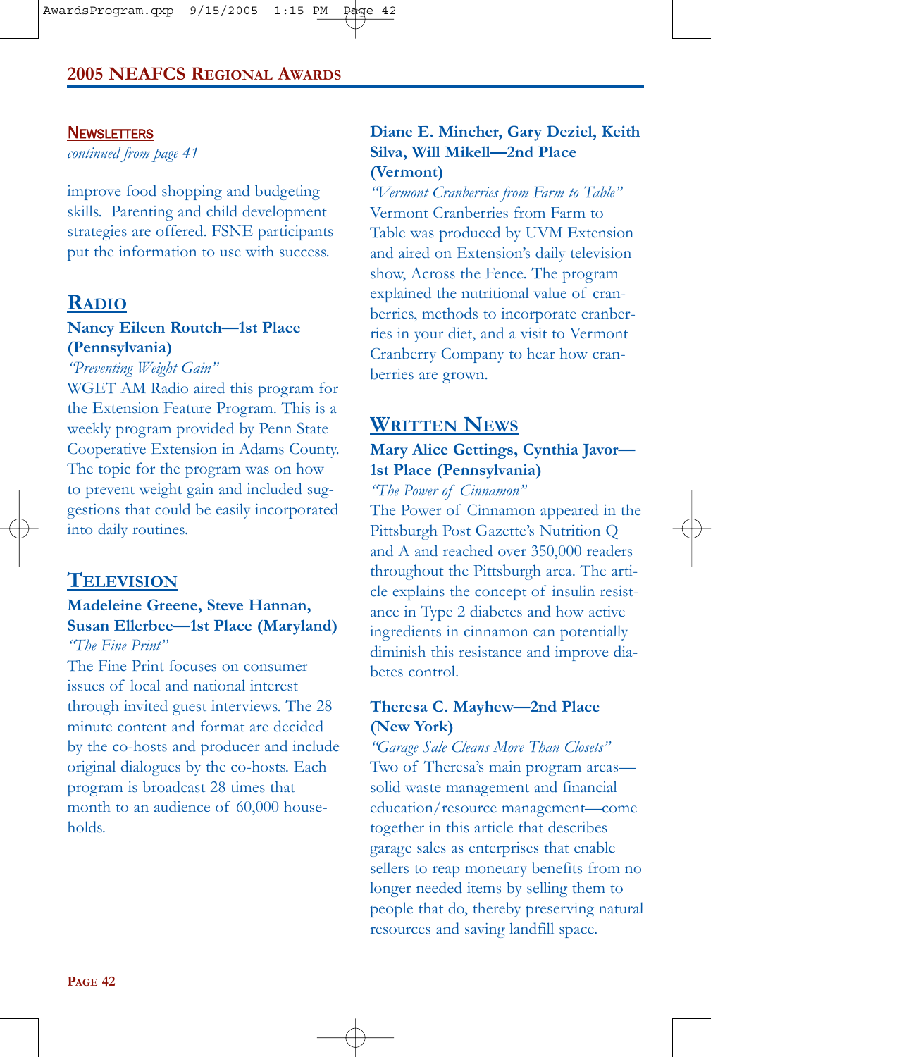## NEWSLETTERS

*continued from page 41*

improve food shopping and budgeting skills. Parenting and child development strategies are offered. FSNE participants put the information to use with success.

## RADIO

**Nancy Eileen Routch—1st Place (Pennsylvania)**

*"Preventing Weight Gain"*

WGET AM Radio aired this program for the Extension Feature Program. This is a weekly program provided by Penn State Cooperative Extension in Adams County. The topic for the program was on how to prevent weight gain and included suggestions that could be easily incorporated into daily routines.

## TELEVISION

**Madeleine Greene, Steve Hannan, Susan Ellerbee—1st Place (Maryland)**

*"The Fine Print"*

The Fine Print focuses on consumer issues of local and national interest through invited guest interviews. The 28 minute content and format are decided by the co-hosts and producer and include original dialogues by the co-hosts. Each program is broadcast 28 times that month to an audience of 60,000 households.

**Diane E. Mincher, Gary Deziel, Keith Silva, Will Mikell—2nd Place (Vermont)**

*"Vermont Cranberries from Farm to Table"*

Vermont Cranberries from Farm to Table was produced by UVM Extension and aired on Extension's daily television show, Across the Fence. The program explained the nutritional value of cranberries, methods to incorporate cranberries in your diet, and a visit to Vermont Cranberry Company to hear how cranberries are grown.

## WRITTEN NEWS

**Mary Alice Gettings, Cynthia Javor—1st Place (Pennsylvania)**

*"The Power of Cinnamon"*

The Power of Cinnamon appeared in the Pittsburgh Post Gazette's Nutrition Q and A and reached over 350,000 readers throughout the Pittsburgh area. The article explains the concept of insulin resistance in Type 2 diabetes and how active ingredients in cinnamon can potentially diminish this resistance and improve diabetes control.

**Theresa C. Mayhew—2nd Place (New York)**

*"Garage Sale Cleans More Than Closets"*

Two of Theresa's main program areas—solid waste management and financial education/resource management—come together in this article that describes garage sales as enterprises that enable sellers to reap monetary benefits from no longer needed items by selling them to people that do, thereby preserving natural resources and saving landfill space.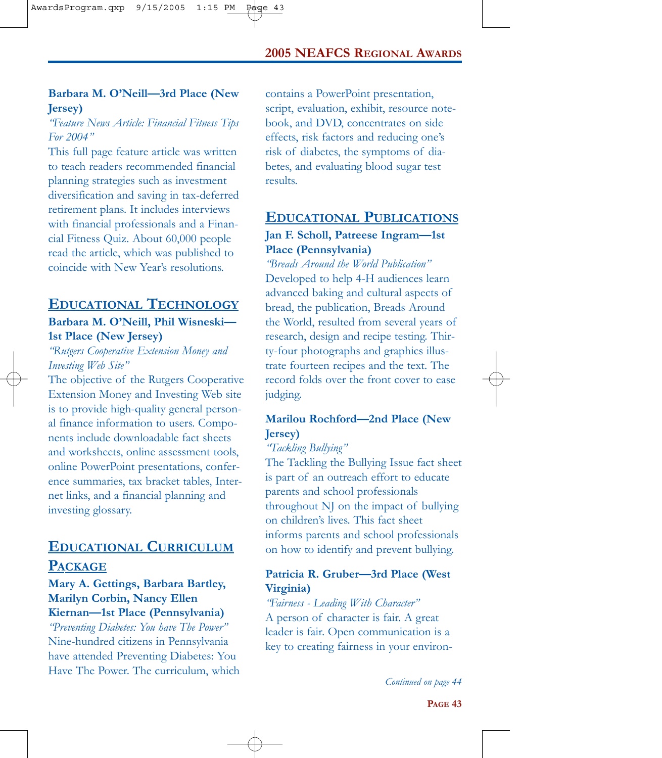**Barbara M. O'Neill—3rd Place (New Jersey)**

*"Feature News Article: Financial Fitness Tips For 2004"*

This full page feature article was written to teach readers recommended financial planning strategies such as investment diversification and saving in tax-deferred retirement plans. It includes interviews with financial professionals and a Financial Fitness Quiz. About 60,000 people read the article, which was published to coincide with New Year's resolutions.

## Educational Technology

**Barbara M. O'Neill, Phil Wisneski—1st Place (New Jersey)**

*"Rutgers Cooperative Extension Money and Investing Web Site"*

The objective of the Rutgers Cooperative Extension Money and Investing Web site is to provide high-quality general personal finance information to users. Components include downloadable fact sheets and worksheets, online assessment tools, online PowerPoint presentations, conference summaries, tax bracket tables, Internet links, and a financial planning and investing glossary.

## Educational Curriculum Package

**Mary A. Gettings, Barbara Bartley, Marilyn Corbin, Nancy Ellen Kiernan—1st Place (Pennsylvania)**

*"Preventing Diabetes: You have The Power"*

Nine-hundred citizens in Pennsylvania have attended Preventing Diabetes: You Have The Power. The curriculum, which contains a PowerPoint presentation, script, evaluation, exhibit, resource notebook, and DVD, concentrates on side effects, risk factors and reducing one's risk of diabetes, the symptoms of diabetes, and evaluating blood sugar test results.

## Educational Publications

**Jan F. Scholl, Patreese Ingram—1st Place (Pennsylvania)**

*"Breads Around the World Publication"*

Developed to help 4-H audiences learn advanced baking and cultural aspects of bread, the publication, Breads Around the World, resulted from several years of research, design and recipe testing. Thirty-four photographs and graphics illustrate fourteen recipes and the text. The record folds over the front cover to ease judging.

**Marilou Rochford—2nd Place (New Jersey)**

*"Tackling Bullying"*

The Tackling the Bullying Issue fact sheet is part of an outreach effort to educate parents and school professionals throughout NJ on the impact of bullying on children's lives. This fact sheet informs parents and school professionals on how to identify and prevent bullying.

**Patricia R. Gruber—3rd Place (West Virginia)**

*"Fairness - Leading With Character"*

A person of character is fair. A great leader is fair. Open communication is a key to creating fairness in your environ-

*Continued on page 44*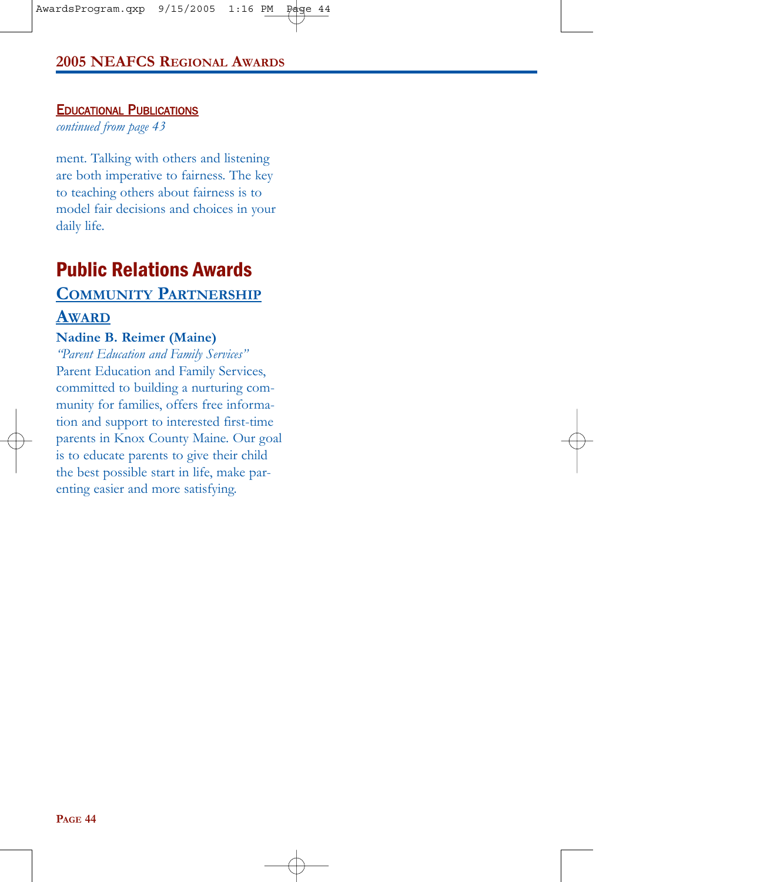### Educational Publications

*continued from page 43*

ment. Talking with others and listening are both imperative to fairness. The key to teaching others about fairness is to model fair decisions and choices in your daily life.

## Public Relations Awards

### Community Partnership Award

**Nadine B. Reimer (Maine)**

*"Parent Education and Family Services"*

Parent Education and Family Services, committed to building a nurturing community for families, offers free information and support to interested first-time parents in Knox County Maine. Our goal is to educate parents to give their child the best possible start in life, make parenting easier and more satisfying.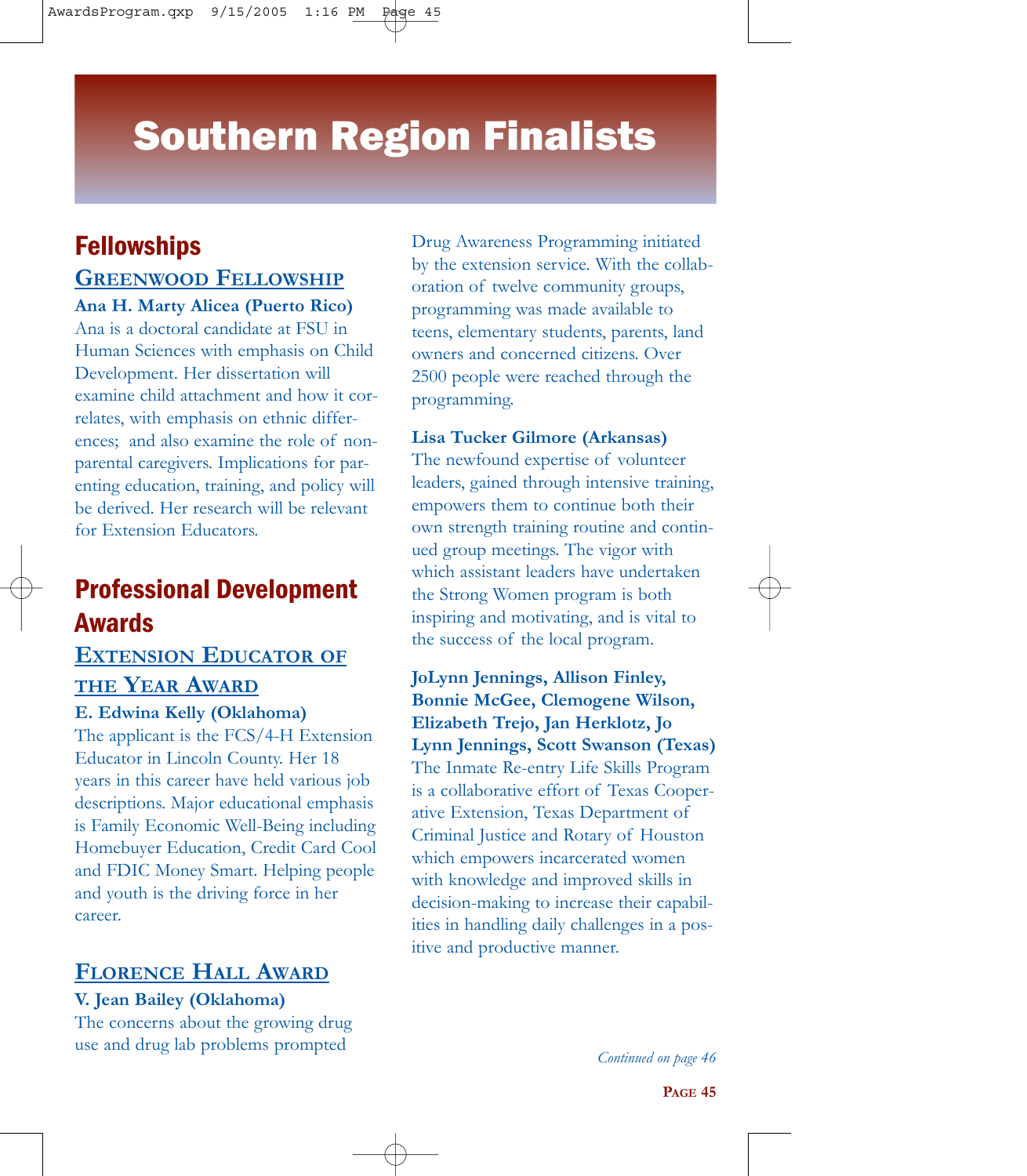# Southern Region Finalists

## Fellowships

### GREENWOOD FELLOWSHIP

**Ana H. Marty Alicea (Puerto Rico)**
Ana is a doctoral candidate at FSU in Human Sciences with emphasis on Child Development. Her dissertation will examine child attachment and how it correlates, with emphasis on ethnic differences; and also examine the role of non-parental caregivers. Implications for parenting education, training, and policy will be derived. Her research will be relevant for Extension Educators.

## Professional Development Awards

### EXTENSION EDUCATOR OF THE YEAR AWARD

**E. Edwina Kelly (Oklahoma)**
The applicant is the FCS/4-H Extension Educator in Lincoln County. Her 18 years in this career have held various job descriptions. Major educational emphasis is Family Economic Well-Being including Homebuyer Education, Credit Card Cool and FDIC Money Smart. Helping people and youth is the driving force in her career.

### FLORENCE HALL AWARD

**V. Jean Bailey (Oklahoma)**
The concerns about the growing drug use and drug lab problems prompted Drug Awareness Programming initiated by the extension service. With the collaboration of twelve community groups, programming was made available to teens, elementary students, parents, land owners and concerned citizens. Over 2500 people were reached through the programming.

**Lisa Tucker Gilmore (Arkansas)**
The newfound expertise of volunteer leaders, gained through intensive training, empowers them to continue both their own strength training routine and continued group meetings. The vigor with which assistant leaders have undertaken the Strong Women program is both inspiring and motivating, and is vital to the success of the local program.

**JoLynn Jennings, Allison Finley, Bonnie McGee, Clemogene Wilson, Elizabeth Trejo, Jan Herklotz, Jo Lynn Jennings, Scott Swanson (Texas)**
The Inmate Re-entry Life Skills Program is a collaborative effort of Texas Cooperative Extension, Texas Department of Criminal Justice and Rotary of Houston which empowers incarcerated women with knowledge and improved skills in decision-making to increase their capabilities in handling daily challenges in a positive and productive manner.

*Continued on page 46*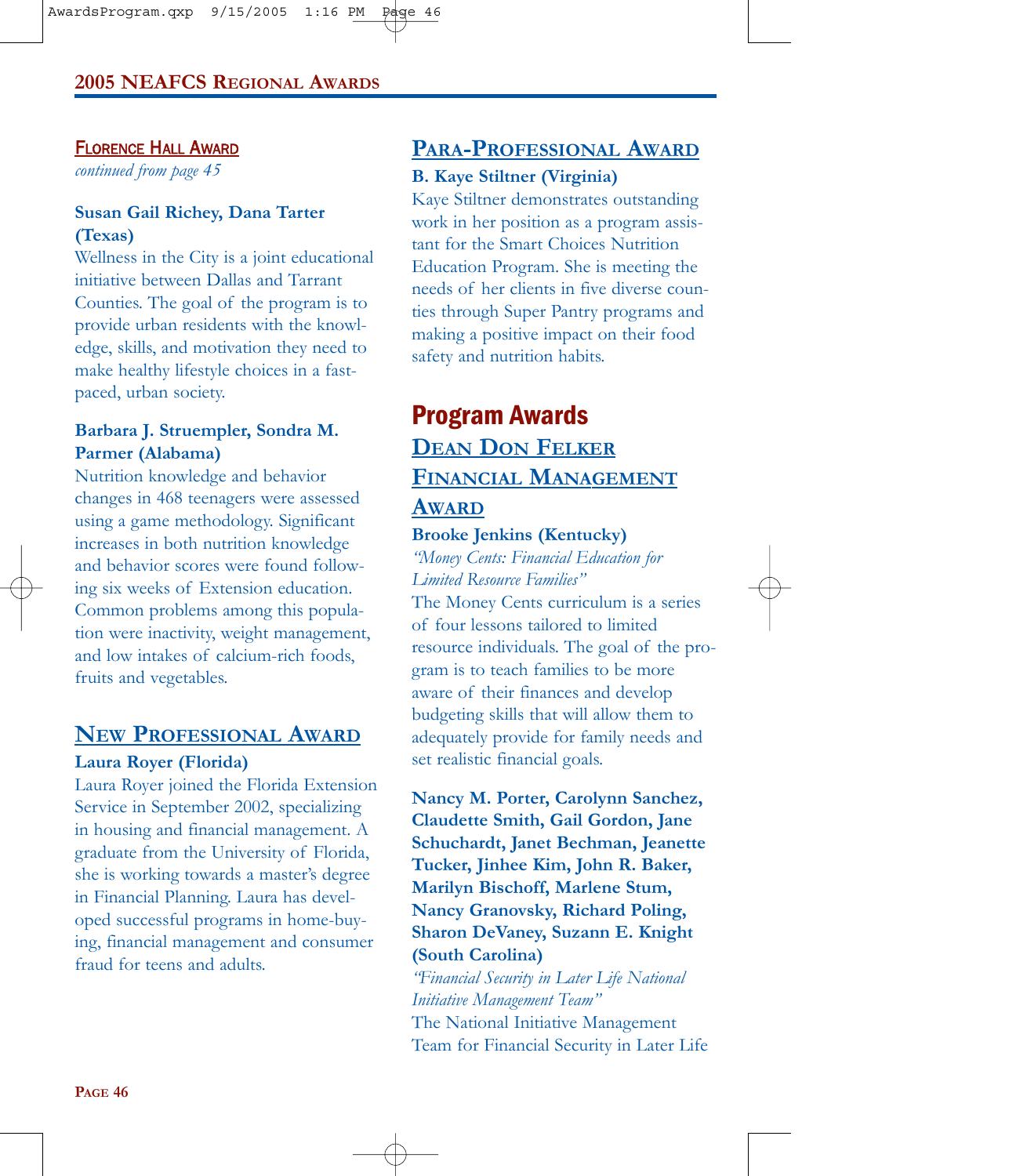## Florence Hall Award

*continued from page 45*

**Susan Gail Richey, Dana Tarter (Texas)**

Wellness in the City is a joint educational initiative between Dallas and Tarrant Counties. The goal of the program is to provide urban residents with the knowledge, skills, and motivation they need to make healthy lifestyle choices in a fast-paced, urban society.

**Barbara J. Struempler, Sondra M. Parmer (Alabama)**

Nutrition knowledge and behavior changes in 468 teenagers were assessed using a game methodology. Significant increases in both nutrition knowledge and behavior scores were found following six weeks of Extension education. Common problems among this population were inactivity, weight management, and low intakes of calcium-rich foods, fruits and vegetables.

## New Professional Award

**Laura Royer (Florida)**

Laura Royer joined the Florida Extension Service in September 2002, specializing in housing and financial management. A graduate from the University of Florida, she is working towards a master's degree in Financial Planning. Laura has developed successful programs in home-buying, financial management and consumer fraud for teens and adults.

## Para-Professional Award

**B. Kaye Stiltner (Virginia)**

Kaye Stiltner demonstrates outstanding work in her position as a program assistant for the Smart Choices Nutrition Education Program. She is meeting the needs of her clients in five diverse counties through Super Pantry programs and making a positive impact on their food safety and nutrition habits.

# Program Awards

## Dean Don Felker Financial Management Award

**Brooke Jenkins (Kentucky)**

*"Money Cents: Financial Education for Limited Resource Families"*

The Money Cents curriculum is a series of four lessons tailored to limited resource individuals. The goal of the program is to teach families to be more aware of their finances and develop budgeting skills that will allow them to adequately provide for family needs and set realistic financial goals.

**Nancy M. Porter, Carolynn Sanchez, Claudette Smith, Gail Gordon, Jane Schuchardt, Janet Bechman, Jeanette Tucker, Jinhee Kim, John R. Baker, Marilyn Bischoff, Marlene Stum, Nancy Granovsky, Richard Poling, Sharon DeVaney, Suzann E. Knight (South Carolina)**

*"Financial Security in Later Life National Initiative Management Team"*

The National Initiative Management Team for Financial Security in Later Life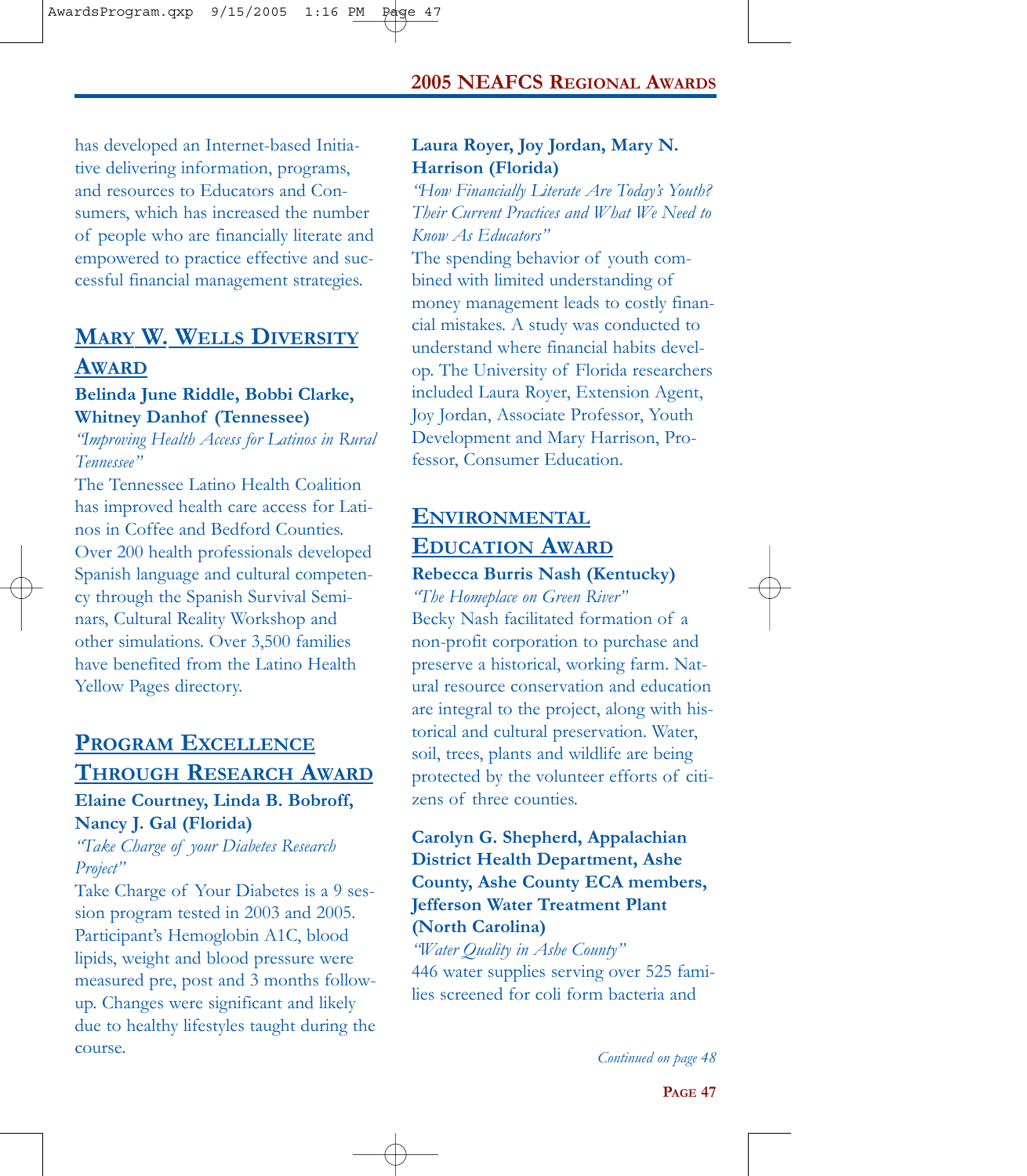has developed an Internet-based Initiative delivering information, programs, and resources to Educators and Consumers, which has increased the number of people who are financially literate and empowered to practice effective and successful financial management strategies.

## Mary W. Wells Diversity Award

**Belinda June Riddle, Bobbi Clarke, Whitney Danhof (Tennessee)**

*"Improving Health Access for Latinos in Rural Tennessee"*

The Tennessee Latino Health Coalition has improved health care access for Latinos in Coffee and Bedford Counties. Over 200 health professionals developed Spanish language and cultural competency through the Spanish Survival Seminars, Cultural Reality Workshop and other simulations. Over 3,500 families have benefited from the Latino Health Yellow Pages directory.

## Program Excellence Through Research Award

**Elaine Courtney, Linda B. Bobroff, Nancy J. Gal (Florida)**

*"Take Charge of your Diabetes Research Project"*

Take Charge of Your Diabetes is a 9 session program tested in 2003 and 2005. Participant's Hemoglobin A1C, blood lipids, weight and blood pressure were measured pre, post and 3 months follow-up. Changes were significant and likely due to healthy lifestyles taught during the course.

**Laura Royer, Joy Jordan, Mary N. Harrison (Florida)**

*"How Financially Literate Are Today's Youth? Their Current Practices and What We Need to Know As Educators"*

The spending behavior of youth combined with limited understanding of money management leads to costly financial mistakes. A study was conducted to understand where financial habits develop. The University of Florida researchers included Laura Royer, Extension Agent, Joy Jordan, Associate Professor, Youth Development and Mary Harrison, Professor, Consumer Education.

## Environmental Education Award

**Rebecca Burris Nash (Kentucky)**

*"The Homeplace on Green River"*

Becky Nash facilitated formation of a non-profit corporation to purchase and preserve a historical, working farm. Natural resource conservation and education are integral to the project, along with historical and cultural preservation. Water, soil, trees, plants and wildlife are being protected by the volunteer efforts of citizens of three counties.

**Carolyn G. Shepherd, Appalachian District Health Department, Ashe County, Ashe County ECA members, Jefferson Water Treatment Plant (North Carolina)**

*"Water Quality in Ashe County"*

446 water supplies serving over 525 families screened for coli form bacteria and

*Continued on page 48*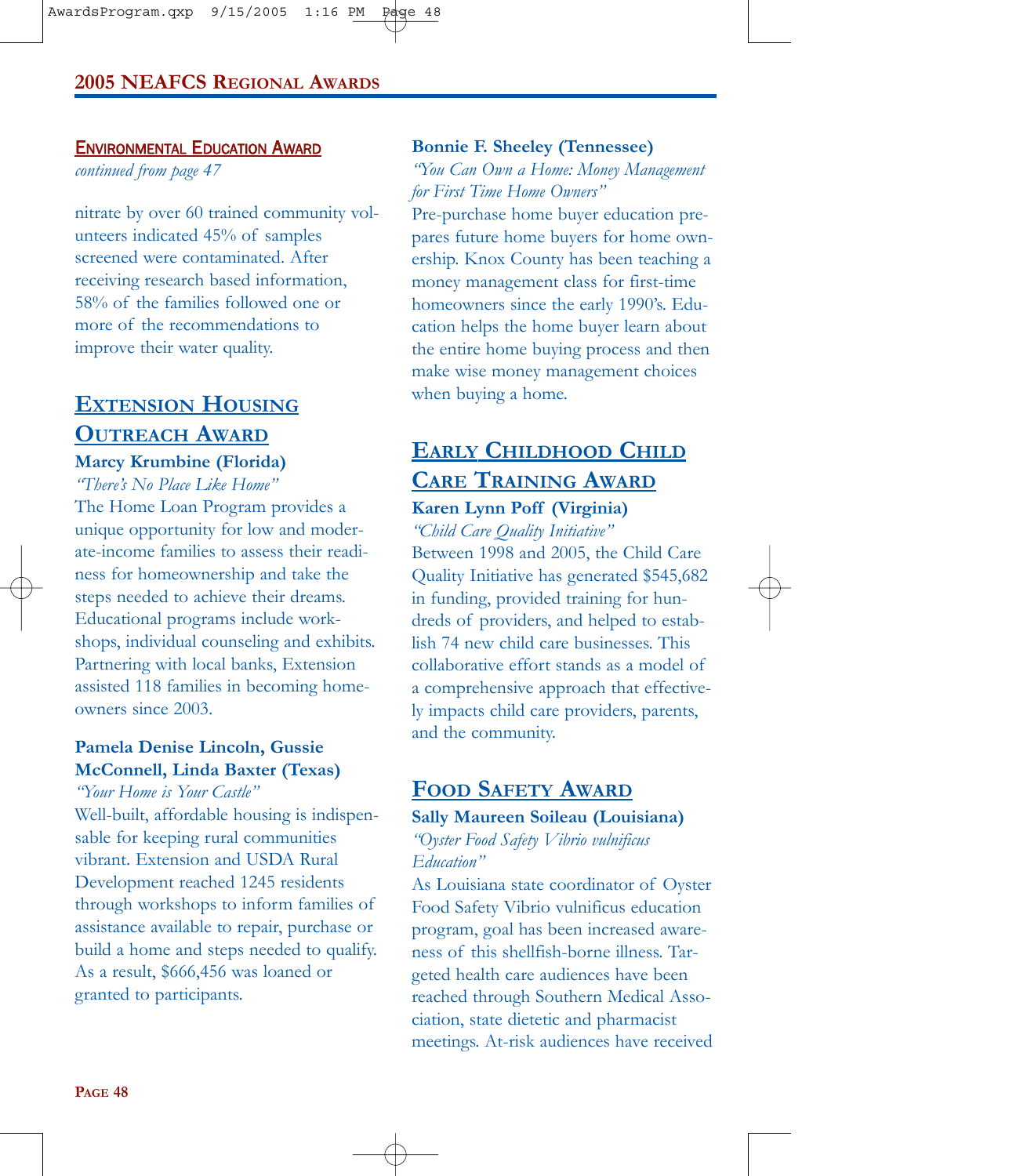## Environmental Education Award

*continued from page 47*

nitrate by over 60 trained community volunteers indicated 45% of samples screened were contaminated. After receiving research based information, 58% of the families followed one or more of the recommendations to improve their water quality.

## Extension Housing Outreach Award

**Marcy Krumbine (Florida)**

*"There's No Place Like Home"*

The Home Loan Program provides a unique opportunity for low and moderate-income families to assess their readiness for homeownership and take the steps needed to achieve their dreams. Educational programs include workshops, individual counseling and exhibits. Partnering with local banks, Extension assisted 118 families in becoming homeowners since 2003.

**Pamela Denise Lincoln, Gussie McConnell, Linda Baxter (Texas)**

*"Your Home is Your Castle"*

Well-built, affordable housing is indispensable for keeping rural communities vibrant. Extension and USDA Rural Development reached 1245 residents through workshops to inform families of assistance available to repair, purchase or build a home and steps needed to qualify. As a result, $666,456 was loaned or granted to participants.

**Bonnie F. Sheeley (Tennessee)**

*"You Can Own a Home: Money Management for First Time Home Owners"*

Pre-purchase home buyer education prepares future home buyers for home ownership. Knox County has been teaching a money management class for first-time homeowners since the early 1990's. Education helps the home buyer learn about the entire home buying process and then make wise money management choices when buying a home.

## Early Childhood Child Care Training Award

**Karen Lynn Poff (Virginia)**

*"Child Care Quality Initiative"*

Between 1998 and 2005, the Child Care Quality Initiative has generated $545,682 in funding, provided training for hundreds of providers, and helped to establish 74 new child care businesses. This collaborative effort stands as a model of a comprehensive approach that effectively impacts child care providers, parents, and the community.

## Food Safety Award

**Sally Maureen Soileau (Louisiana)**

*"Oyster Food Safety Vibrio vulnificus Education"*

As Louisiana state coordinator of Oyster Food Safety Vibrio vulnificus education program, goal has been increased awareness of this shellfish-borne illness. Targeted health care audiences have been reached through Southern Medical Association, state dietetic and pharmacist meetings. At-risk audiences have received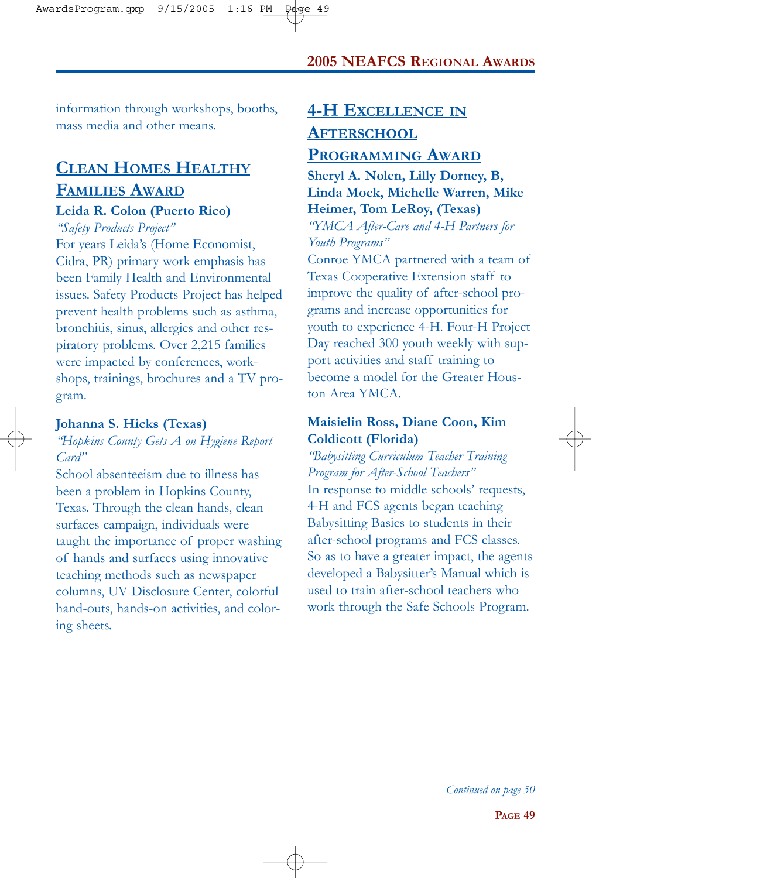information through workshops, booths, mass media and other means.

## Clean Homes Healthy Families Award

**Leida R. Colon (Puerto Rico)**

*"Safety Products Project"*

For years Leida's (Home Economist, Cidra, PR) primary work emphasis has been Family Health and Environmental issues. Safety Products Project has helped prevent health problems such as asthma, bronchitis, sinus, allergies and other respiratory problems. Over 2,215 families were impacted by conferences, workshops, trainings, brochures and a TV program.

**Johanna S. Hicks (Texas)**

*"Hopkins County Gets A on Hygiene Report Card"*

School absenteeism due to illness has been a problem in Hopkins County, Texas. Through the clean hands, clean surfaces campaign, individuals were taught the importance of proper washing of hands and surfaces using innovative teaching methods such as newspaper columns, UV Disclosure Center, colorful hand-outs, hands-on activities, and coloring sheets.

## 4-H Excellence in Afterschool Programming Award

**Sheryl A. Nolen, Lilly Dorney, B, Linda Mock, Michelle Warren, Mike Heimer, Tom LeRoy, (Texas)**

*"YMCA After-Care and 4-H Partners for Youth Programs"*

Conroe YMCA partnered with a team of Texas Cooperative Extension staff to improve the quality of after-school programs and increase opportunities for youth to experience 4-H. Four-H Project Day reached 300 youth weekly with support activities and staff training to become a model for the Greater Houston Area YMCA.

**Maisielin Ross, Diane Coon, Kim Coldicott (Florida)**

*"Babysitting Curriculum Teacher Training Program for After-School Teachers"*

In response to middle schools' requests, 4-H and FCS agents began teaching Babysitting Basics to students in their after-school programs and FCS classes. So as to have a greater impact, the agents developed a Babysitter's Manual which is used to train after-school teachers who work through the Safe Schools Program.

*Continued on page 50*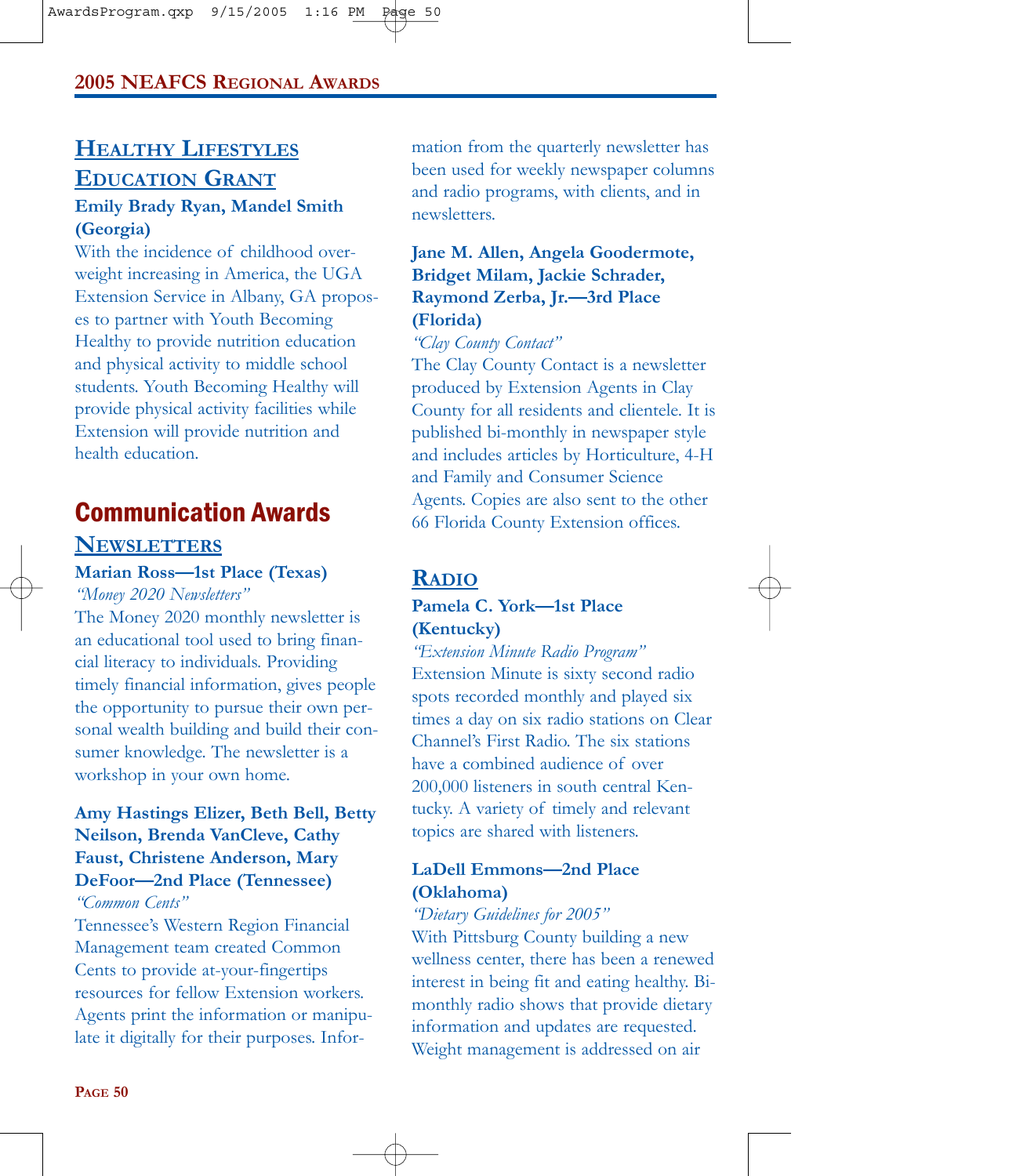## Healthy Lifestyles Education Grant

**Emily Brady Ryan, Mandel Smith (Georgia)**

With the incidence of childhood overweight increasing in America, the UGA Extension Service in Albany, GA proposes to partner with Youth Becoming Healthy to provide nutrition education and physical activity to middle school students. Youth Becoming Healthy will provide physical activity facilities while Extension will provide nutrition and health education.

# Communication Awards

## Newsletters

**Marian Ross—1st Place (Texas)**

*"Money 2020 Newsletters"*

The Money 2020 monthly newsletter is an educational tool used to bring financial literacy to individuals. Providing timely financial information, gives people the opportunity to pursue their own personal wealth building and build their consumer knowledge. The newsletter is a workshop in your own home.

**Amy Hastings Elizer, Beth Bell, Betty Neilson, Brenda VanCleve, Cathy Faust, Christene Anderson, Mary DeFoor—2nd Place (Tennessee)**

*"Common Cents"*

Tennessee's Western Region Financial Management team created Common Cents to provide at-your-fingertips resources for fellow Extension workers. Agents print the information or manipulate it digitally for their purposes. Information from the quarterly newsletter has been used for weekly newspaper columns and radio programs, with clients, and in newsletters.

**Jane M. Allen, Angela Goodermote, Bridget Milam, Jackie Schrader, Raymond Zerba, Jr.—3rd Place (Florida)**

*"Clay County Contact"*

The Clay County Contact is a newsletter produced by Extension Agents in Clay County for all residents and clientele. It is published bi-monthly in newspaper style and includes articles by Horticulture, 4-H and Family and Consumer Science Agents. Copies are also sent to the other 66 Florida County Extension offices.

## Radio

**Pamela C. York—1st Place (Kentucky)**

*"Extension Minute Radio Program"*

Extension Minute is sixty second radio spots recorded monthly and played six times a day on six radio stations on Clear Channel's First Radio. The six stations have a combined audience of over 200,000 listeners in south central Kentucky. A variety of timely and relevant topics are shared with listeners.

**LaDell Emmons—2nd Place (Oklahoma)**

*"Dietary Guidelines for 2005"*

With Pittsburg County building a new wellness center, there has been a renewed interest in being fit and eating healthy. Bimonthly radio shows that provide dietary information and updates are requested. Weight management is addressed on air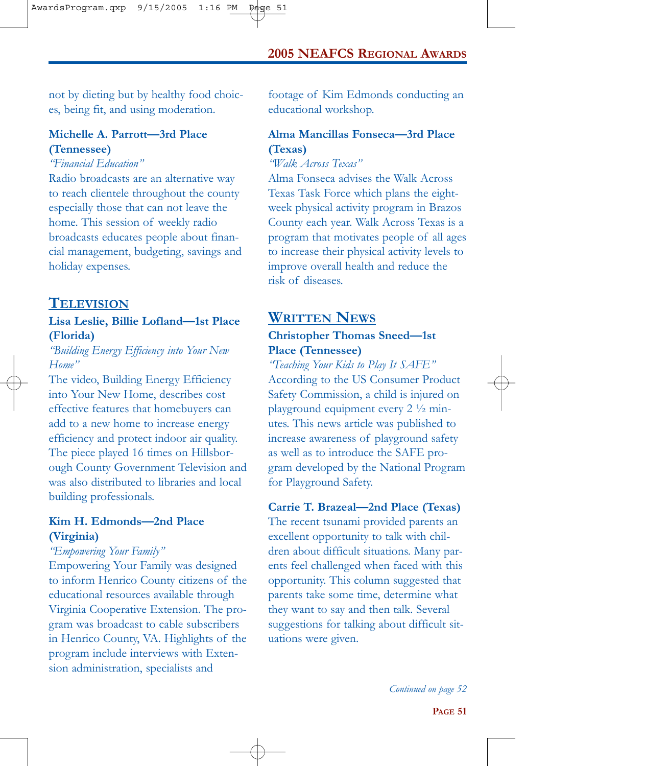not by dieting but by healthy food choices, being fit, and using moderation.

**Michelle A. Parrott—3rd Place (Tennessee)**
*"Financial Education"*
Radio broadcasts are an alternative way to reach clientele throughout the county especially those that can not leave the home. This session of weekly radio broadcasts educates people about financial management, budgeting, savings and holiday expenses.

## TELEVISION

**Lisa Leslie, Billie Lofland—1st Place (Florida)**
*"Building Energy Efficiency into Your New Home"*
The video, Building Energy Efficiency into Your New Home, describes cost effective features that homebuyers can add to a new home to increase energy efficiency and protect indoor air quality. The piece played 16 times on Hillsborough County Government Television and was also distributed to libraries and local building professionals.

**Kim H. Edmonds—2nd Place (Virginia)**
*"Empowering Your Family"*
Empowering Your Family was designed to inform Henrico County citizens of the educational resources available through Virginia Cooperative Extension. The program was broadcast to cable subscribers in Henrico County, VA. Highlights of the program include interviews with Extension administration, specialists and footage of Kim Edmonds conducting an educational workshop.

**Alma Mancillas Fonseca—3rd Place (Texas)**
*"Walk Across Texas"*
Alma Fonseca advises the Walk Across Texas Task Force which plans the eight-week physical activity program in Brazos County each year. Walk Across Texas is a program that motivates people of all ages to increase their physical activity levels to improve overall health and reduce the risk of diseases.

## WRITTEN NEWS

**Christopher Thomas Sneed—1st Place (Tennessee)**
*"Teaching Your Kids to Play It SAFE"*
According to the US Consumer Product Safety Commission, a child is injured on playground equipment every 2 ½ minutes. This news article was published to increase awareness of playground safety as well as to introduce the SAFE program developed by the National Program for Playground Safety.

**Carrie T. Brazeal—2nd Place (Texas)**
The recent tsunami provided parents an excellent opportunity to talk with children about difficult situations. Many parents feel challenged when faced with this opportunity. This column suggested that parents take some time, determine what they want to say and then talk. Several suggestions for talking about difficult situations were given.

*Continued on page 52*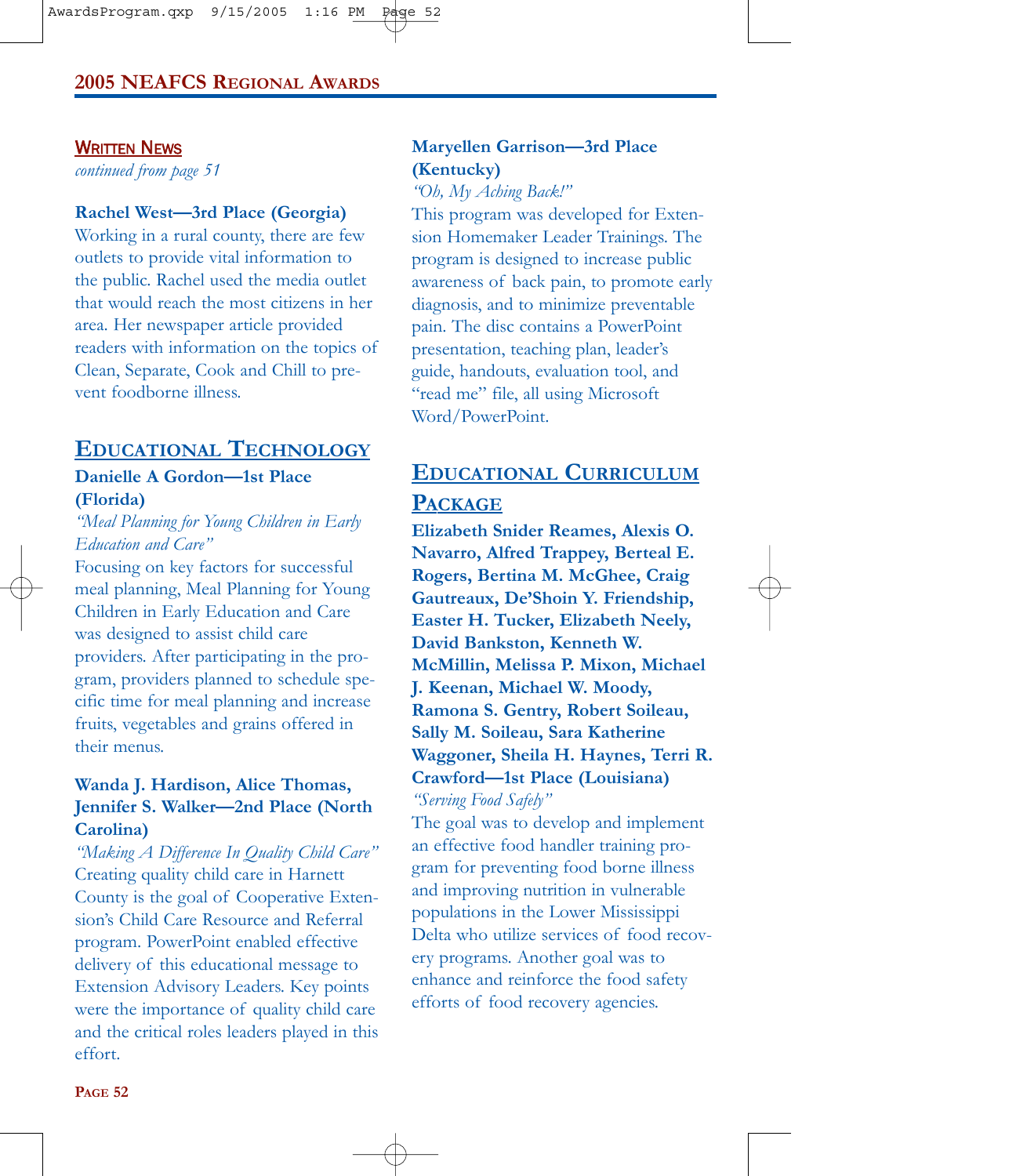## Written News

*continued from page 51*

**Rachel West—3rd Place (Georgia)**

Working in a rural county, there are few outlets to provide vital information to the public. Rachel used the media outlet that would reach the most citizens in her area. Her newspaper article provided readers with information on the topics of Clean, Separate, Cook and Chill to prevent foodborne illness.

## Educational Technology

**Danielle A Gordon—1st Place (Florida)**

*"Meal Planning for Young Children in Early Education and Care"*

Focusing on key factors for successful meal planning, Meal Planning for Young Children in Early Education and Care was designed to assist child care providers. After participating in the program, providers planned to schedule specific time for meal planning and increase fruits, vegetables and grains offered in their menus.

**Wanda J. Hardison, Alice Thomas, Jennifer S. Walker—2nd Place (North Carolina)**

*"Making A Difference In Quality Child Care"*

Creating quality child care in Harnett County is the goal of Cooperative Extension's Child Care Resource and Referral program. PowerPoint enabled effective delivery of this educational message to Extension Advisory Leaders. Key points were the importance of quality child care and the critical roles leaders played in this effort.

**Maryellen Garrison—3rd Place (Kentucky)**

*"Oh, My Aching Back!"*

This program was developed for Extension Homemaker Leader Trainings. The program is designed to increase public awareness of back pain, to promote early diagnosis, and to minimize preventable pain. The disc contains a PowerPoint presentation, teaching plan, leader's guide, handouts, evaluation tool, and "read me" file, all using Microsoft Word/PowerPoint.

## Educational Curriculum Package

**Elizabeth Snider Reames, Alexis O. Navarro, Alfred Trappey, Berteal E. Rogers, Bertina M. McGhee, Craig Gautreaux, De'Shoin Y. Friendship, Easter H. Tucker, Elizabeth Neely, David Bankston, Kenneth W. McMillin, Melissa P. Mixon, Michael J. Keenan, Michael W. Moody, Ramona S. Gentry, Robert Soileau, Sally M. Soileau, Sara Katherine Waggoner, Sheila H. Haynes, Terri R. Crawford—1st Place (Louisiana)**

*"Serving Food Safely"*

The goal was to develop and implement an effective food handler training program for preventing food borne illness and improving nutrition in vulnerable populations in the Lower Mississippi Delta who utilize services of food recovery programs. Another goal was to enhance and reinforce the food safety efforts of food recovery agencies.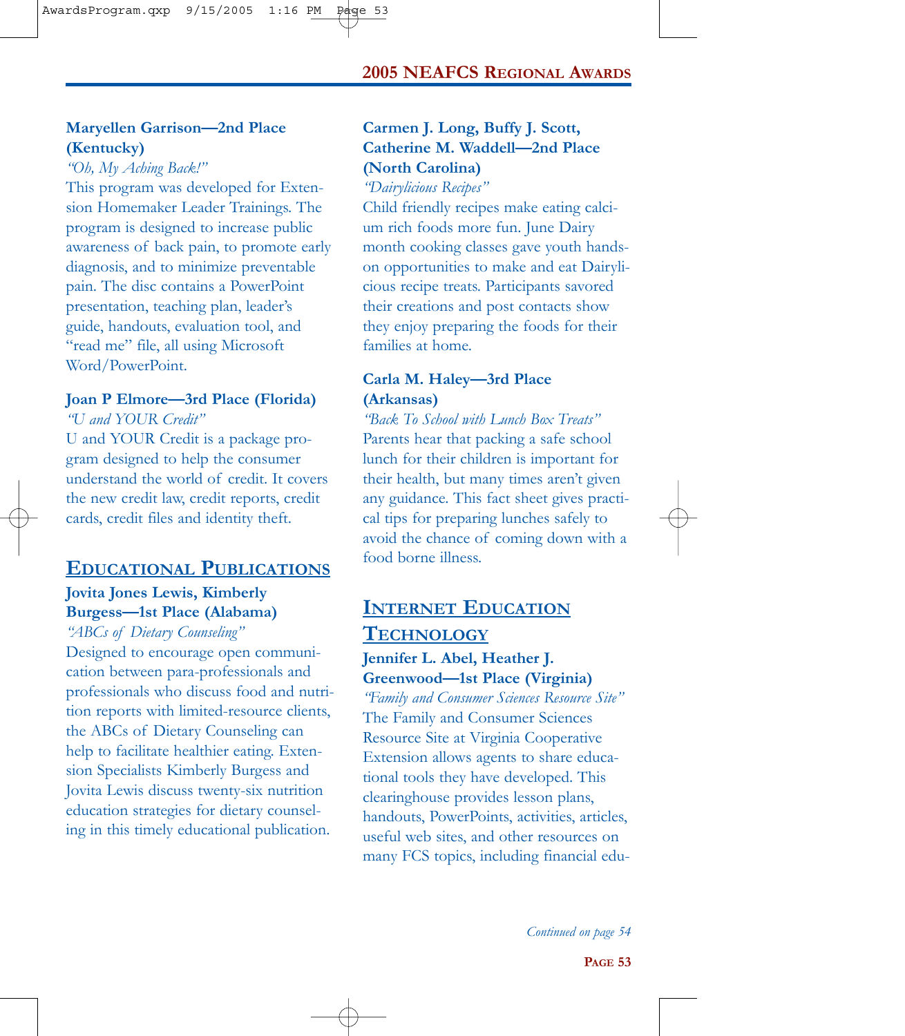**Maryellen Garrison—2nd Place (Kentucky)**

*"Oh, My Aching Back!"*

This program was developed for Extension Homemaker Leader Trainings. The program is designed to increase public awareness of back pain, to promote early diagnosis, and to minimize preventable pain. The disc contains a PowerPoint presentation, teaching plan, leader's guide, handouts, evaluation tool, and "read me" file, all using Microsoft Word/PowerPoint.

**Joan P Elmore—3rd Place (Florida)**

*"U and YOUR Credit"*

U and YOUR Credit is a package program designed to help the consumer understand the world of credit. It covers the new credit law, credit reports, credit cards, credit files and identity theft.

## Educational Publications

**Jovita Jones Lewis, Kimberly Burgess—1st Place (Alabama)**

*"ABCs of Dietary Counseling"*

Designed to encourage open communication between para-professionals and professionals who discuss food and nutrition reports with limited-resource clients, the ABCs of Dietary Counseling can help to facilitate healthier eating. Extension Specialists Kimberly Burgess and Jovita Lewis discuss twenty-six nutrition education strategies for dietary counseling in this timely educational publication.

**Carmen J. Long, Buffy J. Scott, Catherine M. Waddell—2nd Place (North Carolina)**

*"Dairylicious Recipes"*

Child friendly recipes make eating calcium rich foods more fun. June Dairy month cooking classes gave youth hands-on opportunities to make and eat Dairylicious recipe treats. Participants savored their creations and post contacts show they enjoy preparing the foods for their families at home.

**Carla M. Haley—3rd Place (Arkansas)**

*"Back To School with Lunch Box Treats"*

Parents hear that packing a safe school lunch for their children is important for their health, but many times aren't given any guidance. This fact sheet gives practical tips for preparing lunches safely to avoid the chance of coming down with a food borne illness.

## Internet Education Technology

**Jennifer L. Abel, Heather J. Greenwood—1st Place (Virginia)**

*"Family and Consumer Sciences Resource Site"*

The Family and Consumer Sciences Resource Site at Virginia Cooperative Extension allows agents to share educational tools they have developed. This clearinghouse provides lesson plans, handouts, PowerPoints, activities, articles, useful web sites, and other resources on many FCS topics, including financial edu-

*Continued on page 54*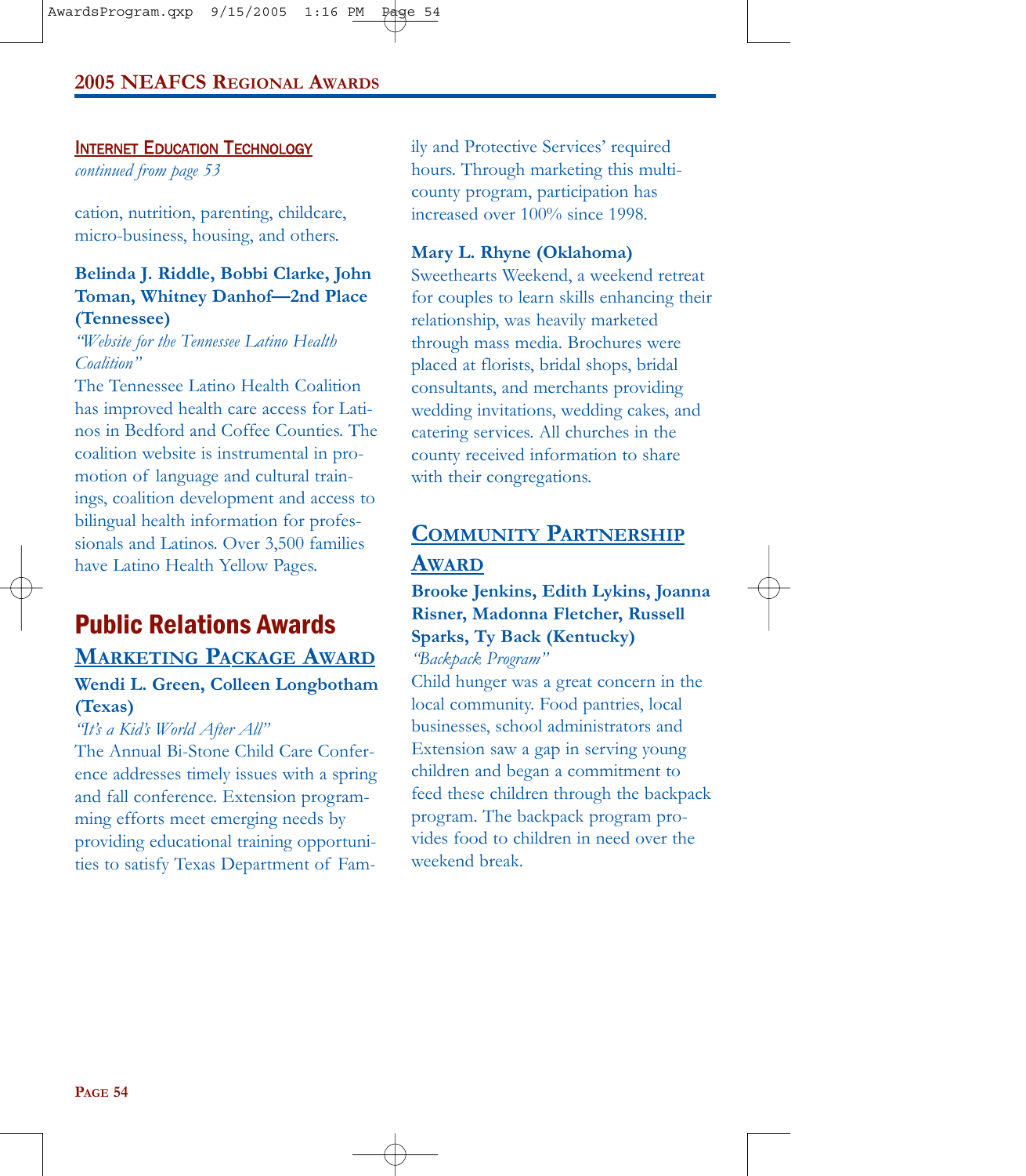### INTERNET EDUCATION TECHNOLOGY

*continued from page 53*

cation, nutrition, parenting, childcare, micro-business, housing, and others.

**Belinda J. Riddle, Bobbi Clarke, John Toman, Whitney Danhof—2nd Place (Tennessee)**

*"Website for the Tennessee Latino Health Coalition"*

The Tennessee Latino Health Coalition has improved health care access for Latinos in Bedford and Coffee Counties. The coalition website is instrumental in promotion of language and cultural trainings, coalition development and access to bilingual health information for professionals and Latinos. Over 3,500 families have Latino Health Yellow Pages.

# Public Relations Awards

## MARKETING PACKAGE AWARD

**Wendi L. Green, Colleen Longbotham (Texas)**

*"It's a Kid's World After All"*

The Annual Bi-Stone Child Care Conference addresses timely issues with a spring and fall conference. Extension programming efforts meet emerging needs by providing educational training opportunities to satisfy Texas Department of Family and Protective Services' required hours. Through marketing this multi-county program, participation has increased over 100% since 1998.

**Mary L. Rhyne (Oklahoma)**

Sweethearts Weekend, a weekend retreat for couples to learn skills enhancing their relationship, was heavily marketed through mass media. Brochures were placed at florists, bridal shops, bridal consultants, and merchants providing wedding invitations, wedding cakes, and catering services. All churches in the county received information to share with their congregations.

## COMMUNITY PARTNERSHIP AWARD

**Brooke Jenkins, Edith Lykins, Joanna Risner, Madonna Fletcher, Russell Sparks, Ty Back (Kentucky)**

*"Backpack Program"*

Child hunger was a great concern in the local community. Food pantries, local businesses, school administrators and Extension saw a gap in serving young children and began a commitment to feed these children through the backpack program. The backpack program provides food to children in need over the weekend break.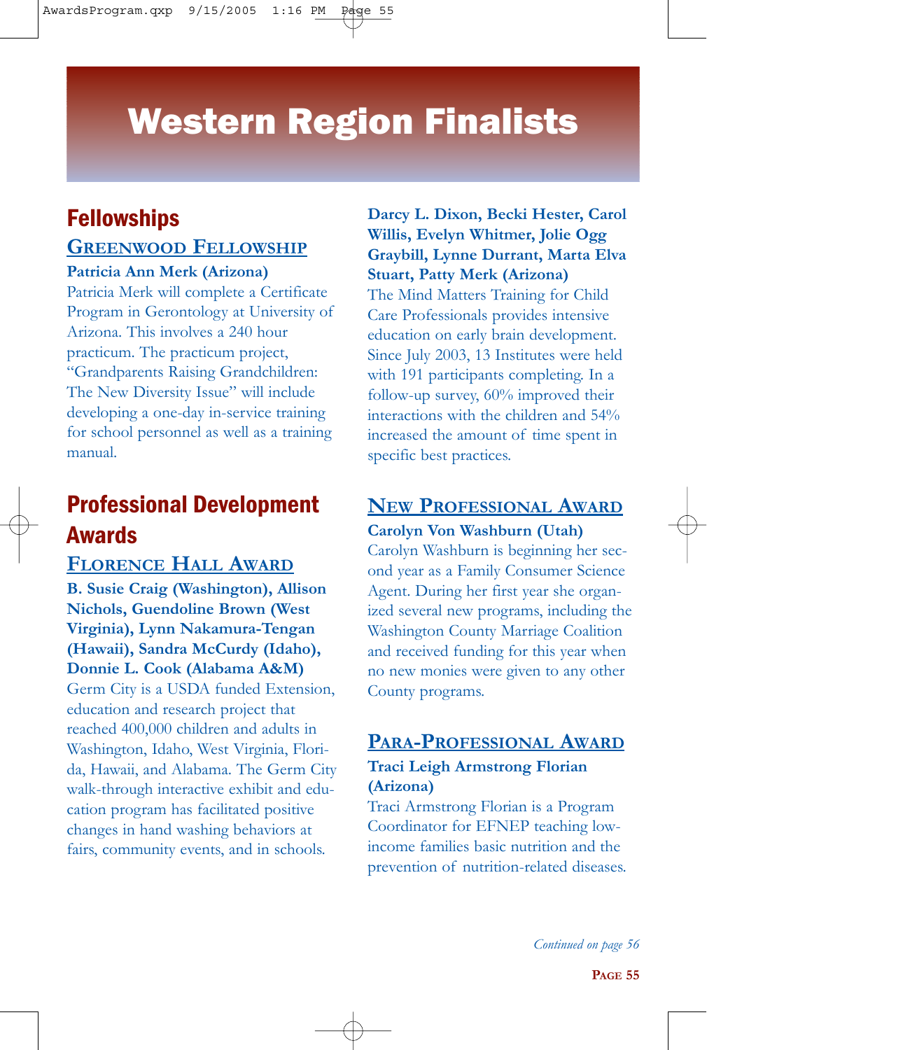# Western Region Finalists

## Fellowships

### Greenwood Fellowship

**Patricia Ann Merk (Arizona)**

Patricia Merk will complete a Certificate Program in Gerontology at University of Arizona. This involves a 240 hour practicum. The practicum project, "Grandparents Raising Grandchildren: The New Diversity Issue" will include developing a one-day in-service training for school personnel as well as a training manual.

## Professional Development Awards

### Florence Hall Award

**B. Susie Craig (Washington), Allison Nichols, Guendoline Brown (West Virginia), Lynn Nakamura-Tengan (Hawaii), Sandra McCurdy (Idaho), Donnie L. Cook (Alabama A&M)**

Germ City is a USDA funded Extension, education and research project that reached 400,000 children and adults in Washington, Idaho, West Virginia, Florida, Hawaii, and Alabama. The Germ City walk-through interactive exhibit and education program has facilitated positive changes in hand washing behaviors at fairs, community events, and in schools.

**Darcy L. Dixon, Becki Hester, Carol Willis, Evelyn Whitmer, Jolie Ogg Graybill, Lynne Durrant, Marta Elva Stuart, Patty Merk (Arizona)**

The Mind Matters Training for Child Care Professionals provides intensive education on early brain development. Since July 2003, 13 Institutes were held with 191 participants completing. In a follow-up survey, 60% improved their interactions with the children and 54% increased the amount of time spent in specific best practices.

### New Professional Award

**Carolyn Von Washburn (Utah)**

Carolyn Washburn is beginning her second year as a Family Consumer Science Agent. During her first year she organized several new programs, including the Washington County Marriage Coalition and received funding for this year when no new monies were given to any other County programs.

### Para-Professional Award

**Traci Leigh Armstrong Florian (Arizona)**

Traci Armstrong Florian is a Program Coordinator for EFNEP teaching low-income families basic nutrition and the prevention of nutrition-related diseases.

*Continued on page 56*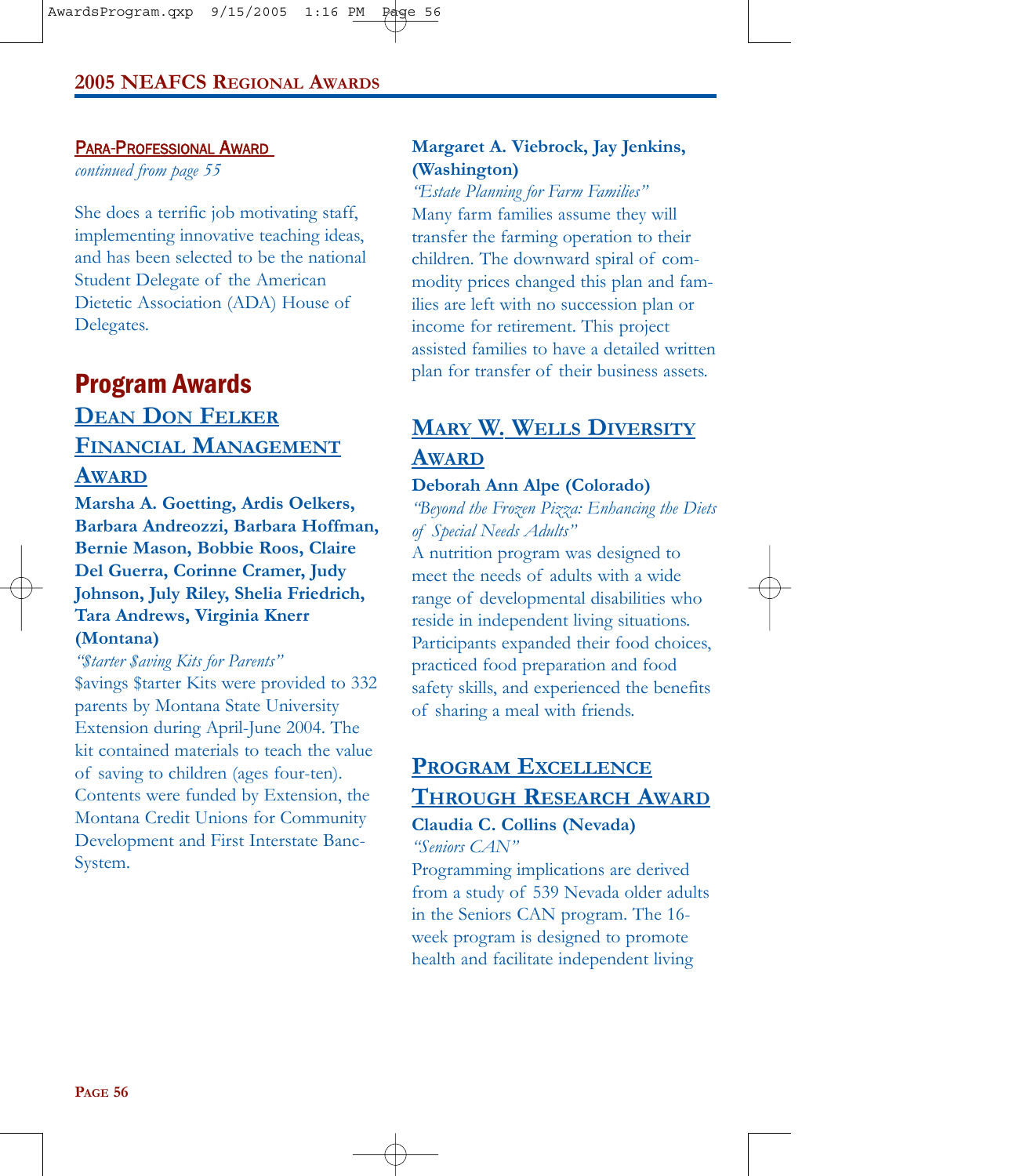### Para-Professional Award

*continued from page 55*

She does a terrific job motivating staff, implementing innovative teaching ideas, and has been selected to be the national Student Delegate of the American Dietetic Association (ADA) House of Delegates.

## Program Awards

### Dean Don Felker Financial Management Award

**Marsha A. Goetting, Ardis Oelkers, Barbara Andreozzi, Barbara Hoffman, Bernie Mason, Bobbie Roos, Claire Del Guerra, Corinne Cramer, Judy Johnson, July Riley, Shelia Friedrich, Tara Andrews, Virginia Knerr (Montana)**

*"$tarter $aving Kits for Parents"*

$avings $tarter Kits were provided to 332 parents by Montana State University Extension during April-June 2004. The kit contained materials to teach the value of saving to children (ages four-ten). Contents were funded by Extension, the Montana Credit Unions for Community Development and First Interstate BancSystem.

**Margaret A. Viebrock, Jay Jenkins, (Washington)**

*"Estate Planning for Farm Families"*

Many farm families assume they will transfer the farming operation to their children. The downward spiral of commodity prices changed this plan and families are left with no succession plan or income for retirement. This project assisted families to have a detailed written plan for transfer of their business assets.

### Mary W. Wells Diversity Award

**Deborah Ann Alpe (Colorado)**

*"Beyond the Frozen Pizza: Enhancing the Diets of Special Needs Adults"*

A nutrition program was designed to meet the needs of adults with a wide range of developmental disabilities who reside in independent living situations. Participants expanded their food choices, practiced food preparation and food safety skills, and experienced the benefits of sharing a meal with friends.

### Program Excellence Through Research Award

**Claudia C. Collins (Nevada)**

*"Seniors CAN"*

Programming implications are derived from a study of 539 Nevada older adults in the Seniors CAN program. The 16-week program is designed to promote health and facilitate independent living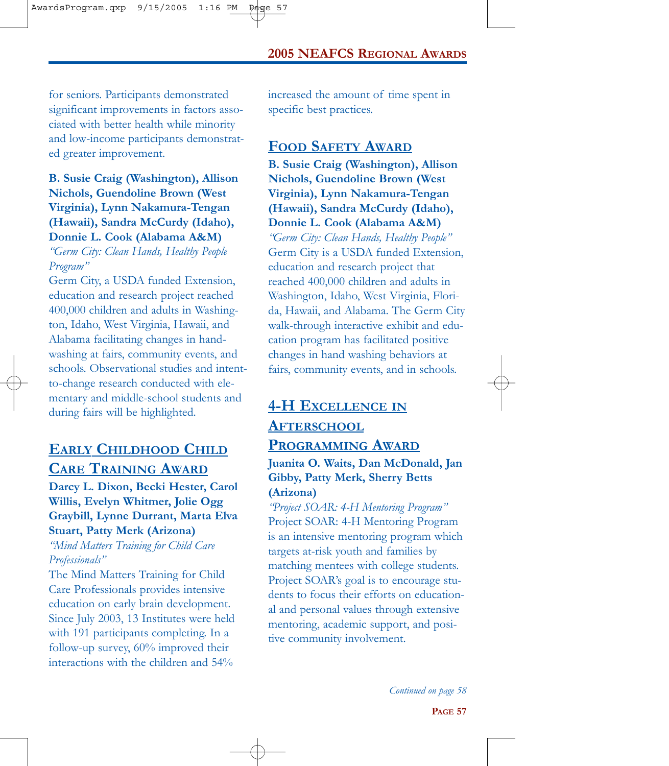for seniors. Participants demonstrated significant improvements in factors associated with better health while minority and low-income participants demonstrated greater improvement.

**B. Susie Craig (Washington), Allison Nichols, Guendoline Brown (West Virginia), Lynn Nakamura-Tengan (Hawaii), Sandra McCurdy (Idaho), Donnie L. Cook (Alabama A&M)**
*"Germ City: Clean Hands, Healthy People Program"*
Germ City, a USDA funded Extension, education and research project reached 400,000 children and adults in Washington, Idaho, West Virginia, Hawaii, and Alabama facilitating changes in handwashing at fairs, community events, and schools. Observational studies and intent-to-change research conducted with elementary and middle-school students and during fairs will be highlighted.

## Early Childhood Child Care Training Award

**Darcy L. Dixon, Becki Hester, Carol Willis, Evelyn Whitmer, Jolie Ogg Graybill, Lynne Durrant, Marta Elva Stuart, Patty Merk (Arizona)**
*"Mind Matters Training for Child Care Professionals"*
The Mind Matters Training for Child Care Professionals provides intensive education on early brain development. Since July 2003, 13 Institutes were held with 191 participants completing. In a follow-up survey, 60% improved their interactions with the children and 54% increased the amount of time spent in specific best practices.

## Food Safety Award

**B. Susie Craig (Washington), Allison Nichols, Guendoline Brown (West Virginia), Lynn Nakamura-Tengan (Hawaii), Sandra McCurdy (Idaho), Donnie L. Cook (Alabama A&M)**
*"Germ City: Clean Hands, Healthy People"*
Germ City is a USDA funded Extension, education and research project that reached 400,000 children and adults in Washington, Idaho, West Virginia, Florida, Hawaii, and Alabama. The Germ City walk-through interactive exhibit and education program has facilitated positive changes in hand washing behaviors at fairs, community events, and in schools.

## 4-H Excellence in Afterschool Programming Award

**Juanita O. Waits, Dan McDonald, Jan Gibby, Patty Merk, Sherry Betts (Arizona)**
*"Project SOAR: 4-H Mentoring Program"*
Project SOAR: 4-H Mentoring Program is an intensive mentoring program which targets at-risk youth and families by matching mentees with college students. Project SOAR's goal is to encourage students to focus their efforts on educational and personal values through extensive mentoring, academic support, and positive community involvement.

*Continued on page 58*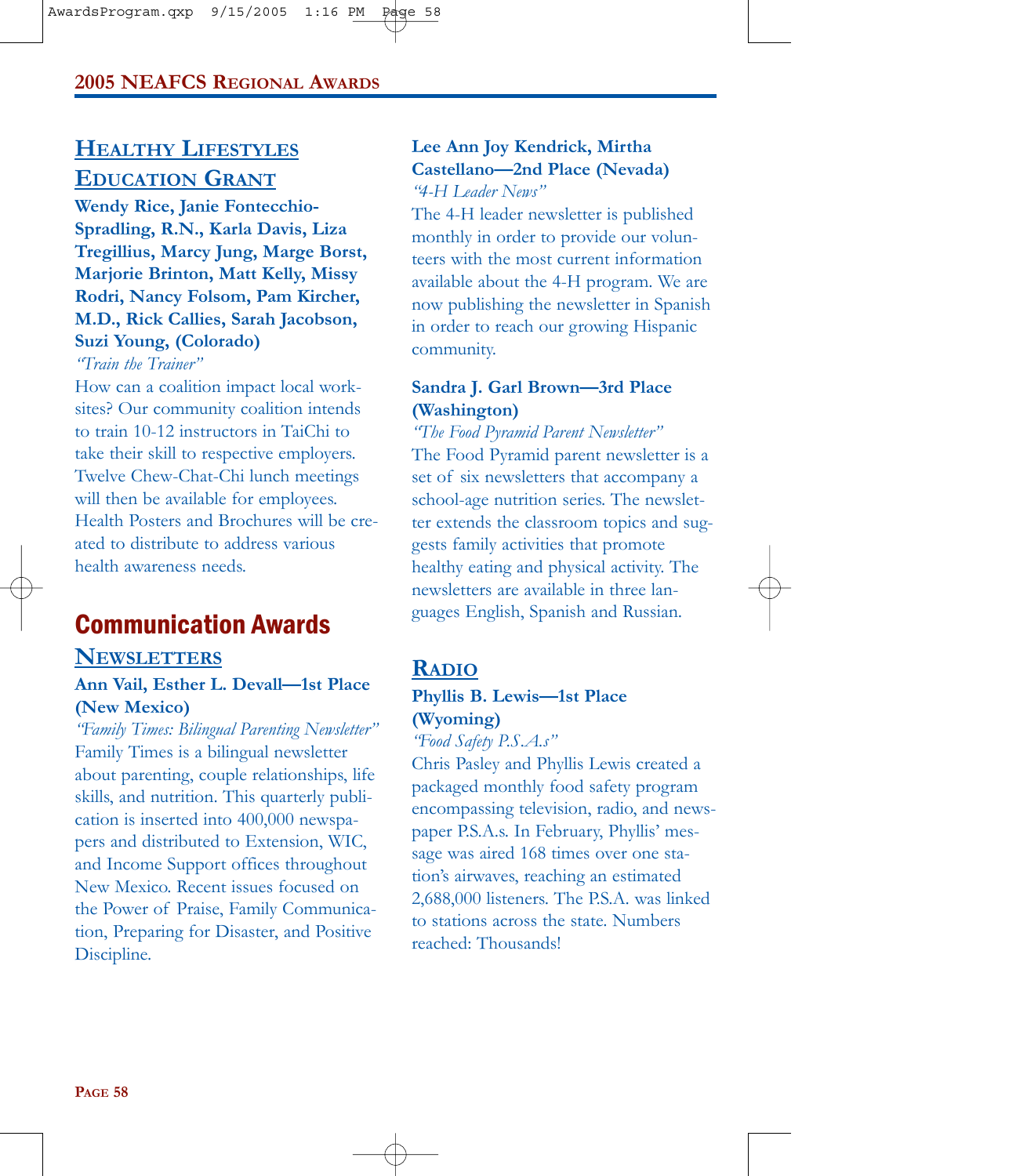## Healthy Lifestyles Education Grant

**Wendy Rice, Janie Fontecchio-Spradling, R.N., Karla Davis, Liza Tregillius, Marcy Jung, Marge Borst, Marjorie Brinton, Matt Kelly, Missy Rodri, Nancy Folsom, Pam Kircher, M.D., Rick Callies, Sarah Jacobson, Suzi Young, (Colorado)**

*"Train the Trainer"*

How can a coalition impact local worksites? Our community coalition intends to train 10-12 instructors in TaiChi to take their skill to respective employers. Twelve Chew-Chat-Chi lunch meetings will then be available for employees. Health Posters and Brochures will be created to distribute to address various health awareness needs.

# Communication Awards

## Newsletters

**Ann Vail, Esther L. Devall—1st Place (New Mexico)**

*"Family Times: Bilingual Parenting Newsletter"*

Family Times is a bilingual newsletter about parenting, couple relationships, life skills, and nutrition. This quarterly publication is inserted into 400,000 newspapers and distributed to Extension, WIC, and Income Support offices throughout New Mexico. Recent issues focused on the Power of Praise, Family Communication, Preparing for Disaster, and Positive Discipline.

**Lee Ann Joy Kendrick, Mirtha Castellano—2nd Place (Nevada)**

*"4-H Leader News"*

The 4-H leader newsletter is published monthly in order to provide our volunteers with the most current information available about the 4-H program. We are now publishing the newsletter in Spanish in order to reach our growing Hispanic community.

**Sandra J. Garl Brown—3rd Place (Washington)**

*"The Food Pyramid Parent Newsletter"*

The Food Pyramid parent newsletter is a set of six newsletters that accompany a school-age nutrition series. The newsletter extends the classroom topics and suggests family activities that promote healthy eating and physical activity. The newsletters are available in three languages English, Spanish and Russian.

## Radio

**Phyllis B. Lewis—1st Place (Wyoming)**

*"Food Safety P.S.A.s"*

Chris Pasley and Phyllis Lewis created a packaged monthly food safety program encompassing television, radio, and newspaper P.S.A.s. In February, Phyllis' message was aired 168 times over one station's airwaves, reaching an estimated 2,688,000 listeners. The P.S.A. was linked to stations across the state. Numbers reached: Thousands!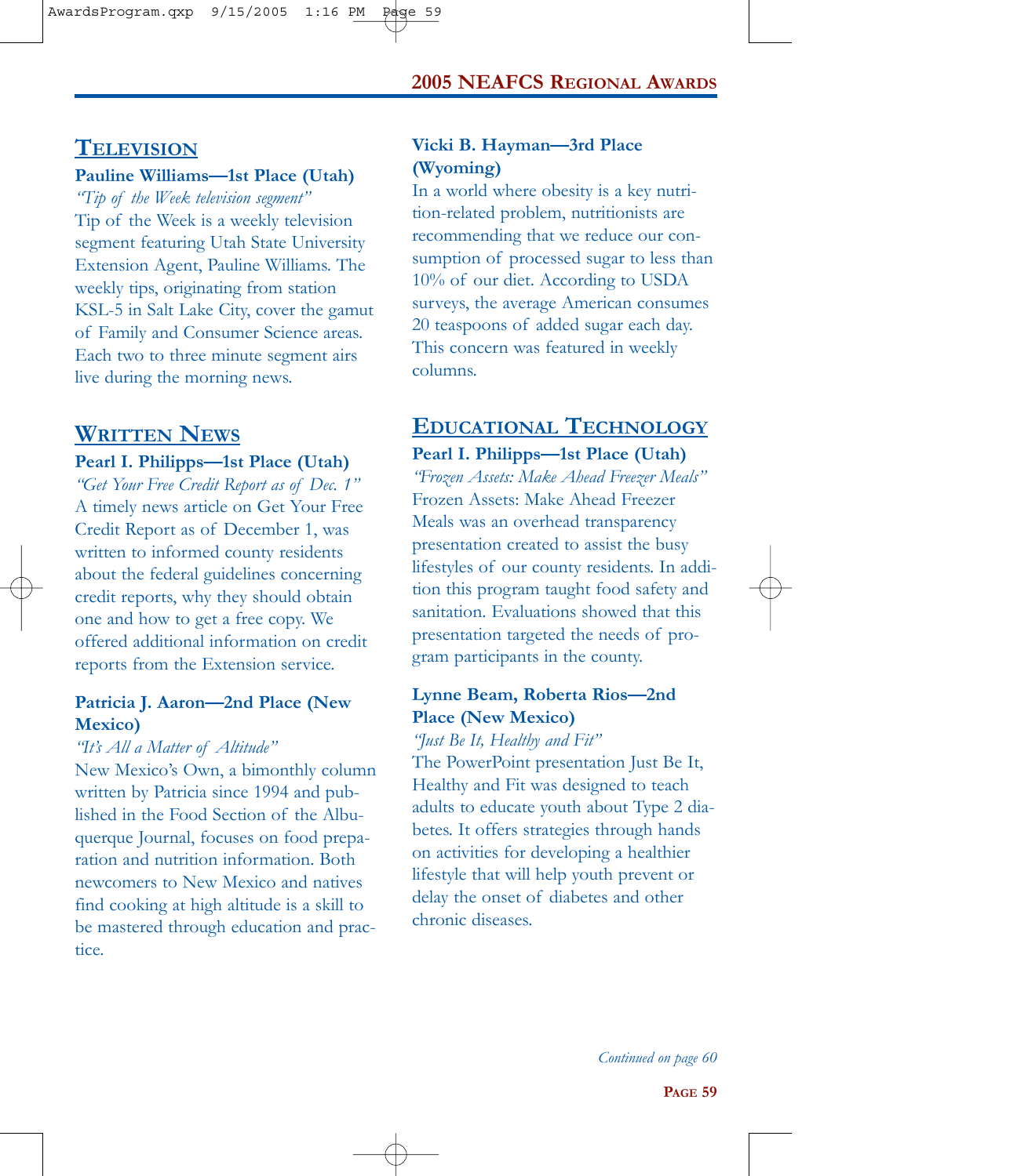## Television

**Pauline Williams—1st Place (Utah)**

*"Tip of the Week television segment"*

Tip of the Week is a weekly television segment featuring Utah State University Extension Agent, Pauline Williams. The weekly tips, originating from station KSL-5 in Salt Lake City, cover the gamut of Family and Consumer Science areas. Each two to three minute segment airs live during the morning news.

## Written News

**Pearl I. Philipps—1st Place (Utah)**

*"Get Your Free Credit Report as of Dec. 1"*

A timely news article on Get Your Free Credit Report as of December 1, was written to informed county residents about the federal guidelines concerning credit reports, why they should obtain one and how to get a free copy. We offered additional information on credit reports from the Extension service.

**Patricia J. Aaron—2nd Place (New Mexico)**

*"It's All a Matter of Altitude"*

New Mexico's Own, a bimonthly column written by Patricia since 1994 and published in the Food Section of the Albuquerque Journal, focuses on food preparation and nutrition information. Both newcomers to New Mexico and natives find cooking at high altitude is a skill to be mastered through education and practice.

**Vicki B. Hayman—3rd Place (Wyoming)**

In a world where obesity is a key nutrition-related problem, nutritionists are recommending that we reduce our consumption of processed sugar to less than 10% of our diet. According to USDA surveys, the average American consumes 20 teaspoons of added sugar each day. This concern was featured in weekly columns.

## Educational Technology

**Pearl I. Philipps—1st Place (Utah)**

*"Frozen Assets: Make Ahead Freezer Meals"*

Frozen Assets: Make Ahead Freezer Meals was an overhead transparency presentation created to assist the busy lifestyles of our county residents. In addition this program taught food safety and sanitation. Evaluations showed that this presentation targeted the needs of program participants in the county.

**Lynne Beam, Roberta Rios—2nd Place (New Mexico)**

*"Just Be It, Healthy and Fit"*

The PowerPoint presentation Just Be It, Healthy and Fit was designed to teach adults to educate youth about Type 2 diabetes. It offers strategies through hands on activities for developing a healthier lifestyle that will help youth prevent or delay the onset of diabetes and other chronic diseases.

*Continued on page 60*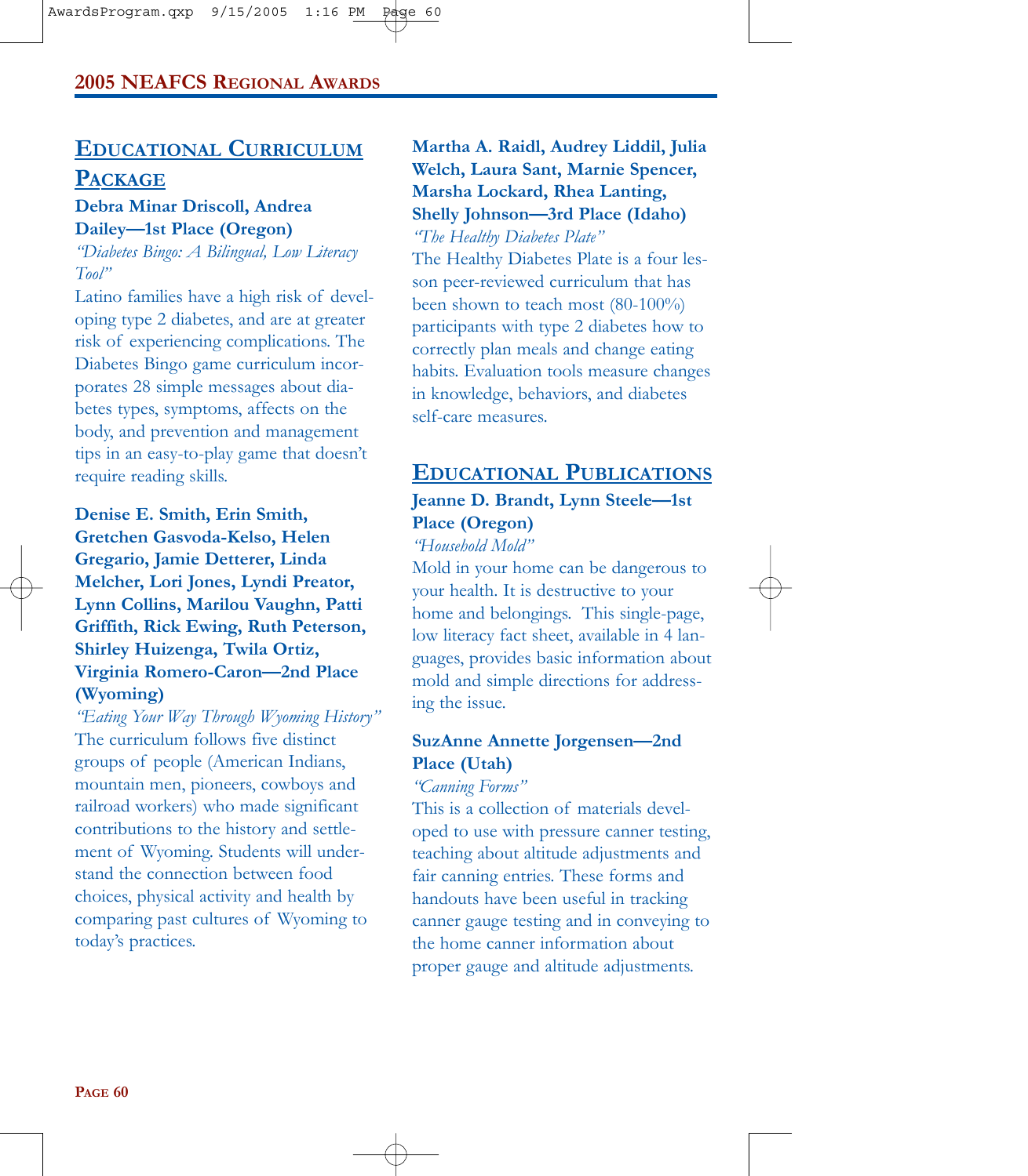## Educational Curriculum Package

**Debra Minar Driscoll, Andrea Dailey—1st Place (Oregon)**

*"Diabetes Bingo: A Bilingual, Low Literacy Tool"*

Latino families have a high risk of developing type 2 diabetes, and are at greater risk of experiencing complications. The Diabetes Bingo game curriculum incorporates 28 simple messages about diabetes types, symptoms, affects on the body, and prevention and management tips in an easy-to-play game that doesn't require reading skills.

**Denise E. Smith, Erin Smith, Gretchen Gasvoda-Kelso, Helen Gregario, Jamie Detterer, Linda Melcher, Lori Jones, Lyndi Preator, Lynn Collins, Marilou Vaughn, Patti Griffith, Rick Ewing, Ruth Peterson, Shirley Huizenga, Twila Ortiz, Virginia Romero-Caron—2nd Place (Wyoming)**

*"Eating Your Way Through Wyoming History"*

The curriculum follows five distinct groups of people (American Indians, mountain men, pioneers, cowboys and railroad workers) who made significant contributions to the history and settlement of Wyoming. Students will understand the connection between food choices, physical activity and health by comparing past cultures of Wyoming to today's practices.

**Martha A. Raidl, Audrey Liddil, Julia Welch, Laura Sant, Marnie Spencer, Marsha Lockard, Rhea Lanting, Shelly Johnson—3rd Place (Idaho)**

*"The Healthy Diabetes Plate"*

The Healthy Diabetes Plate is a four lesson peer-reviewed curriculum that has been shown to teach most (80-100%) participants with type 2 diabetes how to correctly plan meals and change eating habits. Evaluation tools measure changes in knowledge, behaviors, and diabetes self-care measures.

## Educational Publications

**Jeanne D. Brandt, Lynn Steele—1st Place (Oregon)**

*"Household Mold"*

Mold in your home can be dangerous to your health. It is destructive to your home and belongings. This single-page, low literacy fact sheet, available in 4 languages, provides basic information about mold and simple directions for addressing the issue.

**SuzAnne Annette Jorgensen—2nd Place (Utah)**

*"Canning Forms"*

This is a collection of materials developed to use with pressure canner testing, teaching about altitude adjustments and fair canning entries. These forms and handouts have been useful in tracking canner gauge testing and in conveying to the home canner information about proper gauge and altitude adjustments.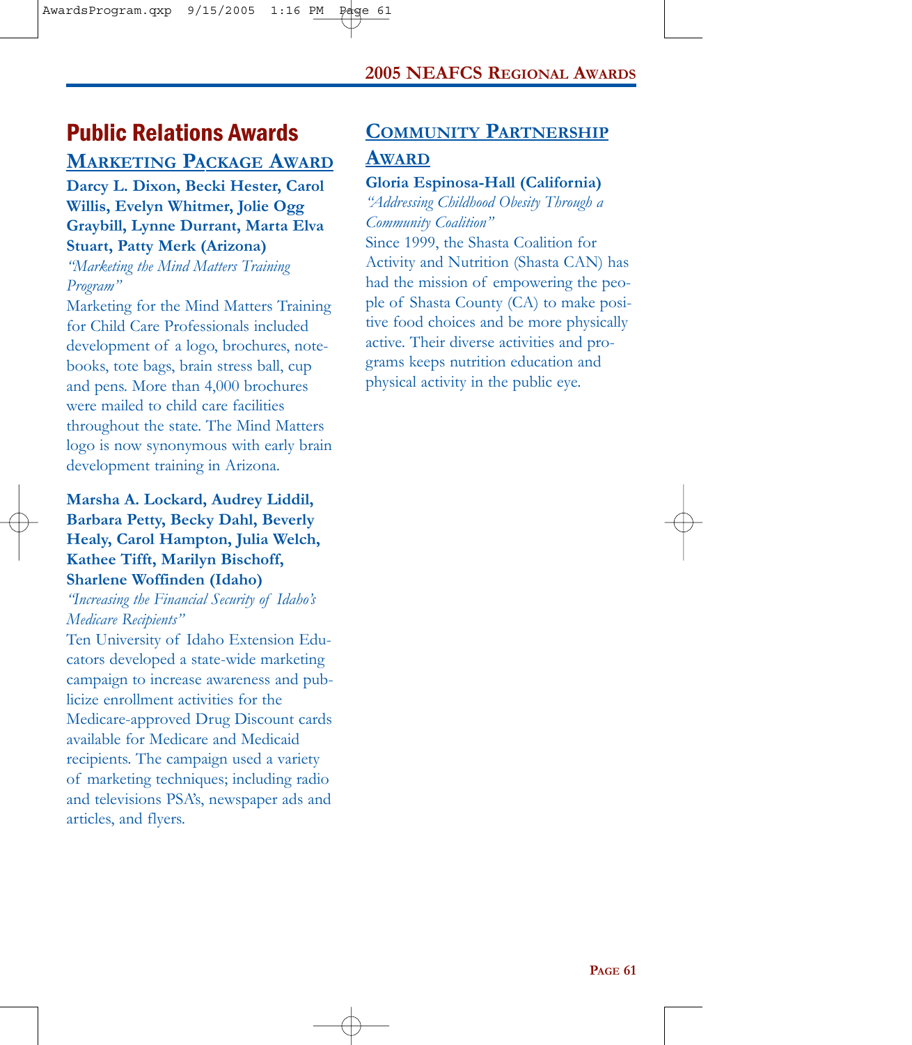## Public Relations Awards

### MARKETING PACKAGE AWARD

**Darcy L. Dixon, Becki Hester, Carol Willis, Evelyn Whitmer, Jolie Ogg Graybill, Lynne Durrant, Marta Elva Stuart, Patty Merk (Arizona)**

*"Marketing the Mind Matters Training Program"*

Marketing for the Mind Matters Training for Child Care Professionals included development of a logo, brochures, notebooks, tote bags, brain stress ball, cup and pens. More than 4,000 brochures were mailed to child care facilities throughout the state. The Mind Matters logo is now synonymous with early brain development training in Arizona.

**Marsha A. Lockard, Audrey Liddil, Barbara Petty, Becky Dahl, Beverly Healy, Carol Hampton, Julia Welch, Kathee Tifft, Marilyn Bischoff, Sharlene Woffinden (Idaho)**

*"Increasing the Financial Security of Idaho's Medicare Recipients"*

Ten University of Idaho Extension Educators developed a state-wide marketing campaign to increase awareness and publicize enrollment activities for the Medicare-approved Drug Discount cards available for Medicare and Medicaid recipients. The campaign used a variety of marketing techniques; including radio and televisions PSA's, newspaper ads and articles, and flyers.

### COMMUNITY PARTNERSHIP AWARD

**Gloria Espinosa-Hall (California)**

*"Addressing Childhood Obesity Through a Community Coalition"*

Since 1999, the Shasta Coalition for Activity and Nutrition (Shasta CAN) has had the mission of empowering the people of Shasta County (CA) to make positive food choices and be more physically active. Their diverse activities and programs keeps nutrition education and physical activity in the public eye.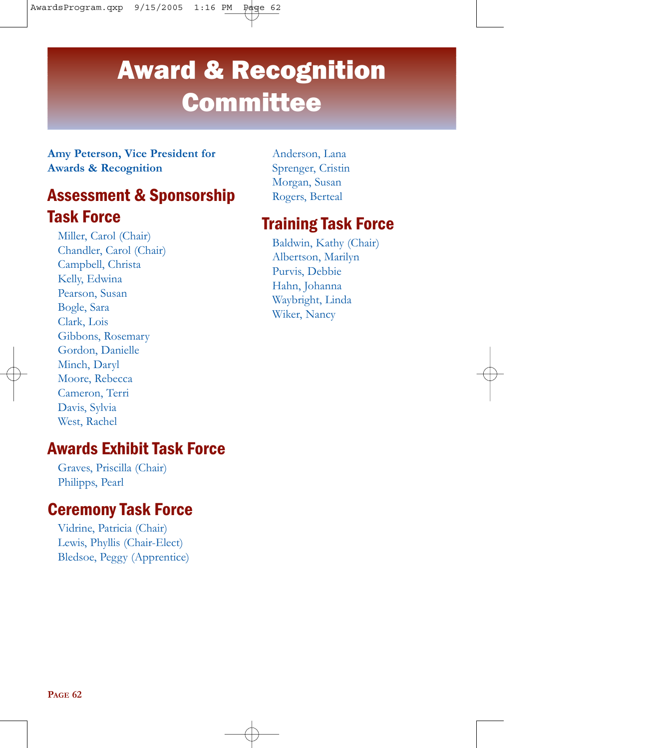# Award & Recognition Committee

**Amy Peterson, Vice President for Awards & Recognition**

## Assessment & Sponsorship Task Force

Miller, Carol (Chair)
Chandler, Carol (Chair)
Campbell, Christa
Kelly, Edwina
Pearson, Susan
Bogle, Sara
Clark, Lois
Gibbons, Rosemary
Gordon, Danielle
Minch, Daryl
Moore, Rebecca
Cameron, Terri
Davis, Sylvia
West, Rachel
Anderson, Lana
Sprenger, Cristin
Morgan, Susan
Rogers, Berteal

## Awards Exhibit Task Force

Graves, Priscilla (Chair)
Philipps, Pearl

## Ceremony Task Force

Vidrine, Patricia (Chair)
Lewis, Phyllis (Chair-Elect)
Bledsoe, Peggy (Apprentice)

## Training Task Force

Baldwin, Kathy (Chair)
Albertson, Marilyn
Purvis, Debbie
Hahn, Johanna
Waybright, Linda
Wiker, Nancy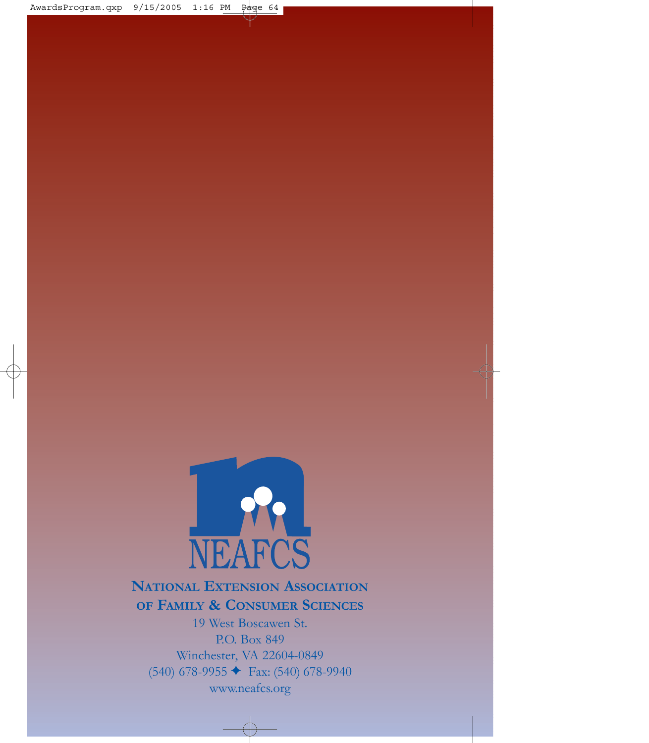NEAFCS

**NATIONAL EXTENSION ASSOCIATION OF FAMILY & CONSUMER SCIENCES**

19 West Boscawen St.
P.O. Box 849
Winchester, VA 22604-0849
(540) 678-9955 ✦ Fax: (540) 678-9940
www.neafcs.org